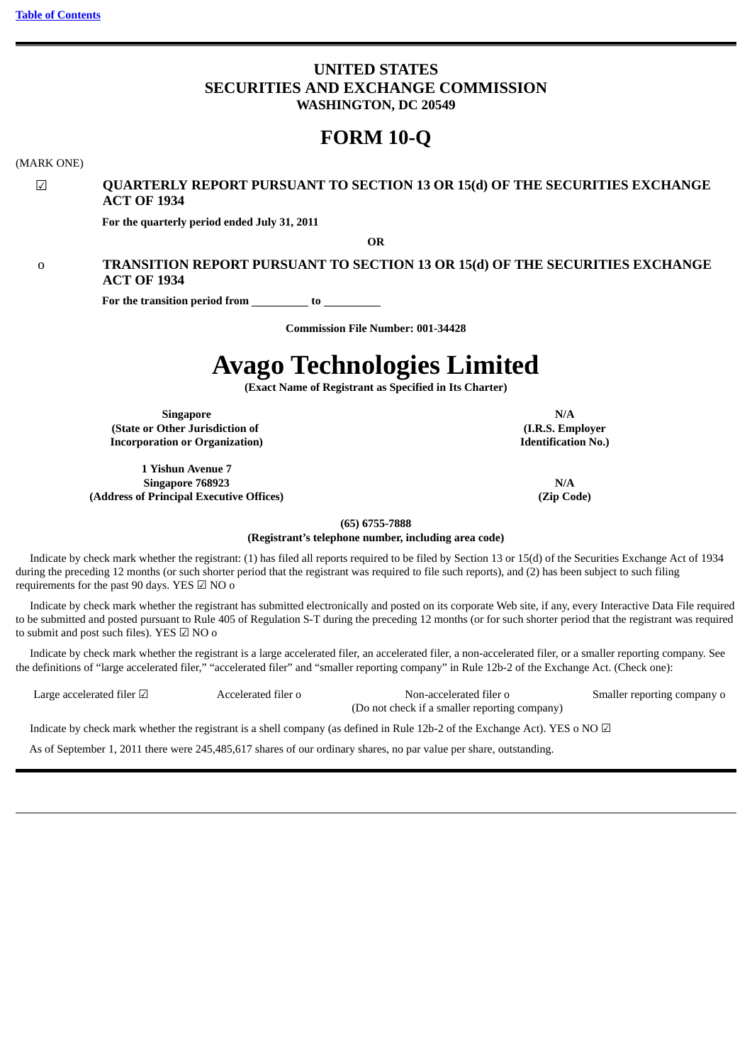[Table of Contents](#)

# UNITED STATES
# SECURITIES AND EXCHANGE COMMISSION
**WASHINGTON, DC 20549**

# FORM 10-Q

(MARK ONE)

☑ **QUARTERLY REPORT PURSUANT TO SECTION 13 OR 15(d) OF THE SECURITIES EXCHANGE ACT OF 1934**

**For the quarterly period ended July 31, 2011**

**OR**

o **TRANSITION REPORT PURSUANT TO SECTION 13 OR 15(d) OF THE SECURITIES EXCHANGE ACT OF 1934**

**For the transition period from \_\_\_\_\_\_\_\_\_\_ to \_\_\_\_\_\_\_\_\_\_**

**Commission File Number: 001-34428**

# Avago Technologies Limited
**(Exact Name of Registrant as Specified in Its Charter)**

| | |
|---|---|
| **Singapore**<br>**(State or Other Jurisdiction of Incorporation or Organization)** | **N/A**<br>**(I.R.S. Employer Identification No.)** |
| **1 Yishun Avenue 7**<br>**Singapore 768923**<br>**(Address of Principal Executive Offices)** | **N/A**<br>**(Zip Code)** |

**(65) 6755-7888**
**(Registrant's telephone number, including area code)**

Indicate by check mark whether the registrant: (1) has filed all reports required to be filed by Section 13 or 15(d) of the Securities Exchange Act of 1934 during the preceding 12 months (or such shorter period that the registrant was required to file such reports), and (2) has been subject to such filing requirements for the past 90 days. YES ☑ NO o

Indicate by check mark whether the registrant has submitted electronically and posted on its corporate Web site, if any, every Interactive Data File required to be submitted and posted pursuant to Rule 405 of Regulation S-T during the preceding 12 months (or for such shorter period that the registrant was required to submit and post such files). YES ☑ NO o

Indicate by check mark whether the registrant is a large accelerated filer, an accelerated filer, a non-accelerated filer, or a smaller reporting company. See the definitions of "large accelerated filer," "accelerated filer" and "smaller reporting company" in Rule 12b-2 of the Exchange Act. (Check one):

| Large accelerated filer ☑ | Accelerated filer o | Non-accelerated filer o<br>(Do not check if a smaller reporting company) | Smaller reporting company o |
|---|---|---|---|

Indicate by check mark whether the registrant is a shell company (as defined in Rule 12b-2 of the Exchange Act). YES o NO ☑

As of September 1, 2011 there were 245,485,617 shares of our ordinary shares, no par value per share, outstanding.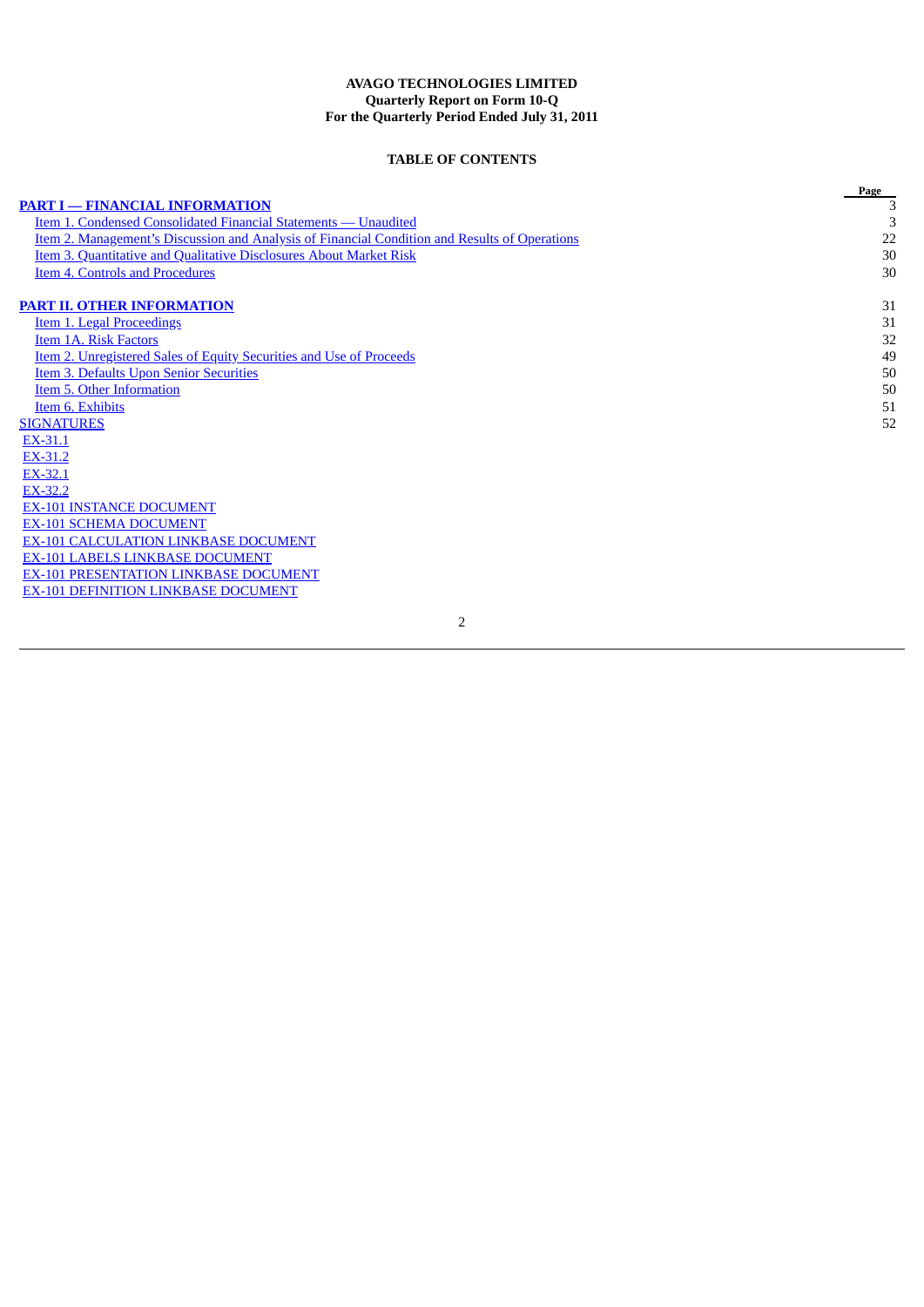**AVAGO TECHNOLOGIES LIMITED**
**Quarterly Report on Form 10-Q**
**For the Quarterly Period Ended July 31, 2011**

**TABLE OF CONTENTS**

| | Page |
|---|---|
| **PART I — FINANCIAL INFORMATION** | 3 |
| Item 1. Condensed Consolidated Financial Statements — Unaudited | 3 |
| Item 2. Management's Discussion and Analysis of Financial Condition and Results of Operations | 22 |
| Item 3. Quantitative and Qualitative Disclosures About Market Risk | 30 |
| Item 4. Controls and Procedures | 30 |
| **PART II. OTHER INFORMATION** | 31 |
| Item 1. Legal Proceedings | 31 |
| Item 1A. Risk Factors | 32 |
| Item 2. Unregistered Sales of Equity Securities and Use of Proceeds | 49 |
| Item 3. Defaults Upon Senior Securities | 50 |
| Item 5. Other Information | 50 |
| Item 6. Exhibits | 51 |
| SIGNATURES | 52 |
| EX-31.1 | |
| EX-31.2 | |
| EX-32.1 | |
| EX-32.2 | |
| EX-101 INSTANCE DOCUMENT | |
| EX-101 SCHEMA DOCUMENT | |
| EX-101 CALCULATION LINKBASE DOCUMENT | |
| EX-101 LABELS LINKBASE DOCUMENT | |
| EX-101 PRESENTATION LINKBASE DOCUMENT | |
| EX-101 DEFINITION LINKBASE DOCUMENT | |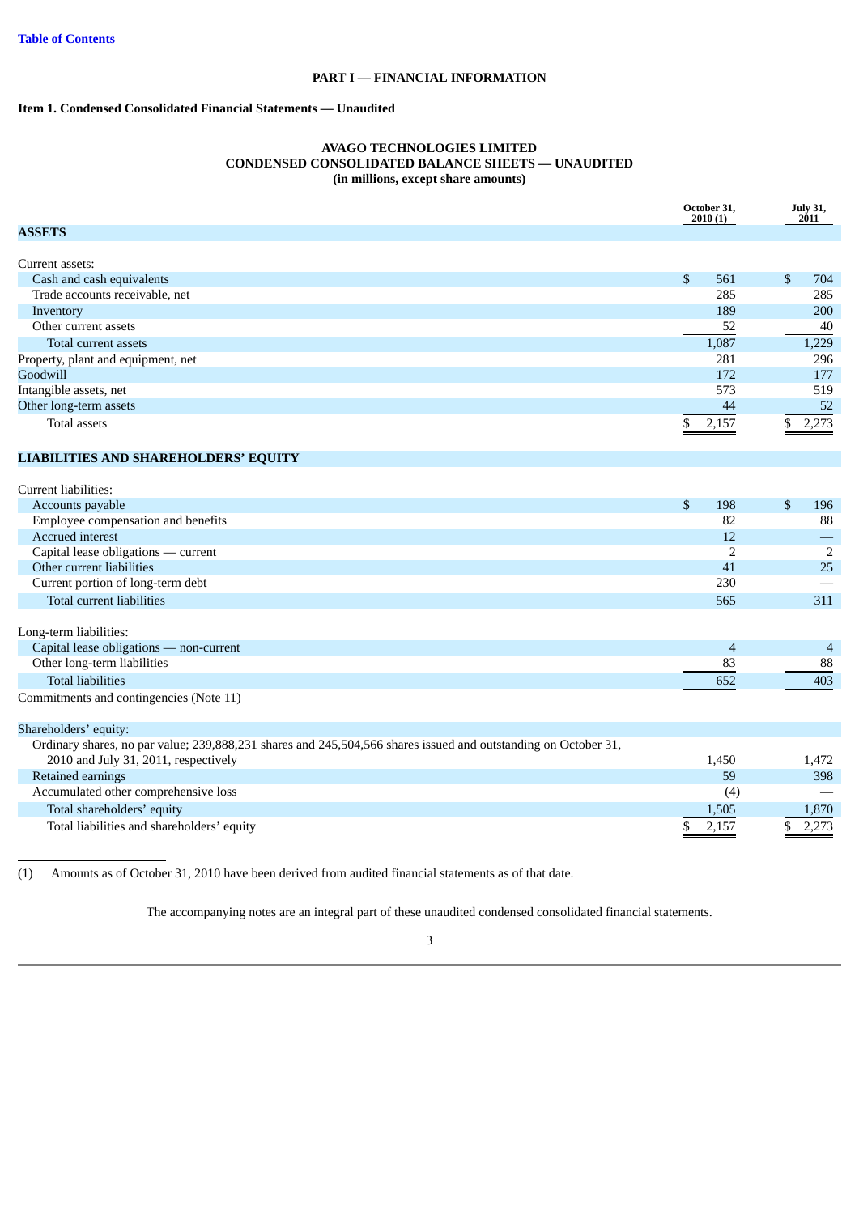[Table of Contents]

## PART I — FINANCIAL INFORMATION

### Item 1. Condensed Consolidated Financial Statements — Unaudited

**AVAGO TECHNOLOGIES LIMITED**
**CONDENSED CONSOLIDATED BALANCE SHEETS — UNAUDITED**
**(in millions, except share amounts)**

| | October 31, 2010 (1) | July 31, 2011 |
|---|---|---|
| **ASSETS** | | |
| Current assets: | | |
| Cash and cash equivalents | $ 561 | $ 704 |
| Trade accounts receivable, net | 285 | 285 |
| Inventory | 189 | 200 |
| Other current assets | 52 | 40 |
| Total current assets | 1,087 | 1,229 |
| Property, plant and equipment, net | 281 | 296 |
| Goodwill | 172 | 177 |
| Intangible assets, net | 573 | 519 |
| Other long-term assets | 44 | 52 |
| Total assets | $ 2,157 | $ 2,273 |
| **LIABILITIES AND SHAREHOLDERS' EQUITY** | | |
| Current liabilities: | | |
| Accounts payable | $ 198 | $ 196 |
| Employee compensation and benefits | 82 | 88 |
| Accrued interest | 12 | — |
| Capital lease obligations — current | 2 | 2 |
| Other current liabilities | 41 | 25 |
| Current portion of long-term debt | 230 | — |
| Total current liabilities | 565 | 311 |
| Long-term liabilities: | | |
| Capital lease obligations — non-current | 4 | 4 |
| Other long-term liabilities | 83 | 88 |
| Total liabilities | 652 | 403 |
| Commitments and contingencies (Note 11) | | |
| Shareholders' equity: | | |
| Ordinary shares, no par value; 239,888,231 shares and 245,504,566 shares issued and outstanding on October 31, 2010 and July 31, 2011, respectively | 1,450 | 1,472 |
| Retained earnings | 59 | 398 |
| Accumulated other comprehensive loss | (4) | — |
| Total shareholders' equity | 1,505 | 1,870 |
| Total liabilities and shareholders' equity | $ 2,157 | $ 2,273 |

(1) Amounts as of October 31, 2010 have been derived from audited financial statements as of that date.

The accompanying notes are an integral part of these unaudited condensed consolidated financial statements.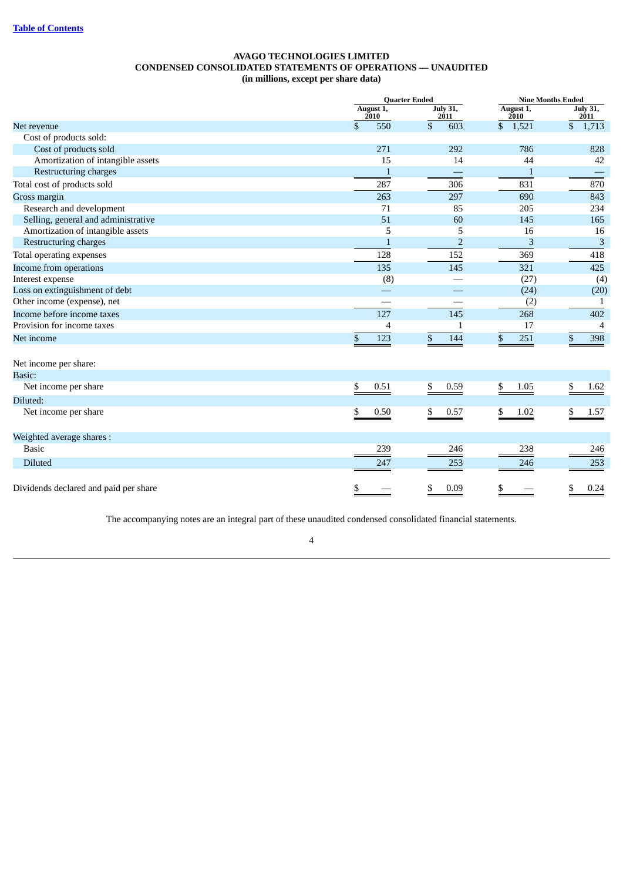[Table of Contents](#)

**AVAGO TECHNOLOGIES LIMITED**
**CONDENSED CONSOLIDATED STATEMENTS OF OPERATIONS — UNAUDITED**
**(in millions, except per share data)**

| | Quarter Ended | | Nine Months Ended | |
|---|---|---|---|---|
| | August 1, 2010 | July 31, 2011 | August 1, 2010 | July 31, 2011 |
| Net revenue | $ 550 | $ 603 | $ 1,521 | $ 1,713 |
| Cost of products sold: | | | | |
| Cost of products sold | 271 | 292 | 786 | 828 |
| Amortization of intangible assets | 15 | 14 | 44 | 42 |
| Restructuring charges | 1 | — | 1 | — |
| Total cost of products sold | 287 | 306 | 831 | 870 |
| Gross margin | 263 | 297 | 690 | 843 |
| Research and development | 71 | 85 | 205 | 234 |
| Selling, general and administrative | 51 | 60 | 145 | 165 |
| Amortization of intangible assets | 5 | 5 | 16 | 16 |
| Restructuring charges | 1 | 2 | 3 | 3 |
| Total operating expenses | 128 | 152 | 369 | 418 |
| Income from operations | 135 | 145 | 321 | 425 |
| Interest expense | (8) | — | (27) | (4) |
| Loss on extinguishment of debt | — | — | (24) | (20) |
| Other income (expense), net | — | — | (2) | 1 |
| Income before income taxes | 127 | 145 | 268 | 402 |
| Provision for income taxes | 4 | 1 | 17 | 4 |
| Net income | $ 123 | $ 144 | $ 251 | $ 398 |
| Net income per share: | | | | |
| Basic: | | | | |
| Net income per share | $ 0.51 | $ 0.59 | $ 1.05 | $ 1.62 |
| Diluted: | | | | |
| Net income per share | $ 0.50 | $ 0.57 | $ 1.02 | $ 1.57 |
| Weighted average shares : | | | | |
| Basic | 239 | 246 | 238 | 246 |
| Diluted | 247 | 253 | 246 | 253 |
| Dividends declared and paid per share | $ — | $ 0.09 | $ — | $ 0.24 |

The accompanying notes are an integral part of these unaudited condensed consolidated financial statements.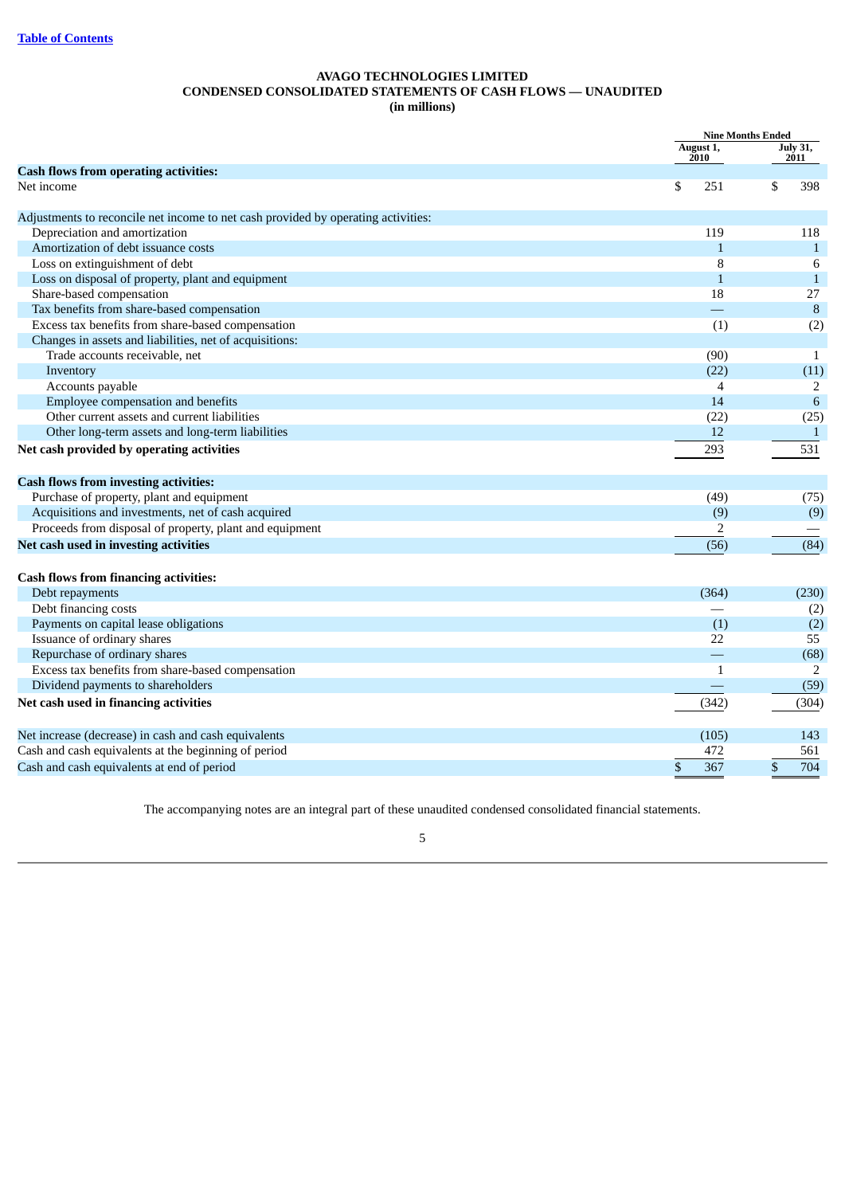[Table of Contents](#)

**AVAGO TECHNOLOGIES LIMITED**
**CONDENSED CONSOLIDATED STATEMENTS OF CASH FLOWS — UNAUDITED**
**(in millions)**

| | Nine Months Ended | |
|---|---|---|
| | August 1, 2010 | July 31, 2011 |
| **Cash flows from operating activities:** | | |
| Net income | $ 251 | $ 398 |
| Adjustments to reconcile net income to net cash provided by operating activities: | | |
| Depreciation and amortization | 119 | 118 |
| Amortization of debt issuance costs | 1 | 1 |
| Loss on extinguishment of debt | 8 | 6 |
| Loss on disposal of property, plant and equipment | 1 | 1 |
| Share-based compensation | 18 | 27 |
| Tax benefits from share-based compensation | — | 8 |
| Excess tax benefits from share-based compensation | (1) | (2) |
| Changes in assets and liabilities, net of acquisitions: | | |
| Trade accounts receivable, net | (90) | 1 |
| Inventory | (22) | (11) |
| Accounts payable | 4 | 2 |
| Employee compensation and benefits | 14 | 6 |
| Other current assets and current liabilities | (22) | (25) |
| Other long-term assets and long-term liabilities | 12 | 1 |
| **Net cash provided by operating activities** | 293 | 531 |
| **Cash flows from investing activities:** | | |
| Purchase of property, plant and equipment | (49) | (75) |
| Acquisitions and investments, net of cash acquired | (9) | (9) |
| Proceeds from disposal of property, plant and equipment | 2 | — |
| **Net cash used in investing activities** | (56) | (84) |
| **Cash flows from financing activities:** | | |
| Debt repayments | (364) | (230) |
| Debt financing costs | — | (2) |
| Payments on capital lease obligations | (1) | (2) |
| Issuance of ordinary shares | 22 | 55 |
| Repurchase of ordinary shares | — | (68) |
| Excess tax benefits from share-based compensation | 1 | 2 |
| Dividend payments to shareholders | — | (59) |
| **Net cash used in financing activities** | (342) | (304) |
| Net increase (decrease) in cash and cash equivalents | (105) | 143 |
| Cash and cash equivalents at the beginning of period | 472 | 561 |
| Cash and cash equivalents at end of period | $ 367 | $ 704 |

The accompanying notes are an integral part of these unaudited condensed consolidated financial statements.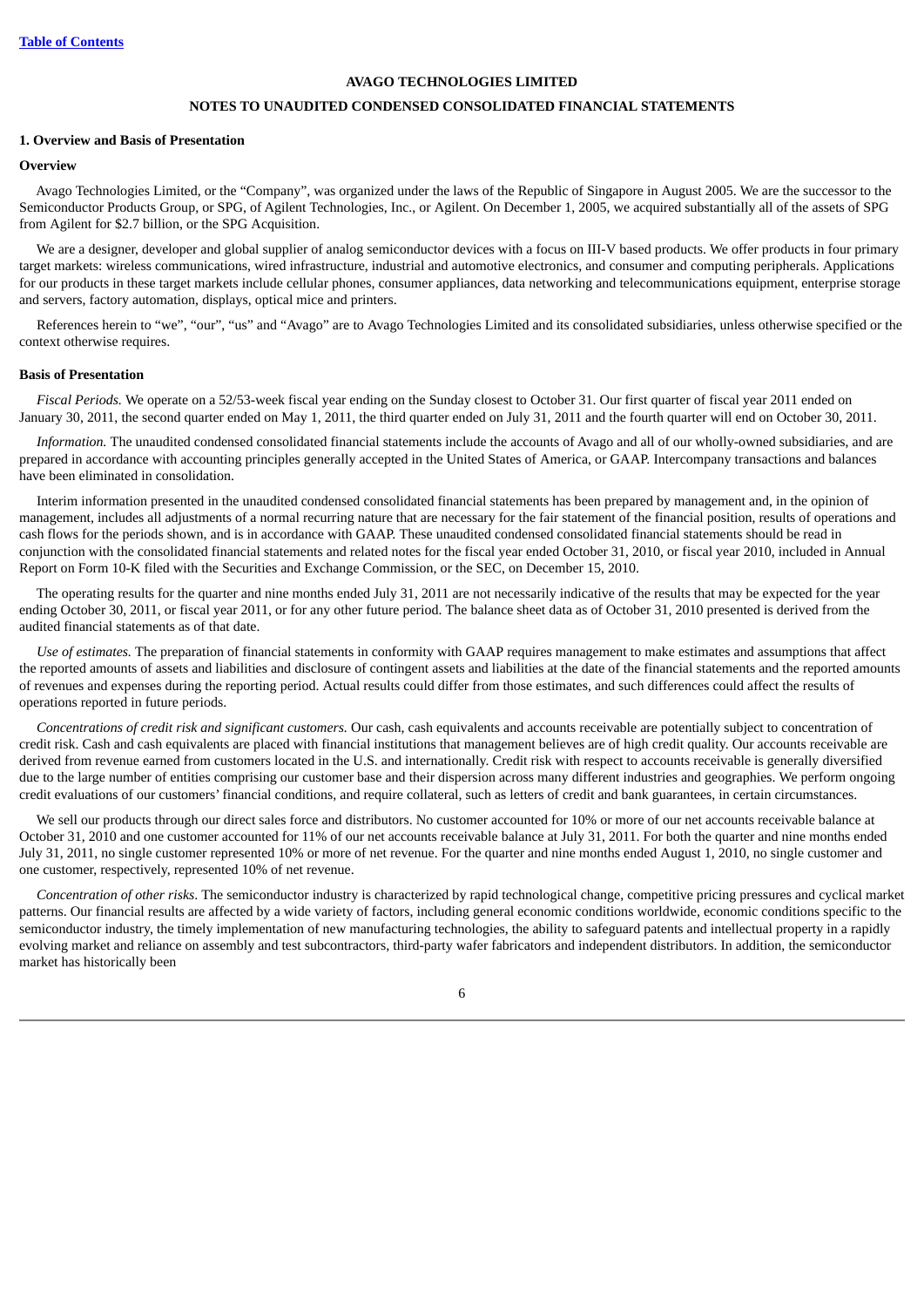# AVAGO TECHNOLOGIES LIMITED

## NOTES TO UNAUDITED CONDENSED CONSOLIDATED FINANCIAL STATEMENTS

### 1. Overview and Basis of Presentation

#### Overview

Avago Technologies Limited, or the "Company", was organized under the laws of the Republic of Singapore in August 2005. We are the successor to the Semiconductor Products Group, or SPG, of Agilent Technologies, Inc., or Agilent. On December 1, 2005, we acquired substantially all of the assets of SPG from Agilent for $2.7 billion, or the SPG Acquisition.

We are a designer, developer and global supplier of analog semiconductor devices with a focus on III-V based products. We offer products in four primary target markets: wireless communications, wired infrastructure, industrial and automotive electronics, and consumer and computing peripherals. Applications for our products in these target markets include cellular phones, consumer appliances, data networking and telecommunications equipment, enterprise storage and servers, factory automation, displays, optical mice and printers.

References herein to "we", "our", "us" and "Avago" are to Avago Technologies Limited and its consolidated subsidiaries, unless otherwise specified or the context otherwise requires.

#### Basis of Presentation

*Fiscal Periods.* We operate on a 52/53-week fiscal year ending on the Sunday closest to October 31. Our first quarter of fiscal year 2011 ended on January 30, 2011, the second quarter ended on May 1, 2011, the third quarter ended on July 31, 2011 and the fourth quarter will end on October 30, 2011.

*Information.* The unaudited condensed consolidated financial statements include the accounts of Avago and all of our wholly-owned subsidiaries, and are prepared in accordance with accounting principles generally accepted in the United States of America, or GAAP. Intercompany transactions and balances have been eliminated in consolidation.

Interim information presented in the unaudited condensed consolidated financial statements has been prepared by management and, in the opinion of management, includes all adjustments of a normal recurring nature that are necessary for the fair statement of the financial position, results of operations and cash flows for the periods shown, and is in accordance with GAAP. These unaudited condensed consolidated financial statements should be read in conjunction with the consolidated financial statements and related notes for the fiscal year ended October 31, 2010, or fiscal year 2010, included in Annual Report on Form 10-K filed with the Securities and Exchange Commission, or the SEC, on December 15, 2010.

The operating results for the quarter and nine months ended July 31, 2011 are not necessarily indicative of the results that may be expected for the year ending October 30, 2011, or fiscal year 2011, or for any other future period. The balance sheet data as of October 31, 2010 presented is derived from the audited financial statements as of that date.

*Use of estimates.* The preparation of financial statements in conformity with GAAP requires management to make estimates and assumptions that affect the reported amounts of assets and liabilities and disclosure of contingent assets and liabilities at the date of the financial statements and the reported amounts of revenues and expenses during the reporting period. Actual results could differ from those estimates, and such differences could affect the results of operations reported in future periods.

*Concentrations of credit risk and significant customers.* Our cash, cash equivalents and accounts receivable are potentially subject to concentration of credit risk. Cash and cash equivalents are placed with financial institutions that management believes are of high credit quality. Our accounts receivable are derived from revenue earned from customers located in the U.S. and internationally. Credit risk with respect to accounts receivable is generally diversified due to the large number of entities comprising our customer base and their dispersion across many different industries and geographies. We perform ongoing credit evaluations of our customers' financial conditions, and require collateral, such as letters of credit and bank guarantees, in certain circumstances.

We sell our products through our direct sales force and distributors. No customer accounted for 10% or more of our net accounts receivable balance at October 31, 2010 and one customer accounted for 11% of our net accounts receivable balance at July 31, 2011. For both the quarter and nine months ended July 31, 2011, no single customer represented 10% or more of net revenue. For the quarter and nine months ended August 1, 2010, no single customer and one customer, respectively, represented 10% of net revenue.

*Concentration of other risks*. The semiconductor industry is characterized by rapid technological change, competitive pricing pressures and cyclical market patterns. Our financial results are affected by a wide variety of factors, including general economic conditions worldwide, economic conditions specific to the semiconductor industry, the timely implementation of new manufacturing technologies, the ability to safeguard patents and intellectual property in a rapidly evolving market and reliance on assembly and test subcontractors, third-party wafer fabricators and independent distributors. In addition, the semiconductor market has historically been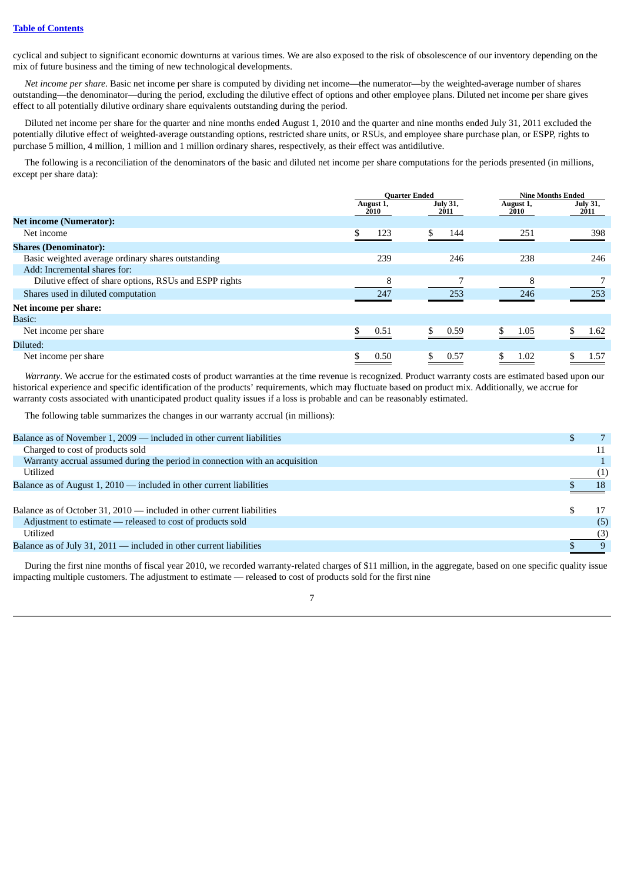cyclical and subject to significant economic downturns at various times. We are also exposed to the risk of obsolescence of our inventory depending on the mix of future business and the timing of new technological developments.

*Net income per share*. Basic net income per share is computed by dividing net income—the numerator—by the weighted-average number of shares outstanding—the denominator—during the period, excluding the dilutive effect of options and other employee plans. Diluted net income per share gives effect to all potentially dilutive ordinary share equivalents outstanding during the period.

Diluted net income per share for the quarter and nine months ended August 1, 2010 and the quarter and nine months ended July 31, 2011 excluded the potentially dilutive effect of weighted-average outstanding options, restricted share units, or RSUs, and employee share purchase plan, or ESPP, rights to purchase 5 million, 4 million, 1 million and 1 million ordinary shares, respectively, as their effect was antidilutive.

The following is a reconciliation of the denominators of the basic and diluted net income per share computations for the periods presented (in millions, except per share data):

| | Quarter Ended | | Nine Months Ended | |
|---|---|---|---|---|
| | August 1, 2010 | July 31, 2011 | August 1, 2010 | July 31, 2011 |
| **Net income (Numerator):** | | | | |
| Net income | $ 123 | $ 144 | 251 | 398 |
| **Shares (Denominator):** | | | | |
| Basic weighted average ordinary shares outstanding | 239 | 246 | 238 | 246 |
| Add: Incremental shares for: | | | | |
| Dilutive effect of share options, RSUs and ESPP rights | 8 | 7 | 8 | 7 |
| Shares used in diluted computation | 247 | 253 | 246 | 253 |
| **Net income per share:** | | | | |
| Basic: | | | | |
| Net income per share | $ 0.51 | $ 0.59 | $ 1.05 | $ 1.62 |
| Diluted: | | | | |
| Net income per share | $ 0.50 | $ 0.57 | $ 1.02 | $ 1.57 |

*Warranty*. We accrue for the estimated costs of product warranties at the time revenue is recognized. Product warranty costs are estimated based upon our historical experience and specific identification of the products' requirements, which may fluctuate based on product mix. Additionally, we accrue for warranty costs associated with unanticipated product quality issues if a loss is probable and can be reasonably estimated.

The following table summarizes the changes in our warranty accrual (in millions):

| | |
|---|---|
| Balance as of November 1, 2009 — included in other current liabilities | $ 7 |
| Charged to cost of products sold | 11 |
| Warranty accrual assumed during the period in connection with an acquisition | 1 |
| Utilized | (1) |
| Balance as of August 1, 2010 — included in other current liabilities | $ 18 |
| | |
| Balance as of October 31, 2010 — included in other current liabilities | $ 17 |
| Adjustment to estimate — released to cost of products sold | (5) |
| Utilized | (3) |
| Balance as of July 31, 2011 — included in other current liabilities | $ 9 |

During the first nine months of fiscal year 2010, we recorded warranty-related charges of $11 million, in the aggregate, based on one specific quality issue impacting multiple customers. The adjustment to estimate — released to cost of products sold for the first nine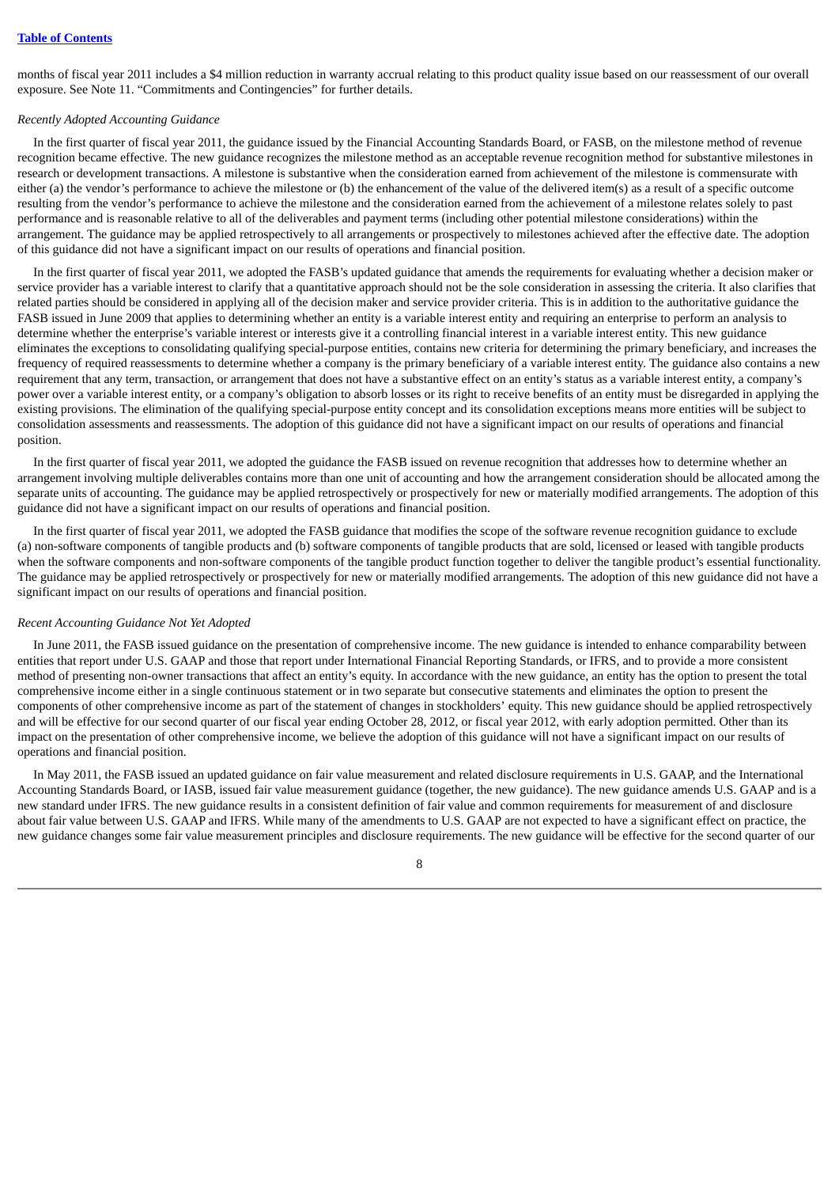months of fiscal year 2011 includes a $4 million reduction in warranty accrual relating to this product quality issue based on our reassessment of our overall exposure. See Note 11. "Commitments and Contingencies" for further details.

*Recently Adopted Accounting Guidance*

In the first quarter of fiscal year 2011, the guidance issued by the Financial Accounting Standards Board, or FASB, on the milestone method of revenue recognition became effective. The new guidance recognizes the milestone method as an acceptable revenue recognition method for substantive milestones in research or development transactions. A milestone is substantive when the consideration earned from achievement of the milestone is commensurate with either (a) the vendor's performance to achieve the milestone or (b) the enhancement of the value of the delivered item(s) as a result of a specific outcome resulting from the vendor's performance to achieve the milestone and the consideration earned from the achievement of a milestone relates solely to past performance and is reasonable relative to all of the deliverables and payment terms (including other potential milestone considerations) within the arrangement. The guidance may be applied retrospectively to all arrangements or prospectively to milestones achieved after the effective date. The adoption of this guidance did not have a significant impact on our results of operations and financial position.

In the first quarter of fiscal year 2011, we adopted the FASB's updated guidance that amends the requirements for evaluating whether a decision maker or service provider has a variable interest to clarify that a quantitative approach should not be the sole consideration in assessing the criteria. It also clarifies that related parties should be considered in applying all of the decision maker and service provider criteria. This is in addition to the authoritative guidance the FASB issued in June 2009 that applies to determining whether an entity is a variable interest entity and requiring an enterprise to perform an analysis to determine whether the enterprise's variable interest or interests give it a controlling financial interest in a variable interest entity. This new guidance eliminates the exceptions to consolidating qualifying special-purpose entities, contains new criteria for determining the primary beneficiary, and increases the frequency of required reassessments to determine whether a company is the primary beneficiary of a variable interest entity. The guidance also contains a new requirement that any term, transaction, or arrangement that does not have a substantive effect on an entity's status as a variable interest entity, a company's power over a variable interest entity, or a company's obligation to absorb losses or its right to receive benefits of an entity must be disregarded in applying the existing provisions. The elimination of the qualifying special-purpose entity concept and its consolidation exceptions means more entities will be subject to consolidation assessments and reassessments. The adoption of this guidance did not have a significant impact on our results of operations and financial position.

In the first quarter of fiscal year 2011, we adopted the guidance the FASB issued on revenue recognition that addresses how to determine whether an arrangement involving multiple deliverables contains more than one unit of accounting and how the arrangement consideration should be allocated among the separate units of accounting. The guidance may be applied retrospectively or prospectively for new or materially modified arrangements. The adoption of this guidance did not have a significant impact on our results of operations and financial position.

In the first quarter of fiscal year 2011, we adopted the FASB guidance that modifies the scope of the software revenue recognition guidance to exclude (a) non-software components of tangible products and (b) software components of tangible products that are sold, licensed or leased with tangible products when the software components and non-software components of the tangible product function together to deliver the tangible product's essential functionality. The guidance may be applied retrospectively or prospectively for new or materially modified arrangements. The adoption of this new guidance did not have a significant impact on our results of operations and financial position.

*Recent Accounting Guidance Not Yet Adopted*

In June 2011, the FASB issued guidance on the presentation of comprehensive income. The new guidance is intended to enhance comparability between entities that report under U.S. GAAP and those that report under International Financial Reporting Standards, or IFRS, and to provide a more consistent method of presenting non-owner transactions that affect an entity's equity. In accordance with the new guidance, an entity has the option to present the total comprehensive income either in a single continuous statement or in two separate but consecutive statements and eliminates the option to present the components of other comprehensive income as part of the statement of changes in stockholders' equity. This new guidance should be applied retrospectively and will be effective for our second quarter of our fiscal year ending October 28, 2012, or fiscal year 2012, with early adoption permitted. Other than its impact on the presentation of other comprehensive income, we believe the adoption of this guidance will not have a significant impact on our results of operations and financial position.

In May 2011, the FASB issued an updated guidance on fair value measurement and related disclosure requirements in U.S. GAAP, and the International Accounting Standards Board, or IASB, issued fair value measurement guidance (together, the new guidance). The new guidance amends U.S. GAAP and is a new standard under IFRS. The new guidance results in a consistent definition of fair value and common requirements for measurement of and disclosure about fair value between U.S. GAAP and IFRS. While many of the amendments to U.S. GAAP are not expected to have a significant effect on practice, the new guidance changes some fair value measurement principles and disclosure requirements. The new guidance will be effective for the second quarter of our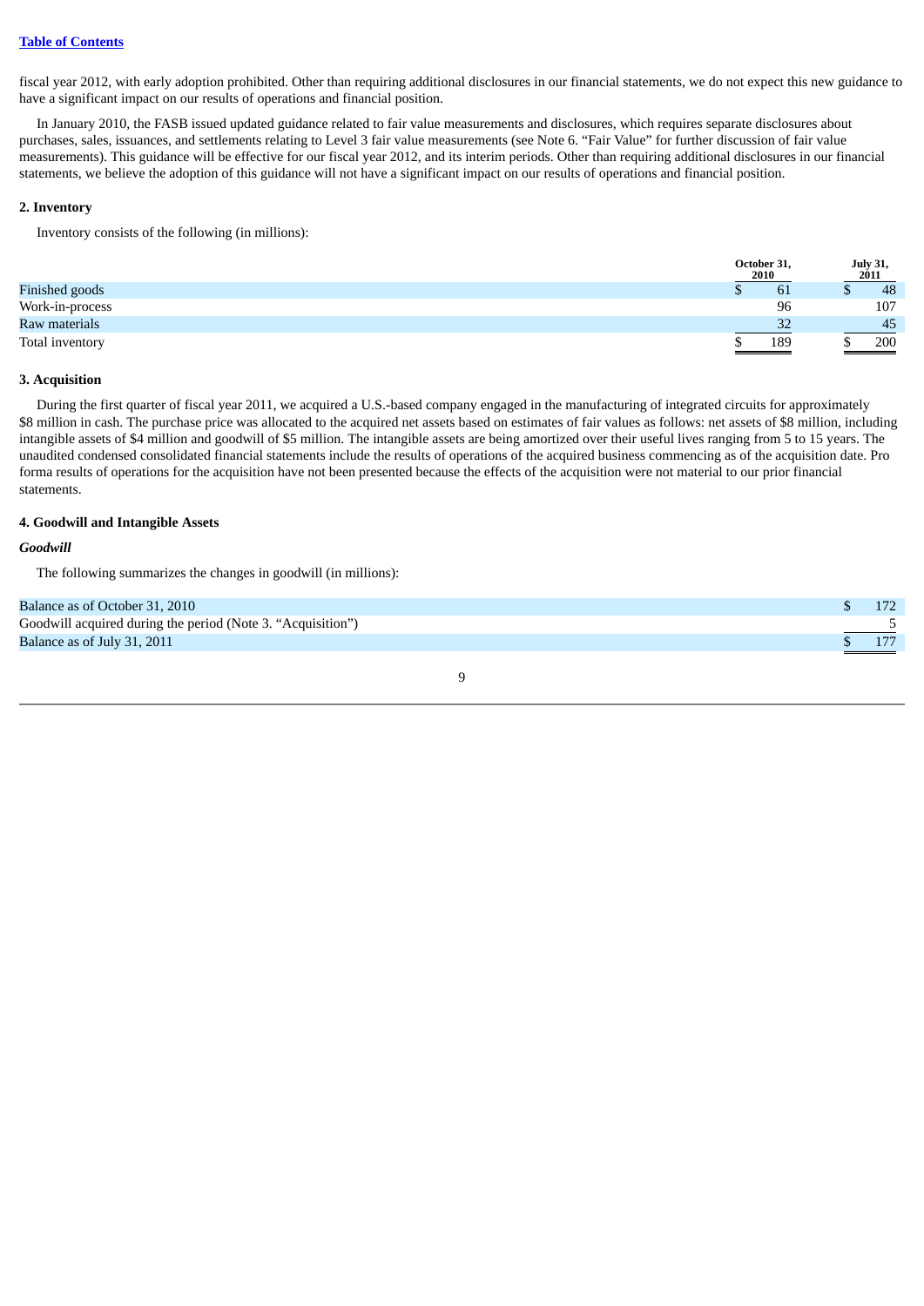fiscal year 2012, with early adoption prohibited. Other than requiring additional disclosures in our financial statements, we do not expect this new guidance to have a significant impact on our results of operations and financial position.

In January 2010, the FASB issued updated guidance related to fair value measurements and disclosures, which requires separate disclosures about purchases, sales, issuances, and settlements relating to Level 3 fair value measurements (see Note 6. "Fair Value" for further discussion of fair value measurements). This guidance will be effective for our fiscal year 2012, and its interim periods. Other than requiring additional disclosures in our financial statements, we believe the adoption of this guidance will not have a significant impact on our results of operations and financial position.

**2. Inventory**

Inventory consists of the following (in millions):

| | October 31, 2010 | July 31, 2011 |
|---|---|---|
| Finished goods | $ 61 | $ 48 |
| Work-in-process | 96 | 107 |
| Raw materials | 32 | 45 |
| Total inventory | $ 189 | $ 200 |

**3. Acquisition**

During the first quarter of fiscal year 2011, we acquired a U.S.-based company engaged in the manufacturing of integrated circuits for approximately $8 million in cash. The purchase price was allocated to the acquired net assets based on estimates of fair values as follows: net assets of $8 million, including intangible assets of $4 million and goodwill of $5 million. The intangible assets are being amortized over their useful lives ranging from 5 to 15 years. The unaudited condensed consolidated financial statements include the results of operations of the acquired business commencing as of the acquisition date. Pro forma results of operations for the acquisition have not been presented because the effects of the acquisition were not material to our prior financial statements.

**4. Goodwill and Intangible Assets**

***Goodwill***

The following summarizes the changes in goodwill (in millions):

| | |
|---|---|
| Balance as of October 31, 2010 | $ 172 |
| Goodwill acquired during the period (Note 3. "Acquisition") | 5 |
| Balance as of July 31, 2011 | $ 177 |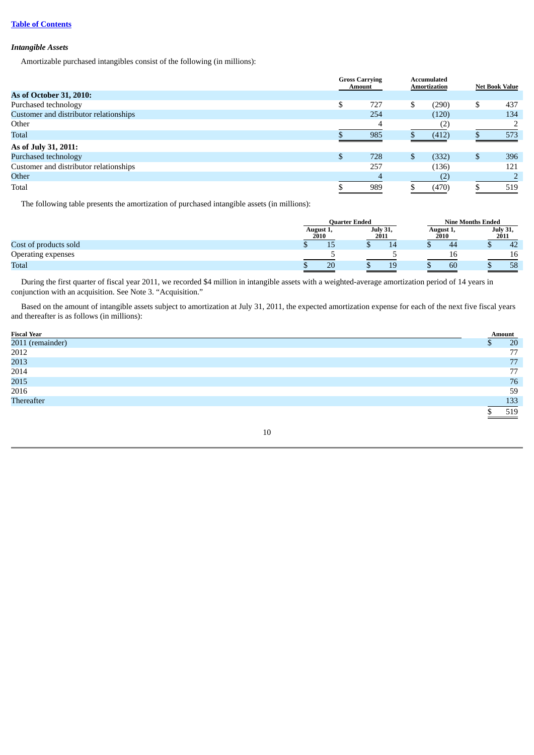*Intangible Assets*

Amortizable purchased intangibles consist of the following (in millions):

| | Gross Carrying Amount | Accumulated Amortization | Net Book Value |
|---|---|---|---|
| **As of October 31, 2010:** | | | |
| Purchased technology | $ 727 | $ (290) | $ 437 |
| Customer and distributor relationships | 254 | (120) | 134 |
| Other | 4 | (2) | 2 |
| Total | $ 985 | $ (412) | $ 573 |
| **As of July 31, 2011:** | | | |
| Purchased technology | $ 728 | $ (332) | $ 396 |
| Customer and distributor relationships | 257 | (136) | 121 |
| Other | 4 | (2) | 2 |
| Total | $ 989 | $ (470) | $ 519 |

The following table presents the amortization of purchased intangible assets (in millions):

| | Quarter Ended | | Nine Months Ended | |
|---|---|---|---|---|
| | August 1, 2010 | July 31, 2011 | August 1, 2010 | July 31, 2011 |
| Cost of products sold | $ 15 | $ 14 | $ 44 | $ 42 |
| Operating expenses | 5 | 5 | 16 | 16 |
| Total | $ 20 | $ 19 | $ 60 | $ 58 |

During the first quarter of fiscal year 2011, we recorded $4 million in intangible assets with a weighted-average amortization period of 14 years in conjunction with an acquisition. See Note 3. "Acquisition."

Based on the amount of intangible assets subject to amortization at July 31, 2011, the expected amortization expense for each of the next five fiscal years and thereafter is as follows (in millions):

| Fiscal Year | Amount |
|---|---|
| 2011 (remainder) | $ 20 |
| 2012 | 77 |
| 2013 | 77 |
| 2014 | 77 |
| 2015 | 76 |
| 2016 | 59 |
| Thereafter | 133 |
| | $ 519 |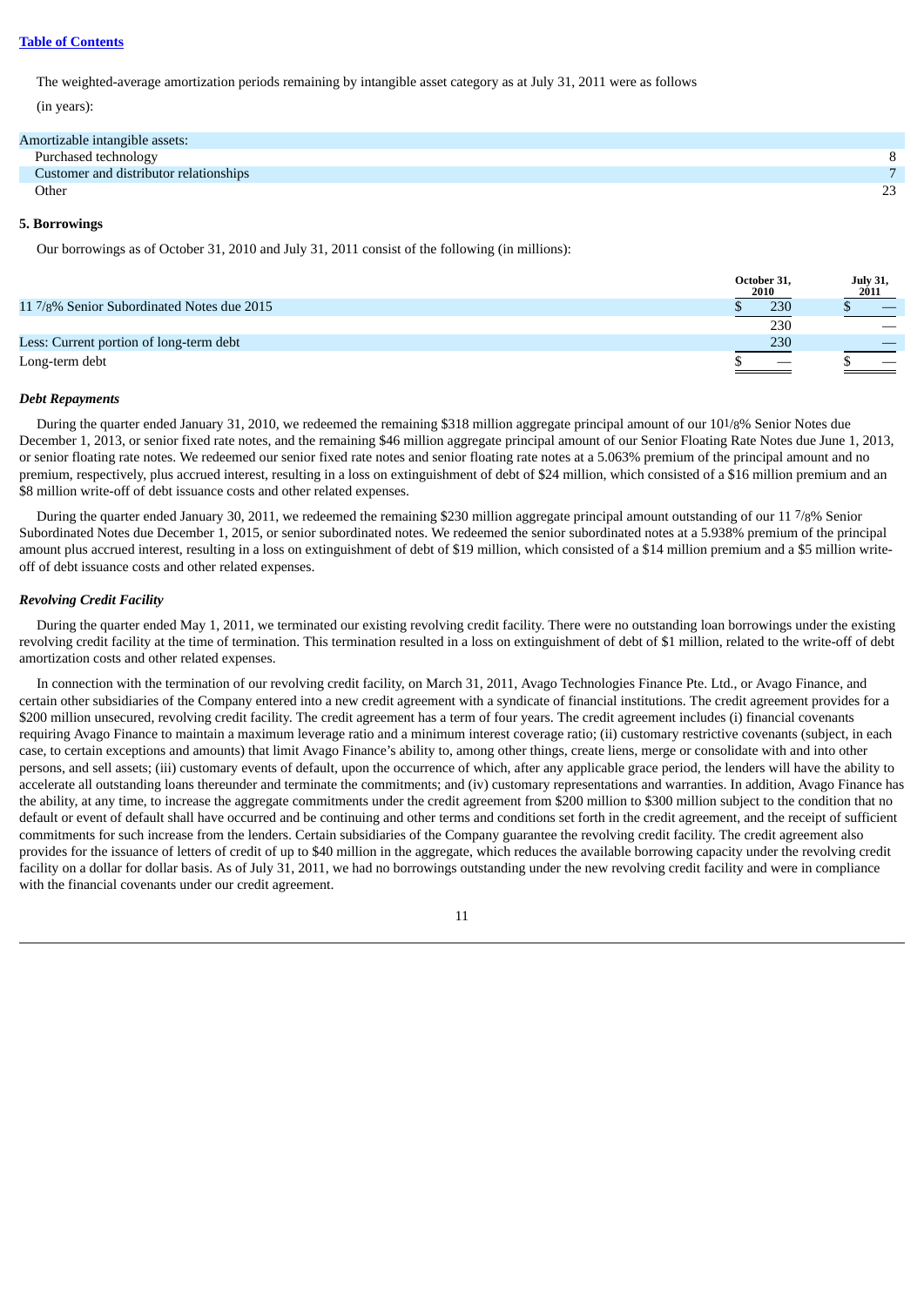The weighted-average amortization periods remaining by intangible asset category as at July 31, 2011 were as follows

(in years):

| | |
|---|---|
| Amortizable intangible assets: | |
| Purchased technology | 8 |
| Customer and distributor relationships | 7 |
| Other | 23 |

**5. Borrowings**

Our borrowings as of October 31, 2010 and July 31, 2011 consist of the following (in millions):

| | October 31, 2010 | July 31, 2011 |
|---|---|---|
| 11 7/8% Senior Subordinated Notes due 2015 | $ 230 | $ — |
| | 230 | — |
| Less: Current portion of long-term debt | 230 | — |
| Long-term debt | $ — | $ — |

***Debt Repayments***

During the quarter ended January 31, 2010, we redeemed the remaining $318 million aggregate principal amount of our 10 1/8% Senior Notes due December 1, 2013, or senior fixed rate notes, and the remaining $46 million aggregate principal amount of our Senior Floating Rate Notes due June 1, 2013, or senior floating rate notes. We redeemed our senior fixed rate notes and senior floating rate notes at a 5.063% premium of the principal amount and no premium, respectively, plus accrued interest, resulting in a loss on extinguishment of debt of $24 million, which consisted of a $16 million premium and an $8 million write-off of debt issuance costs and other related expenses.

During the quarter ended January 30, 2011, we redeemed the remaining $230 million aggregate principal amount outstanding of our 11 7/8% Senior Subordinated Notes due December 1, 2015, or senior subordinated notes. We redeemed the senior subordinated notes at a 5.938% premium of the principal amount plus accrued interest, resulting in a loss on extinguishment of debt of $19 million, which consisted of a $14 million premium and a $5 million write-off of debt issuance costs and other related expenses.

***Revolving Credit Facility***

During the quarter ended May 1, 2011, we terminated our existing revolving credit facility. There were no outstanding loan borrowings under the existing revolving credit facility at the time of termination. This termination resulted in a loss on extinguishment of debt of $1 million, related to the write-off of debt amortization costs and other related expenses.

In connection with the termination of our revolving credit facility, on March 31, 2011, Avago Technologies Finance Pte. Ltd., or Avago Finance, and certain other subsidiaries of the Company entered into a new credit agreement with a syndicate of financial institutions. The credit agreement provides for a $200 million unsecured, revolving credit facility. The credit agreement has a term of four years. The credit agreement includes (i) financial covenants requiring Avago Finance to maintain a maximum leverage ratio and a minimum interest coverage ratio; (ii) customary restrictive covenants (subject, in each case, to certain exceptions and amounts) that limit Avago Finance's ability to, among other things, create liens, merge or consolidate with and into other persons, and sell assets; (iii) customary events of default, upon the occurrence of which, after any applicable grace period, the lenders will have the ability to accelerate all outstanding loans thereunder and terminate the commitments; and (iv) customary representations and warranties. In addition, Avago Finance has the ability, at any time, to increase the aggregate commitments under the credit agreement from $200 million to $300 million subject to the condition that no default or event of default shall have occurred and be continuing and other terms and conditions set forth in the credit agreement, and the receipt of sufficient commitments for such increase from the lenders. Certain subsidiaries of the Company guarantee the revolving credit facility. The credit agreement also provides for the issuance of letters of credit of up to $40 million in the aggregate, which reduces the available borrowing capacity under the revolving credit facility on a dollar for dollar basis. As of July 31, 2011, we had no borrowings outstanding under the new revolving credit facility and were in compliance with the financial covenants under our credit agreement.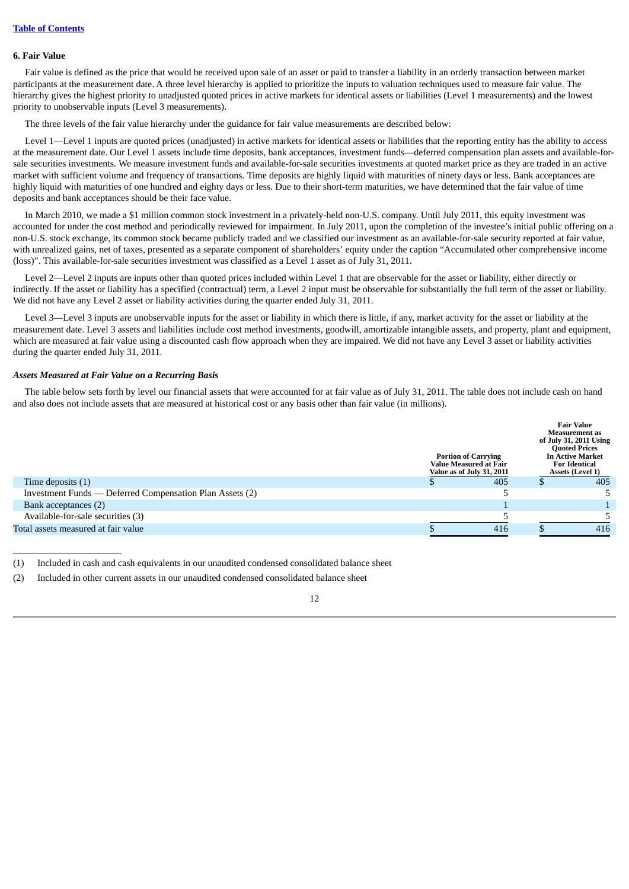## 6. Fair Value

Fair value is defined as the price that would be received upon sale of an asset or paid to transfer a liability in an orderly transaction between market participants at the measurement date. A three level hierarchy is applied to prioritize the inputs to valuation techniques used to measure fair value. The hierarchy gives the highest priority to unadjusted quoted prices in active markets for identical assets or liabilities (Level 1 measurements) and the lowest priority to unobservable inputs (Level 3 measurements).

The three levels of the fair value hierarchy under the guidance for fair value measurements are described below:

Level 1—Level 1 inputs are quoted prices (unadjusted) in active markets for identical assets or liabilities that the reporting entity has the ability to access at the measurement date. Our Level 1 assets include time deposits, bank acceptances, investment funds—deferred compensation plan assets and available-for-sale securities investments. We measure investment funds and available-for-sale securities investments at quoted market price as they are traded in an active market with sufficient volume and frequency of transactions. Time deposits are highly liquid with maturities of ninety days or less. Bank acceptances are highly liquid with maturities of one hundred and eighty days or less. Due to their short-term maturities, we have determined that the fair value of time deposits and bank acceptances should be their face value.

In March 2010, we made a $1 million common stock investment in a privately-held non-U.S. company. Until July 2011, this equity investment was accounted for under the cost method and periodically reviewed for impairment. In July 2011, upon the completion of the investee's initial public offering on a non-U.S. stock exchange, its common stock became publicly traded and we classified our investment as an available-for-sale security reported at fair value, with unrealized gains, net of taxes, presented as a separate component of shareholders' equity under the caption "Accumulated other comprehensive income (loss)". This available-for-sale securities investment was classified as a Level 1 asset as of July 31, 2011.

Level 2—Level 2 inputs are inputs other than quoted prices included within Level 1 that are observable for the asset or liability, either directly or indirectly. If the asset or liability has a specified (contractual) term, a Level 2 input must be observable for substantially the full term of the asset or liability. We did not have any Level 2 asset or liability activities during the quarter ended July 31, 2011.

Level 3—Level 3 inputs are unobservable inputs for the asset or liability in which there is little, if any, market activity for the asset or liability at the measurement date. Level 3 assets and liabilities include cost method investments, goodwill, amortizable intangible assets, and property, plant and equipment, which are measured at fair value using a discounted cash flow approach when they are impaired. We did not have any Level 3 asset or liability activities during the quarter ended July 31, 2011.

### *Assets Measured at Fair Value on a Recurring Basis*

The table below sets forth by level our financial assets that were accounted for at fair value as of July 31, 2011. The table does not include cash on hand and also does not include assets that are measured at historical cost or any basis other than fair value (in millions).

| | Portion of Carrying Value Measured at Fair Value as of July 31, 2011 | Fair Value Measurement as of July 31, 2011 Using Quoted Prices In Active Market For Identical Assets (Level 1) |
|---|---|---|
| Time deposits (1) | $ 405 | $ 405 |
| Investment Funds — Deferred Compensation Plan Assets (2) | 5 | 5 |
| Bank acceptances (2) | 1 | 1 |
| Available-for-sale securities (3) | 5 | 5 |
| Total assets measured at fair value | $ 416 | $ 416 |

(1) Included in cash and cash equivalents in our unaudited condensed consolidated balance sheet

(2) Included in other current assets in our unaudited condensed consolidated balance sheet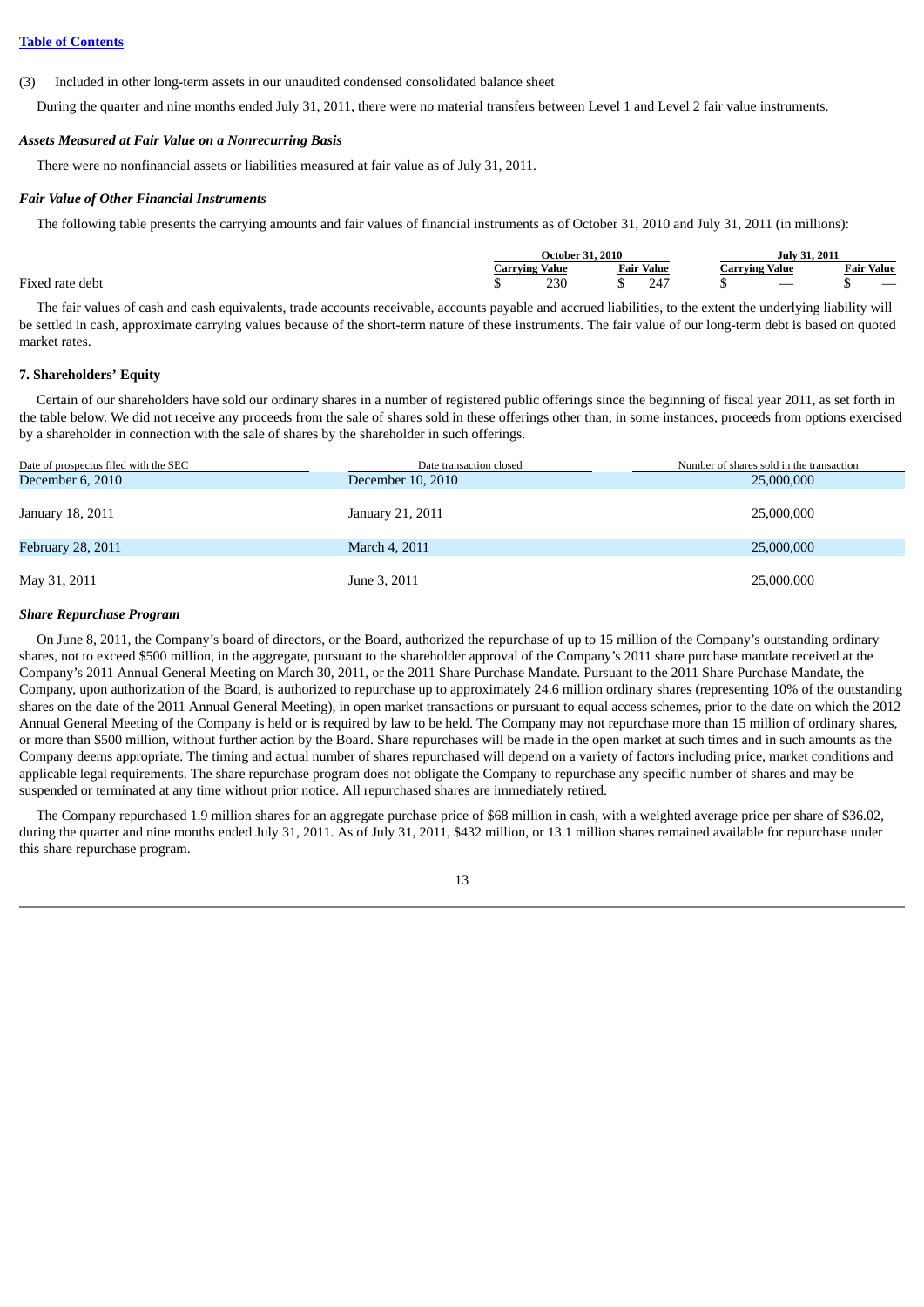[Table of Contents](#)

(3) Included in other long-term assets in our unaudited condensed consolidated balance sheet

During the quarter and nine months ended July 31, 2011, there were no material transfers between Level 1 and Level 2 fair value instruments.

### *Assets Measured at Fair Value on a Nonrecurring Basis*

There were no nonfinancial assets or liabilities measured at fair value as of July 31, 2011.

### *Fair Value of Other Financial Instruments*

The following table presents the carrying amounts and fair values of financial instruments as of October 31, 2010 and July 31, 2011 (in millions):

| | October 31, 2010 | | July 31, 2011 | |
|---|---|---|---|---|
| | Carrying Value | Fair Value | Carrying Value | Fair Value |
| Fixed rate debt | $ 230 | $ 247 | $ — | $ — |

The fair values of cash and cash equivalents, trade accounts receivable, accounts payable and accrued liabilities, to the extent the underlying liability will be settled in cash, approximate carrying values because of the short-term nature of these instruments. The fair value of our long-term debt is based on quoted market rates.

## 7. Shareholders' Equity

Certain of our shareholders have sold our ordinary shares in a number of registered public offerings since the beginning of fiscal year 2011, as set forth in the table below. We did not receive any proceeds from the sale of shares sold in these offerings other than, in some instances, proceeds from options exercised by a shareholder in connection with the sale of shares by the shareholder in such offerings.

| Date of prospectus filed with the SEC | Date transaction closed | Number of shares sold in the transaction |
|---|---|---|
| December 6, 2010 | December 10, 2010 | 25,000,000 |
| January 18, 2011 | January 21, 2011 | 25,000,000 |
| February 28, 2011 | March 4, 2011 | 25,000,000 |
| May 31, 2011 | June 3, 2011 | 25,000,000 |

### *Share Repurchase Program*

On June 8, 2011, the Company's board of directors, or the Board, authorized the repurchase of up to 15 million of the Company's outstanding ordinary shares, not to exceed $500 million, in the aggregate, pursuant to the shareholder approval of the Company's 2011 share purchase mandate received at the Company's 2011 Annual General Meeting on March 30, 2011, or the 2011 Share Purchase Mandate. Pursuant to the 2011 Share Purchase Mandate, the Company, upon authorization of the Board, is authorized to repurchase up to approximately 24.6 million ordinary shares (representing 10% of the outstanding shares on the date of the 2011 Annual General Meeting), in open market transactions or pursuant to equal access schemes, prior to the date on which the 2012 Annual General Meeting of the Company is held or is required by law to be held. The Company may not repurchase more than 15 million of ordinary shares, or more than $500 million, without further action by the Board. Share repurchases will be made in the open market at such times and in such amounts as the Company deems appropriate. The timing and actual number of shares repurchased will depend on a variety of factors including price, market conditions and applicable legal requirements. The share repurchase program does not obligate the Company to repurchase any specific number of shares and may be suspended or terminated at any time without prior notice. All repurchased shares are immediately retired.

The Company repurchased 1.9 million shares for an aggregate purchase price of $68 million in cash, with a weighted average price per share of $36.02, during the quarter and nine months ended July 31, 2011. As of July 31, 2011, $432 million, or 13.1 million shares remained available for repurchase under this share repurchase program.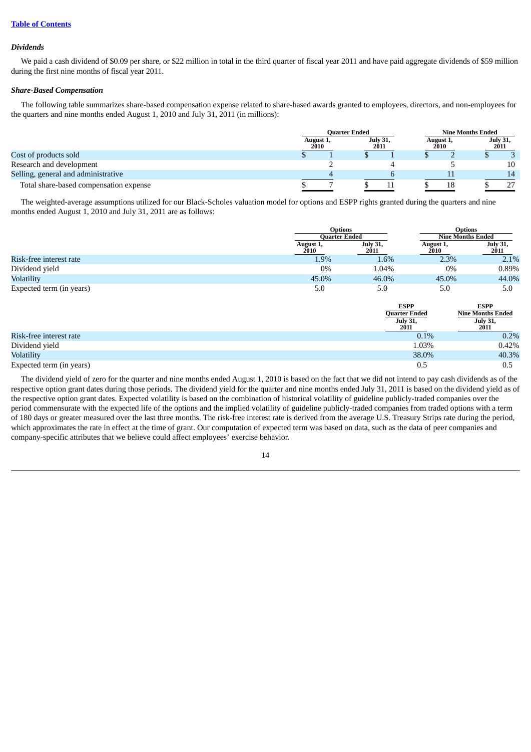### *Dividends*

We paid a cash dividend of $0.09 per share, or $22 million in total in the third quarter of fiscal year 2011 and have paid aggregate dividends of $59 million during the first nine months of fiscal year 2011.

### *Share-Based Compensation*

The following table summarizes share-based compensation expense related to share-based awards granted to employees, directors, and non-employees for the quarters and nine months ended August 1, 2010 and July 31, 2011 (in millions):

| | Quarter Ended | | Nine Months Ended | |
|---|---|---|---|---|
| | August 1, 2010 | July 31, 2011 | August 1, 2010 | July 31, 2011 |
| Cost of products sold | $ 1 | $ 1 | $ 2 | $ 3 |
| Research and development | 2 | 4 | 5 | 10 |
| Selling, general and administrative | 4 | 6 | 11 | 14 |
| Total share-based compensation expense | $ 7 | $ 11 | $ 18 | $ 27 |

The weighted-average assumptions utilized for our Black-Scholes valuation model for options and ESPP rights granted during the quarters and nine months ended August 1, 2010 and July 31, 2011 are as follows:

| | Options Quarter Ended | | Options Nine Months Ended | |
|---|---|---|---|---|
| | August 1, 2010 | July 31, 2011 | August 1, 2010 | July 31, 2011 |
| Risk-free interest rate | 1.9% | 1.6% | 2.3% | 2.1% |
| Dividend yield | 0% | 1.04% | 0% | 0.89% |
| Volatility | 45.0% | 46.0% | 45.0% | 44.0% |
| Expected term (in years) | 5.0 | 5.0 | 5.0 | 5.0 |

| | ESPP Quarter Ended | ESPP Nine Months Ended |
|---|---|---|
| | July 31, 2011 | July 31, 2011 |
| Risk-free interest rate | 0.1% | 0.2% |
| Dividend yield | 1.03% | 0.42% |
| Volatility | 38.0% | 40.3% |
| Expected term (in years) | 0.5 | 0.5 |

The dividend yield of zero for the quarter and nine months ended August 1, 2010 is based on the fact that we did not intend to pay cash dividends as of the respective option grant dates during those periods. The dividend yield for the quarter and nine months ended July 31, 2011 is based on the dividend yield as of the respective option grant dates. Expected volatility is based on the combination of historical volatility of guideline publicly-traded companies over the period commensurate with the expected life of the options and the implied volatility of guideline publicly-traded companies from traded options with a term of 180 days or greater measured over the last three months. The risk-free interest rate is derived from the average U.S. Treasury Strips rate during the period, which approximates the rate in effect at the time of grant. Our computation of expected term was based on data, such as the data of peer companies and company-specific attributes that we believe could affect employees' exercise behavior.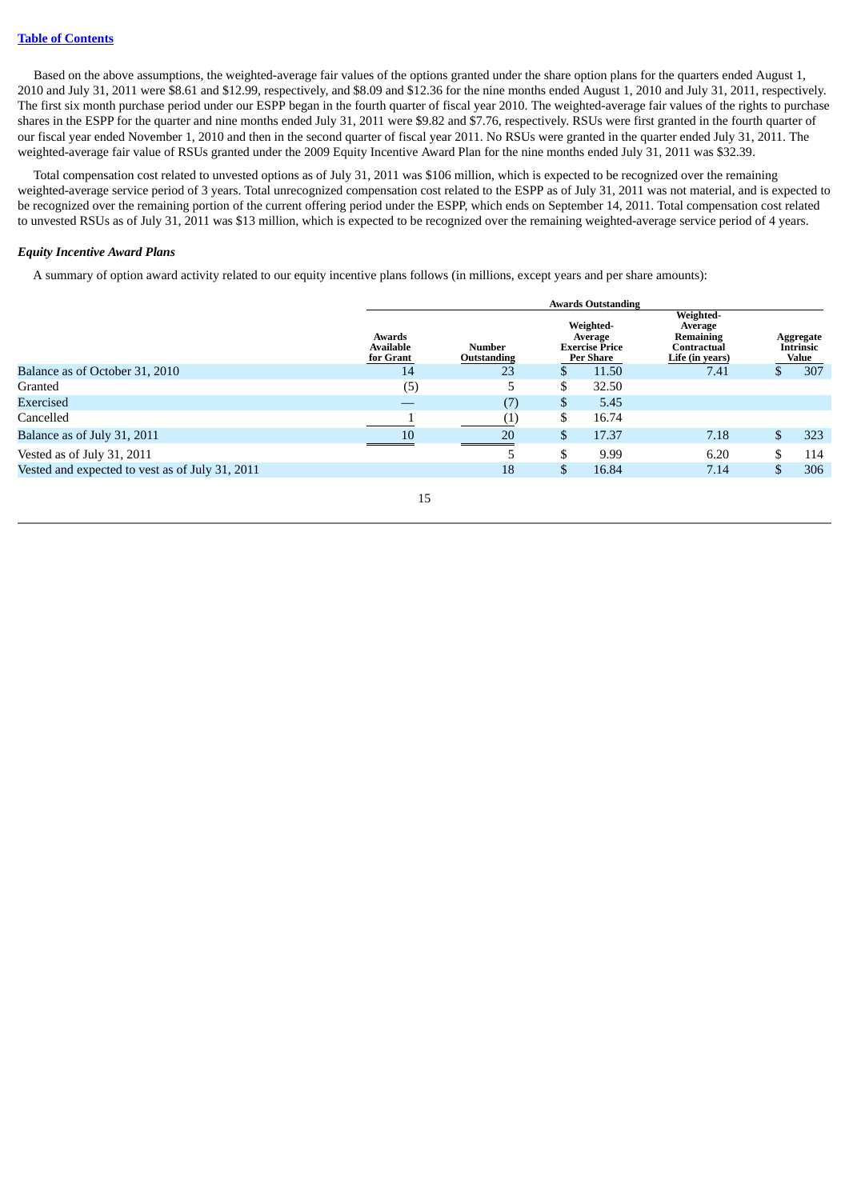Based on the above assumptions, the weighted-average fair values of the options granted under the share option plans for the quarters ended August 1, 2010 and July 31, 2011 were $8.61 and $12.99, respectively, and $8.09 and $12.36 for the nine months ended August 1, 2010 and July 31, 2011, respectively. The first six month purchase period under our ESPP began in the fourth quarter of fiscal year 2010. The weighted-average fair values of the rights to purchase shares in the ESPP for the quarter and nine months ended July 31, 2011 were $9.82 and $7.76, respectively. RSUs were first granted in the fourth quarter of our fiscal year ended November 1, 2010 and then in the second quarter of fiscal year 2011. No RSUs were granted in the quarter ended July 31, 2011. The weighted-average fair value of RSUs granted under the 2009 Equity Incentive Award Plan for the nine months ended July 31, 2011 was $32.39.

Total compensation cost related to unvested options as of July 31, 2011 was $106 million, which is expected to be recognized over the remaining weighted-average service period of 3 years. Total unrecognized compensation cost related to the ESPP as of July 31, 2011 was not material, and is expected to be recognized over the remaining portion of the current offering period under the ESPP, which ends on September 14, 2011. Total compensation cost related to unvested RSUs as of July 31, 2011 was $13 million, which is expected to be recognized over the remaining weighted-average service period of 4 years.

***Equity Incentive Award Plans***

A summary of option award activity related to our equity incentive plans follows (in millions, except years and per share amounts):

| | | Awards Outstanding | | | |
|---|---|---|---|---|---|
| | Awards Available for Grant | Number Outstanding | Weighted-Average Exercise Price Per Share | Weighted-Average Remaining Contractual Life (in years) | Aggregate Intrinsic Value |
| Balance as of October 31, 2010 | 14 | 23 | $ 11.50 | 7.41 | $ 307 |
| Granted | (5) | 5 | $ 32.50 | | |
| Exercised | — | (7) | $ 5.45 | | |
| Cancelled | 1 | (1) | $ 16.74 | | |
| Balance as of July 31, 2011 | 10 | 20 | $ 17.37 | 7.18 | $ 323 |
| Vested as of July 31, 2011 | | 5 | $ 9.99 | 6.20 | $ 114 |
| Vested and expected to vest as of July 31, 2011 | | 18 | $ 16.84 | 7.14 | $ 306 |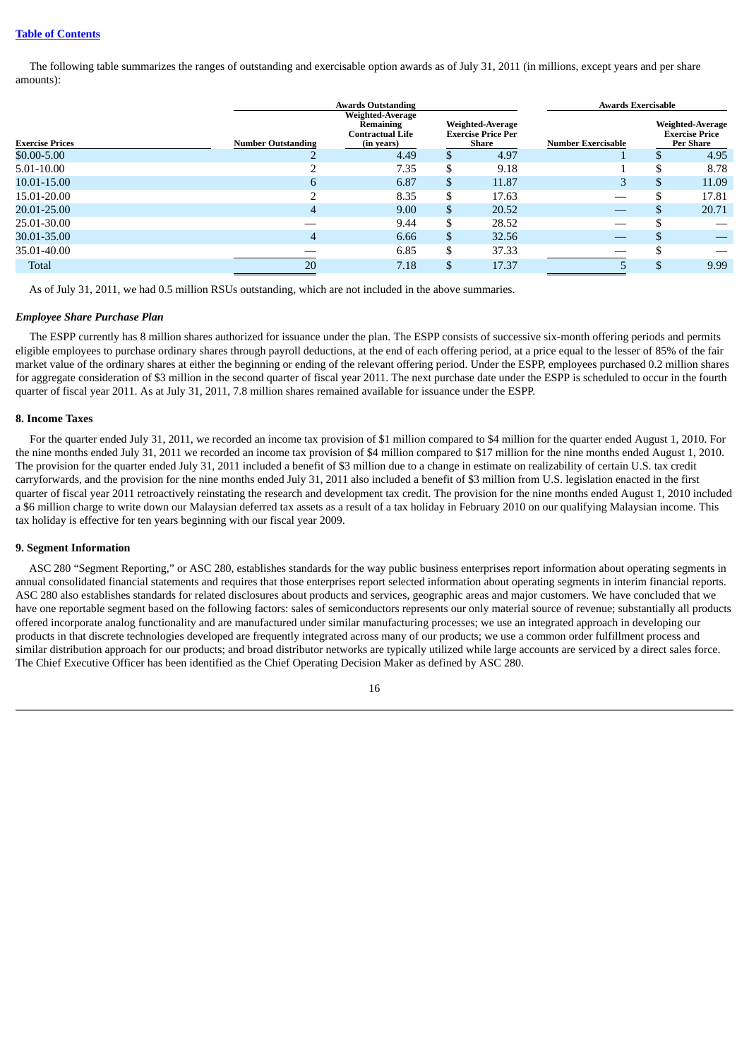The following table summarizes the ranges of outstanding and exercisable option awards as of July 31, 2011 (in millions, except years and per share amounts):

| | Awards Outstanding | | | Awards Exercisable | |
|---|---|---|---|---|---|
| Exercise Prices | Number Outstanding | Weighted-Average Remaining Contractual Life (in years) | Weighted-Average Exercise Price Per Share | Number Exercisable | Weighted-Average Exercise Price Per Share |
| $0.00-5.00 | 2 | 4.49 | $ 4.97 | 1 | $ 4.95 |
| 5.01-10.00 | 2 | 7.35 | $ 9.18 | 1 | $ 8.78 |
| 10.01-15.00 | 6 | 6.87 | $ 11.87 | 3 | $ 11.09 |
| 15.01-20.00 | 2 | 8.35 | $ 17.63 | — | $ 17.81 |
| 20.01-25.00 | 4 | 9.00 | $ 20.52 | — | $ 20.71 |
| 25.01-30.00 | — | 9.44 | $ 28.52 | — | $ — |
| 30.01-35.00 | 4 | 6.66 | $ 32.56 | — | $ — |
| 35.01-40.00 | — | 6.85 | $ 37.33 | — | $ — |
| Total | 20 | 7.18 | $ 17.37 | 5 | $ 9.99 |

As of July 31, 2011, we had 0.5 million RSUs outstanding, which are not included in the above summaries.

***Employee Share Purchase Plan***

The ESPP currently has 8 million shares authorized for issuance under the plan. The ESPP consists of successive six-month offering periods and permits eligible employees to purchase ordinary shares through payroll deductions, at the end of each offering period, at a price equal to the lesser of 85% of the fair market value of the ordinary shares at either the beginning or ending of the relevant offering period. Under the ESPP, employees purchased 0.2 million shares for aggregate consideration of $3 million in the second quarter of fiscal year 2011. The next purchase date under the ESPP is scheduled to occur in the fourth quarter of fiscal year 2011. As at July 31, 2011, 7.8 million shares remained available for issuance under the ESPP.

**8. Income Taxes**

For the quarter ended July 31, 2011, we recorded an income tax provision of $1 million compared to $4 million for the quarter ended August 1, 2010. For the nine months ended July 31, 2011 we recorded an income tax provision of $4 million compared to $17 million for the nine months ended August 1, 2010. The provision for the quarter ended July 31, 2011 included a benefit of $3 million due to a change in estimate on realizability of certain U.S. tax credit carryforwards, and the provision for the nine months ended July 31, 2011 also included a benefit of $3 million from U.S. legislation enacted in the first quarter of fiscal year 2011 retroactively reinstating the research and development tax credit. The provision for the nine months ended August 1, 2010 included a $6 million charge to write down our Malaysian deferred tax assets as a result of a tax holiday in February 2010 on our qualifying Malaysian income. This tax holiday is effective for ten years beginning with our fiscal year 2009.

**9. Segment Information**

ASC 280 "Segment Reporting," or ASC 280, establishes standards for the way public business enterprises report information about operating segments in annual consolidated financial statements and requires that those enterprises report selected information about operating segments in interim financial reports. ASC 280 also establishes standards for related disclosures about products and services, geographic areas and major customers. We have concluded that we have one reportable segment based on the following factors: sales of semiconductors represents our only material source of revenue; substantially all products offered incorporate analog functionality and are manufactured under similar manufacturing processes; we use an integrated approach in developing our products in that discrete technologies developed are frequently integrated across many of our products; we use a common order fulfillment process and similar distribution approach for our products; and broad distributor networks are typically utilized while large accounts are serviced by a direct sales force. The Chief Executive Officer has been identified as the Chief Operating Decision Maker as defined by ASC 280.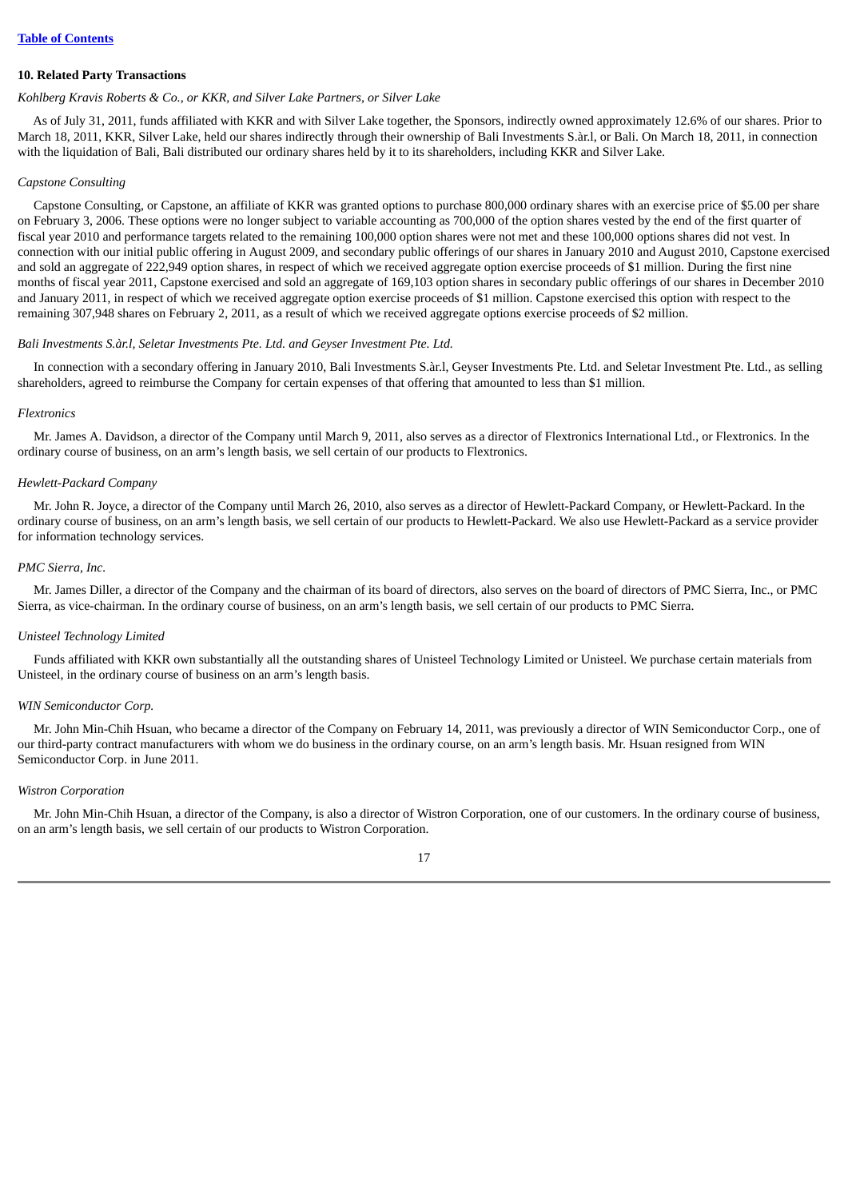## 10. Related Party Transactions

*Kohlberg Kravis Roberts & Co., or KKR, and Silver Lake Partners, or Silver Lake*

As of July 31, 2011, funds affiliated with KKR and with Silver Lake together, the Sponsors, indirectly owned approximately 12.6% of our shares. Prior to March 18, 2011, KKR, Silver Lake, held our shares indirectly through their ownership of Bali Investments S.àr.l, or Bali. On March 18, 2011, in connection with the liquidation of Bali, Bali distributed our ordinary shares held by it to its shareholders, including KKR and Silver Lake.

*Capstone Consulting*

Capstone Consulting, or Capstone, an affiliate of KKR was granted options to purchase 800,000 ordinary shares with an exercise price of $5.00 per share on February 3, 2006. These options were no longer subject to variable accounting as 700,000 of the option shares vested by the end of the first quarter of fiscal year 2010 and performance targets related to the remaining 100,000 option shares were not met and these 100,000 options shares did not vest. In connection with our initial public offering in August 2009, and secondary public offerings of our shares in January 2010 and August 2010, Capstone exercised and sold an aggregate of 222,949 option shares, in respect of which we received aggregate option exercise proceeds of $1 million. During the first nine months of fiscal year 2011, Capstone exercised and sold an aggregate of 169,103 option shares in secondary public offerings of our shares in December 2010 and January 2011, in respect of which we received aggregate option exercise proceeds of $1 million. Capstone exercised this option with respect to the remaining 307,948 shares on February 2, 2011, as a result of which we received aggregate options exercise proceeds of $2 million.

*Bali Investments S.àr.l, Seletar Investments Pte. Ltd. and Geyser Investment Pte. Ltd.*

In connection with a secondary offering in January 2010, Bali Investments S.àr.l, Geyser Investments Pte. Ltd. and Seletar Investment Pte. Ltd., as selling shareholders, agreed to reimburse the Company for certain expenses of that offering that amounted to less than $1 million.

*Flextronics*

Mr. James A. Davidson, a director of the Company until March 9, 2011, also serves as a director of Flextronics International Ltd., or Flextronics. In the ordinary course of business, on an arm's length basis, we sell certain of our products to Flextronics.

*Hewlett-Packard Company*

Mr. John R. Joyce, a director of the Company until March 26, 2010, also serves as a director of Hewlett-Packard Company, or Hewlett-Packard. In the ordinary course of business, on an arm's length basis, we sell certain of our products to Hewlett-Packard. We also use Hewlett-Packard as a service provider for information technology services.

*PMC Sierra, Inc.*

Mr. James Diller, a director of the Company and the chairman of its board of directors, also serves on the board of directors of PMC Sierra, Inc., or PMC Sierra, as vice-chairman. In the ordinary course of business, on an arm's length basis, we sell certain of our products to PMC Sierra.

*Unisteel Technology Limited*

Funds affiliated with KKR own substantially all the outstanding shares of Unisteel Technology Limited or Unisteel. We purchase certain materials from Unisteel, in the ordinary course of business on an arm's length basis.

*WIN Semiconductor Corp.*

Mr. John Min-Chih Hsuan, who became a director of the Company on February 14, 2011, was previously a director of WIN Semiconductor Corp., one of our third-party contract manufacturers with whom we do business in the ordinary course, on an arm's length basis. Mr. Hsuan resigned from WIN Semiconductor Corp. in June 2011.

*Wistron Corporation*

Mr. John Min-Chih Hsuan, a director of the Company, is also a director of Wistron Corporation, one of our customers. In the ordinary course of business, on an arm's length basis, we sell certain of our products to Wistron Corporation.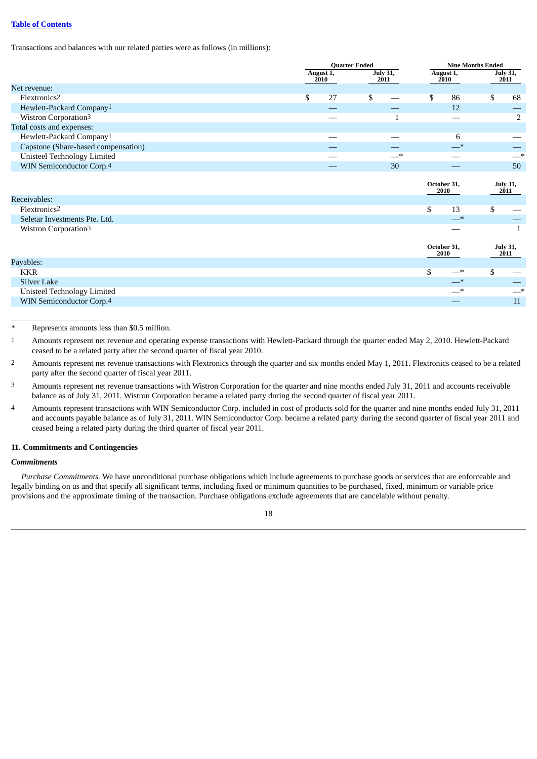Transactions and balances with our related parties were as follows (in millions):

| | Quarter Ended | | Nine Months Ended | |
|---|---|---|---|---|
| | August 1, 2010 | July 31, 2011 | August 1, 2010 | July 31, 2011 |
| Net revenue: | | | | |
| Flextronics[2] | $ 27 | $ — | $ 86 | $ 68 |
| Hewlett-Packard Company[1] | — | — | 12 | — |
| Wistron Corporation[3] | — | 1 | — | 2 |
| Total costs and expenses: | | | | |
| Hewlett-Packard Company[1] | — | — | 6 | — |
| Capstone (Share-based compensation) | — | — | —* | — |
| Unisteel Technology Limited | — | —* | — | —* |
| WIN Semiconductor Corp.[4] | — | 30 | — | 50 |

| | October 31, 2010 | July 31, 2011 |
|---|---|---|
| Receivables: | | |
| Flextronics[2] | $ 13 | $ — |
| Seletar Investments Pte. Ltd. | —* | — |
| Wistron Corporation[3] | — | 1 |

| | October 31, 2010 | July 31, 2011 |
|---|---|---|
| Payables: | | |
| KKR | $ —* | $ — |
| Silver Lake | —* | — |
| Unisteel Technology Limited | —* | —* |
| WIN Semiconductor Corp.[4] | — | 11 |

\* Represents amounts less than $0.5 million.

1 Amounts represent net revenue and operating expense transactions with Hewlett-Packard through the quarter ended May 2, 2010. Hewlett-Packard ceased to be a related party after the second quarter of fiscal year 2010.

2 Amounts represent net revenue transactions with Flextronics through the quarter and six months ended May 1, 2011. Flextronics ceased to be a related party after the second quarter of fiscal year 2011.

3 Amounts represent net revenue transactions with Wistron Corporation for the quarter and nine months ended July 31, 2011 and accounts receivable balance as of July 31, 2011. Wistron Corporation became a related party during the second quarter of fiscal year 2011.

4 Amounts represent transactions with WIN Semiconductor Corp. included in cost of products sold for the quarter and nine months ended July 31, 2011 and accounts payable balance as of July 31, 2011. WIN Semiconductor Corp. became a related party during the second quarter of fiscal year 2011 and ceased being a related party during the third quarter of fiscal year 2011.

## 11. Commitments and Contingencies

### *Commitments*

*Purchase Commitments.* We have unconditional purchase obligations which include agreements to purchase goods or services that are enforceable and legally binding on us and that specify all significant terms, including fixed or minimum quantities to be purchased, fixed, minimum or variable price provisions and the approximate timing of the transaction. Purchase obligations exclude agreements that are cancelable without penalty.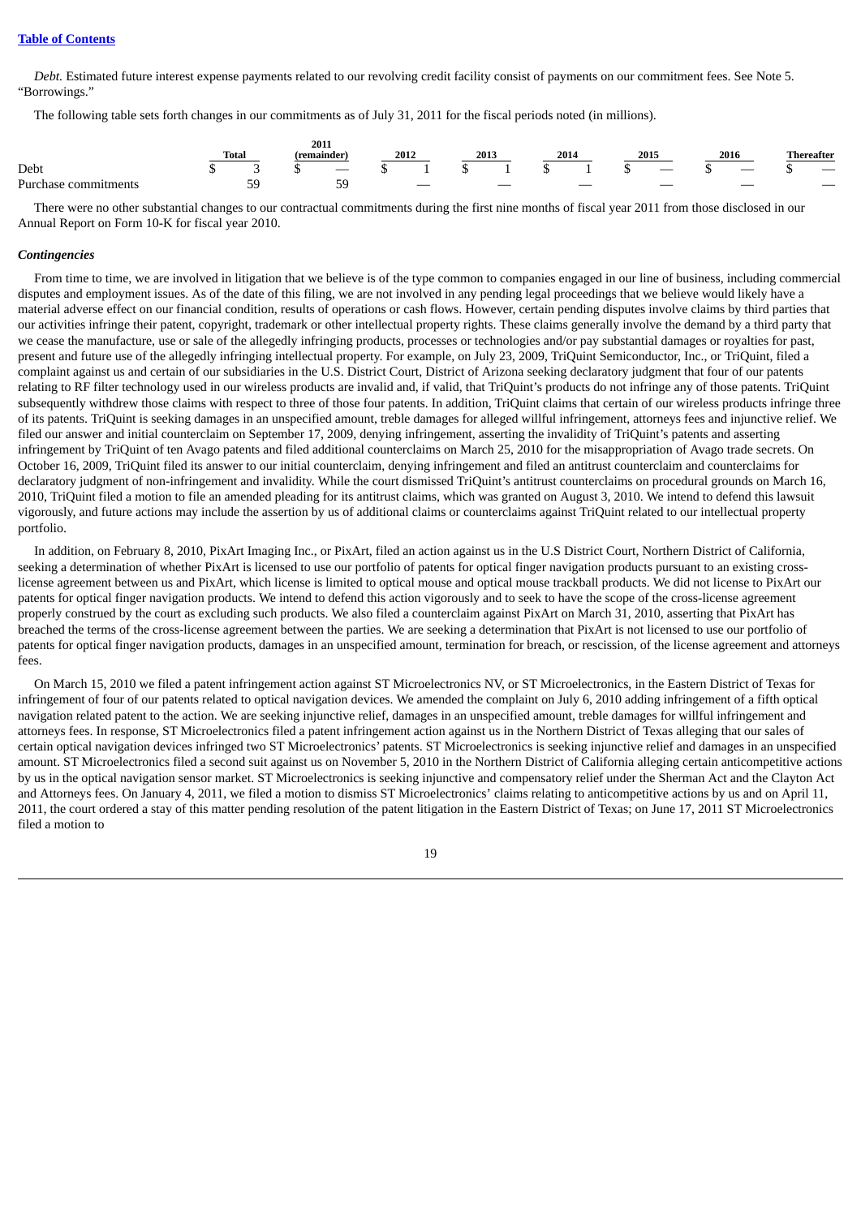[Table of Contents](#)

*Debt.* Estimated future interest expense payments related to our revolving credit facility consist of payments on our commitment fees. See Note 5. "Borrowings."

The following table sets forth changes in our commitments as of July 31, 2011 for the fiscal periods noted (in millions).

| | Total | 2011 (remainder) | 2012 | 2013 | 2014 | 2015 | 2016 | Thereafter |
|---|---|---|---|---|---|---|---|---|
| Debt | $ 3 | $ — | $ 1 | $ 1 | $ 1 | $ — | $ — | $ — |
| Purchase commitments | 59 | 59 | — | — | — | — | — | — |

There were no other substantial changes to our contractual commitments during the first nine months of fiscal year 2011 from those disclosed in our Annual Report on Form 10-K for fiscal year 2010.

### *Contingencies*

From time to time, we are involved in litigation that we believe is of the type common to companies engaged in our line of business, including commercial disputes and employment issues. As of the date of this filing, we are not involved in any pending legal proceedings that we believe would likely have a material adverse effect on our financial condition, results of operations or cash flows. However, certain pending disputes involve claims by third parties that our activities infringe their patent, copyright, trademark or other intellectual property rights. These claims generally involve the demand by a third party that we cease the manufacture, use or sale of the allegedly infringing products, processes or technologies and/or pay substantial damages or royalties for past, present and future use of the allegedly infringing intellectual property. For example, on July 23, 2009, TriQuint Semiconductor, Inc., or TriQuint, filed a complaint against us and certain of our subsidiaries in the U.S. District Court, District of Arizona seeking declaratory judgment that four of our patents relating to RF filter technology used in our wireless products are invalid and, if valid, that TriQuint's products do not infringe any of those patents. TriQuint subsequently withdrew those claims with respect to three of those four patents. In addition, TriQuint claims that certain of our wireless products infringe three of its patents. TriQuint is seeking damages in an unspecified amount, treble damages for alleged willful infringement, attorneys fees and injunctive relief. We filed our answer and initial counterclaim on September 17, 2009, denying infringement, asserting the invalidity of TriQuint's patents and asserting infringement by TriQuint of ten Avago patents and filed additional counterclaims on March 25, 2010 for the misappropriation of Avago trade secrets. On October 16, 2009, TriQuint filed its answer to our initial counterclaim, denying infringement and filed an antitrust counterclaim and counterclaims for declaratory judgment of non-infringement and invalidity. While the court dismissed TriQuint's antitrust counterclaims on procedural grounds on March 16, 2010, TriQuint filed a motion to file an amended pleading for its antitrust claims, which was granted on August 3, 2010. We intend to defend this lawsuit vigorously, and future actions may include the assertion by us of additional claims or counterclaims against TriQuint related to our intellectual property portfolio.

In addition, on February 8, 2010, PixArt Imaging Inc., or PixArt, filed an action against us in the U.S District Court, Northern District of California, seeking a determination of whether PixArt is licensed to use our portfolio of patents for optical finger navigation products pursuant to an existing cross-license agreement between us and PixArt, which license is limited to optical mouse and optical mouse trackball products. We did not license to PixArt our patents for optical finger navigation products. We intend to defend this action vigorously and to seek to have the scope of the cross-license agreement properly construed by the court as excluding such products. We also filed a counterclaim against PixArt on March 31, 2010, asserting that PixArt has breached the terms of the cross-license agreement between the parties. We are seeking a determination that PixArt is not licensed to use our portfolio of patents for optical finger navigation products, damages in an unspecified amount, termination for breach, or rescission, of the license agreement and attorneys fees.

On March 15, 2010 we filed a patent infringement action against ST Microelectronics NV, or ST Microelectronics, in the Eastern District of Texas for infringement of four of our patents related to optical navigation devices. We amended the complaint on July 6, 2010 adding infringement of a fifth optical navigation related patent to the action. We are seeking injunctive relief, damages in an unspecified amount, treble damages for willful infringement and attorneys fees. In response, ST Microelectronics filed a patent infringement action against us in the Northern District of Texas alleging that our sales of certain optical navigation devices infringed two ST Microelectronics' patents. ST Microelectronics is seeking injunctive relief and damages in an unspecified amount. ST Microelectronics filed a second suit against us on November 5, 2010 in the Northern District of California alleging certain anticompetitive actions by us in the optical navigation sensor market. ST Microelectronics is seeking injunctive and compensatory relief under the Sherman Act and the Clayton Act and Attorneys fees. On January 4, 2011, we filed a motion to dismiss ST Microelectronics' claims relating to anticompetitive actions by us and on April 11, 2011, the court ordered a stay of this matter pending resolution of the patent litigation in the Eastern District of Texas; on June 17, 2011 ST Microelectronics filed a motion to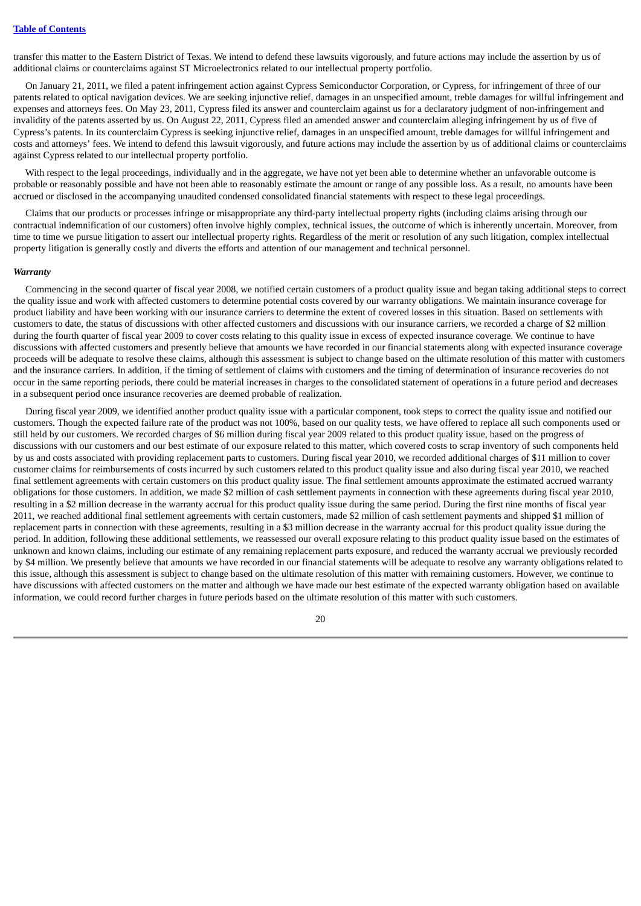transfer this matter to the Eastern District of Texas. We intend to defend these lawsuits vigorously, and future actions may include the assertion by us of additional claims or counterclaims against ST Microelectronics related to our intellectual property portfolio.

On January 21, 2011, we filed a patent infringement action against Cypress Semiconductor Corporation, or Cypress, for infringement of three of our patents related to optical navigation devices. We are seeking injunctive relief, damages in an unspecified amount, treble damages for willful infringement and expenses and attorneys fees. On May 23, 2011, Cypress filed its answer and counterclaim against us for a declaratory judgment of non-infringement and invalidity of the patents asserted by us. On August 22, 2011, Cypress filed an amended answer and counterclaim alleging infringement by us of five of Cypress's patents. In its counterclaim Cypress is seeking injunctive relief, damages in an unspecified amount, treble damages for willful infringement and costs and attorneys' fees. We intend to defend this lawsuit vigorously, and future actions may include the assertion by us of additional claims or counterclaims against Cypress related to our intellectual property portfolio.

With respect to the legal proceedings, individually and in the aggregate, we have not yet been able to determine whether an unfavorable outcome is probable or reasonably possible and have not been able to reasonably estimate the amount or range of any possible loss. As a result, no amounts have been accrued or disclosed in the accompanying unaudited condensed consolidated financial statements with respect to these legal proceedings.

Claims that our products or processes infringe or misappropriate any third-party intellectual property rights (including claims arising through our contractual indemnification of our customers) often involve highly complex, technical issues, the outcome of which is inherently uncertain. Moreover, from time to time we pursue litigation to assert our intellectual property rights. Regardless of the merit or resolution of any such litigation, complex intellectual property litigation is generally costly and diverts the efforts and attention of our management and technical personnel.

***Warranty***

Commencing in the second quarter of fiscal year 2008, we notified certain customers of a product quality issue and began taking additional steps to correct the quality issue and work with affected customers to determine potential costs covered by our warranty obligations. We maintain insurance coverage for product liability and have been working with our insurance carriers to determine the extent of covered losses in this situation. Based on settlements with customers to date, the status of discussions with other affected customers and discussions with our insurance carriers, we recorded a charge of $2 million during the fourth quarter of fiscal year 2009 to cover costs relating to this quality issue in excess of expected insurance coverage. We continue to have discussions with affected customers and presently believe that amounts we have recorded in our financial statements along with expected insurance coverage proceeds will be adequate to resolve these claims, although this assessment is subject to change based on the ultimate resolution of this matter with customers and the insurance carriers. In addition, if the timing of settlement of claims with customers and the timing of determination of insurance recoveries do not occur in the same reporting periods, there could be material increases in charges to the consolidated statement of operations in a future period and decreases in a subsequent period once insurance recoveries are deemed probable of realization.

During fiscal year 2009, we identified another product quality issue with a particular component, took steps to correct the quality issue and notified our customers. Though the expected failure rate of the product was not 100%, based on our quality tests, we have offered to replace all such components used or still held by our customers. We recorded charges of $6 million during fiscal year 2009 related to this product quality issue, based on the progress of discussions with our customers and our best estimate of our exposure related to this matter, which covered costs to scrap inventory of such components held by us and costs associated with providing replacement parts to customers. During fiscal year 2010, we recorded additional charges of $11 million to cover customer claims for reimbursements of costs incurred by such customers related to this product quality issue and also during fiscal year 2010, we reached final settlement agreements with certain customers on this product quality issue. The final settlement amounts approximate the estimated accrued warranty obligations for those customers. In addition, we made $2 million of cash settlement payments in connection with these agreements during fiscal year 2010, resulting in a $2 million decrease in the warranty accrual for this product quality issue during the same period. During the first nine months of fiscal year 2011, we reached additional final settlement agreements with certain customers, made $2 million of cash settlement payments and shipped $1 million of replacement parts in connection with these agreements, resulting in a $3 million decrease in the warranty accrual for this product quality issue during the period. In addition, following these additional settlements, we reassessed our overall exposure relating to this product quality issue based on the estimates of unknown and known claims, including our estimate of any remaining replacement parts exposure, and reduced the warranty accrual we previously recorded by $4 million. We presently believe that amounts we have recorded in our financial statements will be adequate to resolve any warranty obligations related to this issue, although this assessment is subject to change based on the ultimate resolution of this matter with remaining customers. However, we continue to have discussions with affected customers on the matter and although we have made our best estimate of the expected warranty obligation based on available information, we could record further charges in future periods based on the ultimate resolution of this matter with such customers.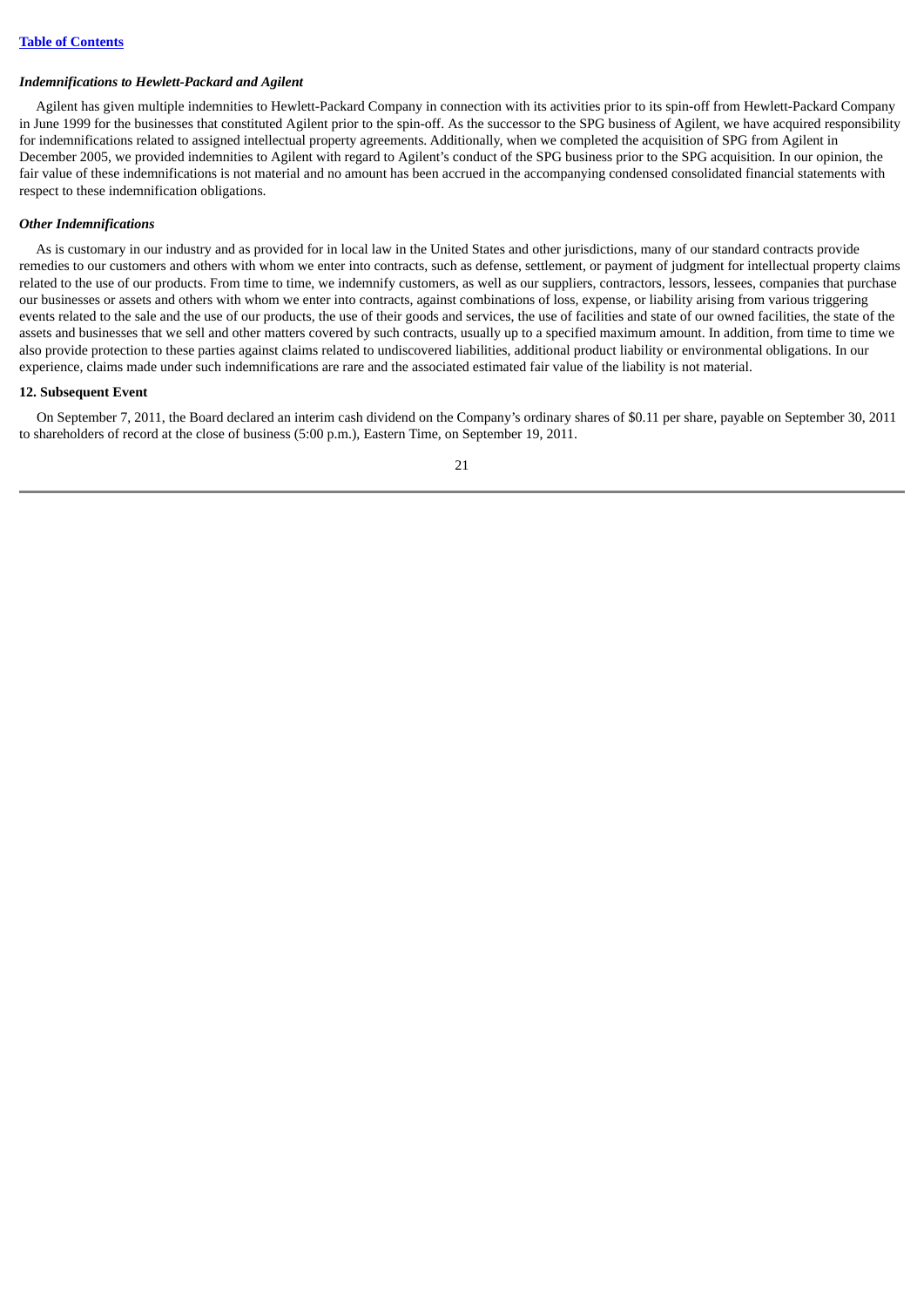### *Indemnifications to Hewlett-Packard and Agilent*

Agilent has given multiple indemnities to Hewlett-Packard Company in connection with its activities prior to its spin-off from Hewlett-Packard Company in June 1999 for the businesses that constituted Agilent prior to the spin-off. As the successor to the SPG business of Agilent, we have acquired responsibility for indemnifications related to assigned intellectual property agreements. Additionally, when we completed the acquisition of SPG from Agilent in December 2005, we provided indemnities to Agilent with regard to Agilent's conduct of the SPG business prior to the SPG acquisition. In our opinion, the fair value of these indemnifications is not material and no amount has been accrued in the accompanying condensed consolidated financial statements with respect to these indemnification obligations.

### *Other Indemnifications*

As is customary in our industry and as provided for in local law in the United States and other jurisdictions, many of our standard contracts provide remedies to our customers and others with whom we enter into contracts, such as defense, settlement, or payment of judgment for intellectual property claims related to the use of our products. From time to time, we indemnify customers, as well as our suppliers, contractors, lessors, lessees, companies that purchase our businesses or assets and others with whom we enter into contracts, against combinations of loss, expense, or liability arising from various triggering events related to the sale and the use of our products, the use of their goods and services, the use of facilities and state of our owned facilities, the state of the assets and businesses that we sell and other matters covered by such contracts, usually up to a specified maximum amount. In addition, from time to time we also provide protection to these parties against claims related to undiscovered liabilities, additional product liability or environmental obligations. In our experience, claims made under such indemnifications are rare and the associated estimated fair value of the liability is not material.

## 12. Subsequent Event

On September 7, 2011, the Board declared an interim cash dividend on the Company's ordinary shares of $0.11 per share, payable on September 30, 2011 to shareholders of record at the close of business (5:00 p.m.), Eastern Time, on September 19, 2011.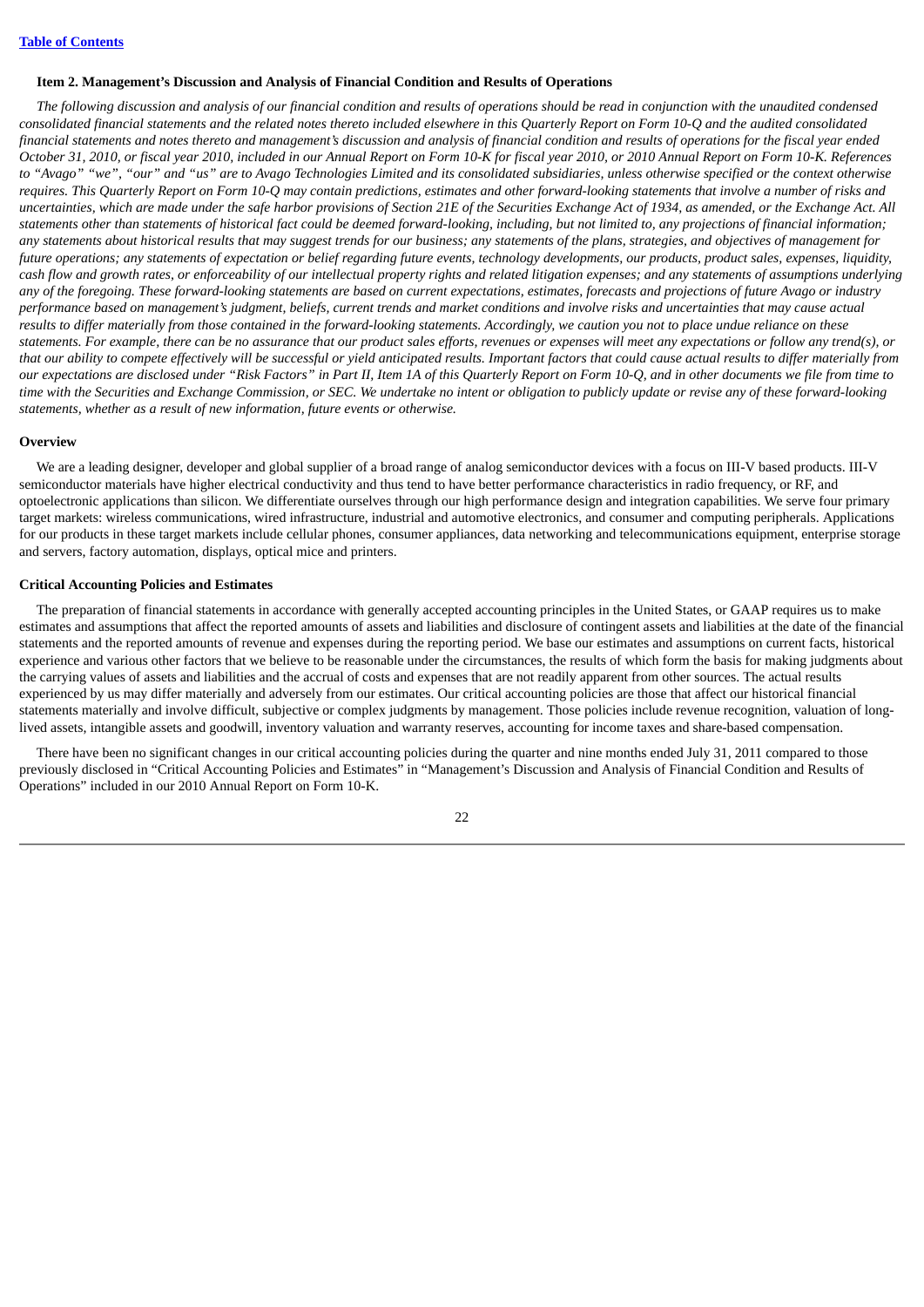## Item 2. Management's Discussion and Analysis of Financial Condition and Results of Operations

*The following discussion and analysis of our financial condition and results of operations should be read in conjunction with the unaudited condensed consolidated financial statements and the related notes thereto included elsewhere in this Quarterly Report on Form 10-Q and the audited consolidated financial statements and notes thereto and management's discussion and analysis of financial condition and results of operations for the fiscal year ended October 31, 2010, or fiscal year 2010, included in our Annual Report on Form 10-K for fiscal year 2010, or 2010 Annual Report on Form 10-K. References to "Avago" "we", "our" and "us" are to Avago Technologies Limited and its consolidated subsidiaries, unless otherwise specified or the context otherwise requires. This Quarterly Report on Form 10-Q may contain predictions, estimates and other forward-looking statements that involve a number of risks and uncertainties, which are made under the safe harbor provisions of Section 21E of the Securities Exchange Act of 1934, as amended, or the Exchange Act. All statements other than statements of historical fact could be deemed forward-looking, including, but not limited to, any projections of financial information; any statements about historical results that may suggest trends for our business; any statements of the plans, strategies, and objectives of management for future operations; any statements of expectation or belief regarding future events, technology developments, our products, product sales, expenses, liquidity, cash flow and growth rates, or enforceability of our intellectual property rights and related litigation expenses; and any statements of assumptions underlying any of the foregoing. These forward-looking statements are based on current expectations, estimates, forecasts and projections of future Avago or industry performance based on management's judgment, beliefs, current trends and market conditions and involve risks and uncertainties that may cause actual results to differ materially from those contained in the forward-looking statements. Accordingly, we caution you not to place undue reliance on these statements. For example, there can be no assurance that our product sales efforts, revenues or expenses will meet any expectations or follow any trend(s), or that our ability to compete effectively will be successful or yield anticipated results. Important factors that could cause actual results to differ materially from our expectations are disclosed under "Risk Factors" in Part II, Item 1A of this Quarterly Report on Form 10-Q, and in other documents we file from time to time with the Securities and Exchange Commission, or SEC. We undertake no intent or obligation to publicly update or revise any of these forward-looking statements, whether as a result of new information, future events or otherwise.*

### Overview

We are a leading designer, developer and global supplier of a broad range of analog semiconductor devices with a focus on III-V based products. III-V semiconductor materials have higher electrical conductivity and thus tend to have better performance characteristics in radio frequency, or RF, and optoelectronic applications than silicon. We differentiate ourselves through our high performance design and integration capabilities. We serve four primary target markets: wireless communications, wired infrastructure, industrial and automotive electronics, and consumer and computing peripherals. Applications for our products in these target markets include cellular phones, consumer appliances, data networking and telecommunications equipment, enterprise storage and servers, factory automation, displays, optical mice and printers.

### Critical Accounting Policies and Estimates

The preparation of financial statements in accordance with generally accepted accounting principles in the United States, or GAAP requires us to make estimates and assumptions that affect the reported amounts of assets and liabilities and disclosure of contingent assets and liabilities at the date of the financial statements and the reported amounts of revenue and expenses during the reporting period. We base our estimates and assumptions on current facts, historical experience and various other factors that we believe to be reasonable under the circumstances, the results of which form the basis for making judgments about the carrying values of assets and liabilities and the accrual of costs and expenses that are not readily apparent from other sources. The actual results experienced by us may differ materially and adversely from our estimates. Our critical accounting policies are those that affect our historical financial statements materially and involve difficult, subjective or complex judgments by management. Those policies include revenue recognition, valuation of long-lived assets, intangible assets and goodwill, inventory valuation and warranty reserves, accounting for income taxes and share-based compensation.

There have been no significant changes in our critical accounting policies during the quarter and nine months ended July 31, 2011 compared to those previously disclosed in "Critical Accounting Policies and Estimates" in "Management's Discussion and Analysis of Financial Condition and Results of Operations" included in our 2010 Annual Report on Form 10-K.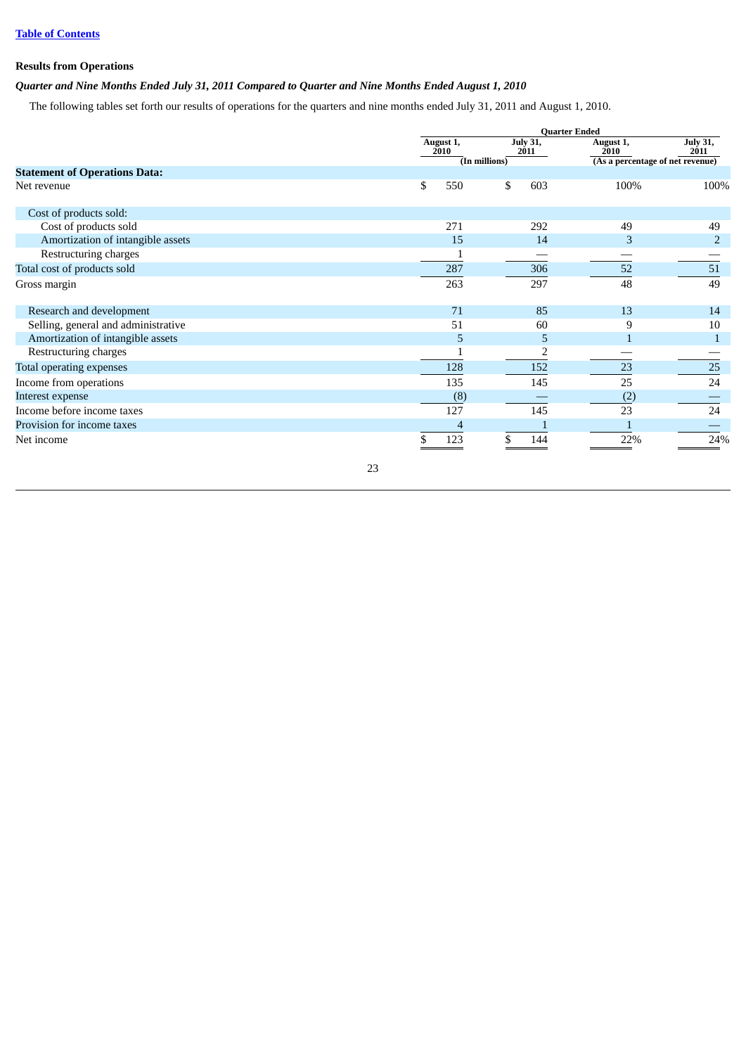[Table of Contents](#)

**Results from Operations**

***Quarter and Nine Months Ended July 31, 2011 Compared to Quarter and Nine Months Ended August 1, 2010***

The following tables set forth our results of operations for the quarters and nine months ended July 31, 2011 and August 1, 2010.

| | Quarter Ended | | | |
|---|---|---|---|---|
| | August 1, 2010 | July 31, 2011 | August 1, 2010 | July 31, 2011 |
| | (In millions) | | (As a percentage of net revenue) | |
| **Statement of Operations Data:** | | | | |
| Net revenue | $ 550 | $ 603 | 100% | 100% |
| Cost of products sold: | | | | |
| Cost of products sold | 271 | 292 | 49 | 49 |
| Amortization of intangible assets | 15 | 14 | 3 | 2 |
| Restructuring charges | 1 | — | — | — |
| Total cost of products sold | 287 | 306 | 52 | 51 |
| Gross margin | 263 | 297 | 48 | 49 |
| Research and development | 71 | 85 | 13 | 14 |
| Selling, general and administrative | 51 | 60 | 9 | 10 |
| Amortization of intangible assets | 5 | 5 | 1 | 1 |
| Restructuring charges | 1 | 2 | — | — |
| Total operating expenses | 128 | 152 | 23 | 25 |
| Income from operations | 135 | 145 | 25 | 24 |
| Interest expense | (8) | — | (2) | — |
| Income before income taxes | 127 | 145 | 23 | 24 |
| Provision for income taxes | 4 | 1 | 1 | — |
| Net income | $ 123 | $ 144 | 22% | 24% |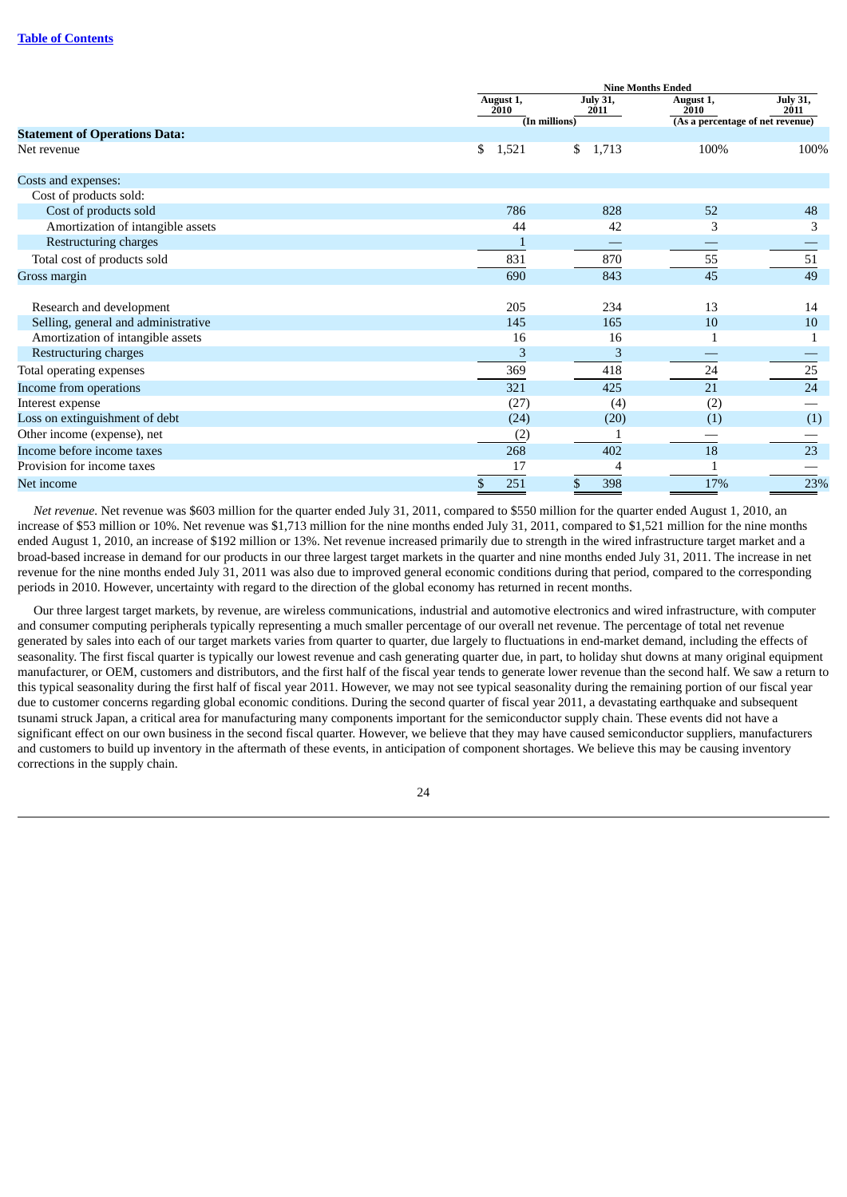| | Nine Months Ended | | | |
|---|---|---|---|---|
| | August 1, 2010 | July 31, 2011 | August 1, 2010 | July 31, 2011 |
| | (In millions) | | (As a percentage of net revenue) | |
| **Statement of Operations Data:** | | | | |
| Net revenue | $ 1,521 | $ 1,713 | 100% | 100% |
| Costs and expenses: | | | | |
| Cost of products sold: | | | | |
| Cost of products sold | 786 | 828 | 52 | 48 |
| Amortization of intangible assets | 44 | 42 | 3 | 3 |
| Restructuring charges | 1 | — | — | — |
| Total cost of products sold | 831 | 870 | 55 | 51 |
| Gross margin | 690 | 843 | 45 | 49 |
| Research and development | 205 | 234 | 13 | 14 |
| Selling, general and administrative | 145 | 165 | 10 | 10 |
| Amortization of intangible assets | 16 | 16 | 1 | 1 |
| Restructuring charges | 3 | 3 | — | — |
| Total operating expenses | 369 | 418 | 24 | 25 |
| Income from operations | 321 | 425 | 21 | 24 |
| Interest expense | (27) | (4) | (2) | — |
| Loss on extinguishment of debt | (24) | (20) | (1) | (1) |
| Other income (expense), net | (2) | 1 | — | — |
| Income before income taxes | 268 | 402 | 18 | 23 |
| Provision for income taxes | 17 | 4 | 1 | — |
| Net income | $ 251 | $ 398 | 17% | 23% |

*Net revenue.* Net revenue was $603 million for the quarter ended July 31, 2011, compared to $550 million for the quarter ended August 1, 2010, an increase of $53 million or 10%. Net revenue was $1,713 million for the nine months ended July 31, 2011, compared to $1,521 million for the nine months ended August 1, 2010, an increase of $192 million or 13%. Net revenue increased primarily due to strength in the wired infrastructure target market and a broad-based increase in demand for our products in our three largest target markets in the quarter and nine months ended July 31, 2011. The increase in net revenue for the nine months ended July 31, 2011 was also due to improved general economic conditions during that period, compared to the corresponding periods in 2010. However, uncertainty with regard to the direction of the global economy has returned in recent months.

Our three largest target markets, by revenue, are wireless communications, industrial and automotive electronics and wired infrastructure, with computer and consumer computing peripherals typically representing a much smaller percentage of our overall net revenue. The percentage of total net revenue generated by sales into each of our target markets varies from quarter to quarter, due largely to fluctuations in end-market demand, including the effects of seasonality. The first fiscal quarter is typically our lowest revenue and cash generating quarter due, in part, to holiday shut downs at many original equipment manufacturer, or OEM, customers and distributors, and the first half of the fiscal year tends to generate lower revenue than the second half. We saw a return to this typical seasonality during the first half of fiscal year 2011. However, we may not see typical seasonality during the remaining portion of our fiscal year due to customer concerns regarding global economic conditions. During the second quarter of fiscal year 2011, a devastating earthquake and subsequent tsunami struck Japan, a critical area for manufacturing many components important for the semiconductor supply chain. These events did not have a significant effect on our own business in the second fiscal quarter. However, we believe that they may have caused semiconductor suppliers, manufacturers and customers to build up inventory in the aftermath of these events, in anticipation of component shortages. We believe this may be causing inventory corrections in the supply chain.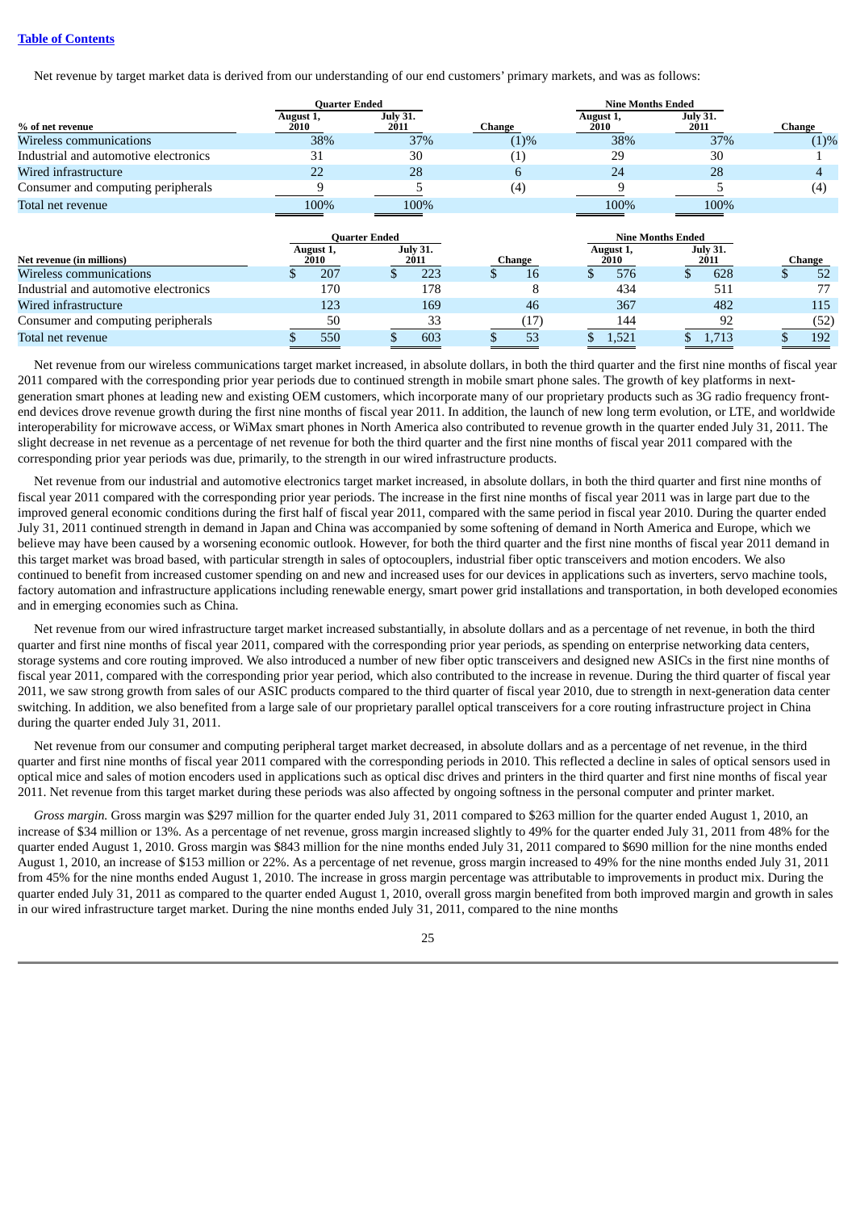[Table of Contents](#)

Net revenue by target market data is derived from our understanding of our end customers' primary markets, and was as follows:

| % of net revenue | Quarter Ended | | Change | Nine Months Ended | | Change |
|---|---|---|---|---|---|---|
| | August 1, 2010 | July 31. 2011 | | August 1, 2010 | July 31. 2011 | |
| Wireless communications | 38% | 37% | (1)% | 38% | 37% | (1)% |
| Industrial and automotive electronics | 31 | 30 | (1) | 29 | 30 | 1 |
| Wired infrastructure | 22 | 28 | 6 | 24 | 28 | 4 |
| Consumer and computing peripherals | 9 | 5 | (4) | 9 | 5 | (4) |
| Total net revenue | 100% | 100% | | 100% | 100% | |

| Net revenue (in millions) | Quarter Ended | | Change | Nine Months Ended | | Change |
|---|---|---|---|---|---|---|
| | August 1, 2010 | July 31. 2011 | | August 1, 2010 | July 31. 2011 | |
| Wireless communications | $ 207 | $ 223 | $ 16 | $ 576 | $ 628 | $ 52 |
| Industrial and automotive electronics | 170 | 178 | 8 | 434 | 511 | 77 |
| Wired infrastructure | 123 | 169 | 46 | 367 | 482 | 115 |
| Consumer and computing peripherals | 50 | 33 | (17) | 144 | 92 | (52) |
| Total net revenue | $ 550 | $ 603 | $ 53 | $ 1,521 | $ 1,713 | $ 192 |

Net revenue from our wireless communications target market increased, in absolute dollars, in both the third quarter and the first nine months of fiscal year 2011 compared with the corresponding prior year periods due to continued strength in mobile smart phone sales. The growth of key platforms in next-generation smart phones at leading new and existing OEM customers, which incorporate many of our proprietary products such as 3G radio frequency front-end devices drove revenue growth during the first nine months of fiscal year 2011. In addition, the launch of new long term evolution, or LTE, and worldwide interoperability for microwave access, or WiMax smart phones in North America also contributed to revenue growth in the quarter ended July 31, 2011. The slight decrease in net revenue as a percentage of net revenue for both the third quarter and the first nine months of fiscal year 2011 compared with the corresponding prior year periods was due, primarily, to the strength in our wired infrastructure products.

Net revenue from our industrial and automotive electronics target market increased, in absolute dollars, in both the third quarter and first nine months of fiscal year 2011 compared with the corresponding prior year periods. The increase in the first nine months of fiscal year 2011 was in large part due to the improved general economic conditions during the first half of fiscal year 2011, compared with the same period in fiscal year 2010. During the quarter ended July 31, 2011 continued strength in demand in Japan and China was accompanied by some softening of demand in North America and Europe, which we believe may have been caused by a worsening economic outlook. However, for both the third quarter and the first nine months of fiscal year 2011 demand in this target market was broad based, with particular strength in sales of optocouplers, industrial fiber optic transceivers and motion encoders. We also continued to benefit from increased customer spending on and new and increased uses for our devices in applications such as inverters, servo machine tools, factory automation and infrastructure applications including renewable energy, smart power grid installations and transportation, in both developed economies and in emerging economies such as China.

Net revenue from our wired infrastructure target market increased substantially, in absolute dollars and as a percentage of net revenue, in both the third quarter and first nine months of fiscal year 2011, compared with the corresponding prior year periods, as spending on enterprise networking data centers, storage systems and core routing improved. We also introduced a number of new fiber optic transceivers and designed new ASICs in the first nine months of fiscal year 2011, compared with the corresponding prior year period, which also contributed to the increase in revenue. During the third quarter of fiscal year 2011, we saw strong growth from sales of our ASIC products compared to the third quarter of fiscal year 2010, due to strength in next-generation data center switching. In addition, we also benefited from a large sale of our proprietary parallel optical transceivers for a core routing infrastructure project in China during the quarter ended July 31, 2011.

Net revenue from our consumer and computing peripheral target market decreased, in absolute dollars and as a percentage of net revenue, in the third quarter and first nine months of fiscal year 2011 compared with the corresponding periods in 2010. This reflected a decline in sales of optical sensors used in optical mice and sales of motion encoders used in applications such as optical disc drives and printers in the third quarter and first nine months of fiscal year 2011. Net revenue from this target market during these periods was also affected by ongoing softness in the personal computer and printer market.

*Gross margin.* Gross margin was $297 million for the quarter ended July 31, 2011 compared to $263 million for the quarter ended August 1, 2010, an increase of $34 million or 13%. As a percentage of net revenue, gross margin increased slightly to 49% for the quarter ended July 31, 2011 from 48% for the quarter ended August 1, 2010. Gross margin was $843 million for the nine months ended July 31, 2011 compared to $690 million for the nine months ended August 1, 2010, an increase of $153 million or 22%. As a percentage of net revenue, gross margin increased to 49% for the nine months ended July 31, 2011 from 45% for the nine months ended August 1, 2010. The increase in gross margin percentage was attributable to improvements in product mix. During the quarter ended July 31, 2011 as compared to the quarter ended August 1, 2010, overall gross margin benefited from both improved margin and growth in sales in our wired infrastructure target market. During the nine months ended July 31, 2011, compared to the nine months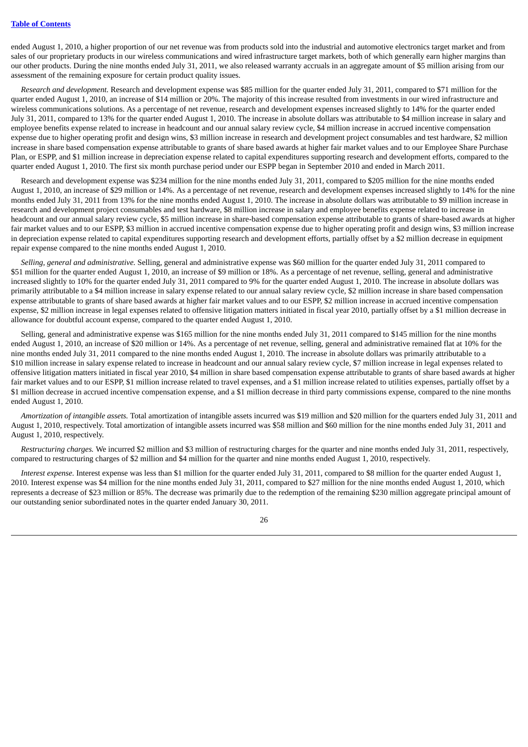ended August 1, 2010, a higher proportion of our net revenue was from products sold into the industrial and automotive electronics target market and from sales of our proprietary products in our wireless communications and wired infrastructure target markets, both of which generally earn higher margins than our other products. During the nine months ended July 31, 2011, we also released warranty accruals in an aggregate amount of $5 million arising from our assessment of the remaining exposure for certain product quality issues.

*Research and development.* Research and development expense was $85 million for the quarter ended July 31, 2011, compared to $71 million for the quarter ended August 1, 2010, an increase of $14 million or 20%. The majority of this increase resulted from investments in our wired infrastructure and wireless communications solutions. As a percentage of net revenue, research and development expenses increased slightly to 14% for the quarter ended July 31, 2011, compared to 13% for the quarter ended August 1, 2010. The increase in absolute dollars was attributable to $4 million increase in salary and employee benefits expense related to increase in headcount and our annual salary review cycle, $4 million increase in accrued incentive compensation expense due to higher operating profit and design wins, $3 million increase in research and development project consumables and test hardware, $2 million increase in share based compensation expense attributable to grants of share based awards at higher fair market values and to our Employee Share Purchase Plan, or ESPP, and $1 million increase in depreciation expense related to capital expenditures supporting research and development efforts, compared to the quarter ended August 1, 2010. The first six month purchase period under our ESPP began in September 2010 and ended in March 2011.

Research and development expense was $234 million for the nine months ended July 31, 2011, compared to $205 million for the nine months ended August 1, 2010, an increase of $29 million or 14%. As a percentage of net revenue, research and development expenses increased slightly to 14% for the nine months ended July 31, 2011 from 13% for the nine months ended August 1, 2010. The increase in absolute dollars was attributable to $9 million increase in research and development project consumables and test hardware, $8 million increase in salary and employee benefits expense related to increase in headcount and our annual salary review cycle, $5 million increase in share-based compensation expense attributable to grants of share-based awards at higher fair market values and to our ESPP, $3 million in accrued incentive compensation expense due to higher operating profit and design wins, $3 million increase in depreciation expense related to capital expenditures supporting research and development efforts, partially offset by a $2 million decrease in equipment repair expense compared to the nine months ended August 1, 2010.

*Selling, general and administrative.* Selling, general and administrative expense was $60 million for the quarter ended July 31, 2011 compared to $51 million for the quarter ended August 1, 2010, an increase of $9 million or 18%. As a percentage of net revenue, selling, general and administrative increased slightly to 10% for the quarter ended July 31, 2011 compared to 9% for the quarter ended August 1, 2010. The increase in absolute dollars was primarily attributable to a $4 million increase in salary expense related to our annual salary review cycle, $2 million increase in share based compensation expense attributable to grants of share based awards at higher fair market values and to our ESPP, $2 million increase in accrued incentive compensation expense, $2 million increase in legal expenses related to offensive litigation matters initiated in fiscal year 2010, partially offset by a $1 million decrease in allowance for doubtful account expense, compared to the quarter ended August 1, 2010.

Selling, general and administrative expense was $165 million for the nine months ended July 31, 2011 compared to $145 million for the nine months ended August 1, 2010, an increase of $20 million or 14%. As a percentage of net revenue, selling, general and administrative remained flat at 10% for the nine months ended July 31, 2011 compared to the nine months ended August 1, 2010. The increase in absolute dollars was primarily attributable to a $10 million increase in salary expense related to increase in headcount and our annual salary review cycle, $7 million increase in legal expenses related to offensive litigation matters initiated in fiscal year 2010, $4 million in share based compensation expense attributable to grants of share based awards at higher fair market values and to our ESPP, $1 million increase related to travel expenses, and a $1 million increase related to utilities expenses, partially offset by a $1 million decrease in accrued incentive compensation expense, and a $1 million decrease in third party commissions expense, compared to the nine months ended August 1, 2010.

*Amortization of intangible assets.* Total amortization of intangible assets incurred was $19 million and $20 million for the quarters ended July 31, 2011 and August 1, 2010, respectively. Total amortization of intangible assets incurred was $58 million and $60 million for the nine months ended July 31, 2011 and August 1, 2010, respectively.

*Restructuring charges.* We incurred $2 million and $3 million of restructuring charges for the quarter and nine months ended July 31, 2011, respectively, compared to restructuring charges of $2 million and $4 million for the quarter and nine months ended August 1, 2010, respectively.

*Interest expense.* Interest expense was less than $1 million for the quarter ended July 31, 2011, compared to $8 million for the quarter ended August 1, 2010. Interest expense was $4 million for the nine months ended July 31, 2011, compared to $27 million for the nine months ended August 1, 2010, which represents a decrease of $23 million or 85%. The decrease was primarily due to the redemption of the remaining $230 million aggregate principal amount of our outstanding senior subordinated notes in the quarter ended January 30, 2011.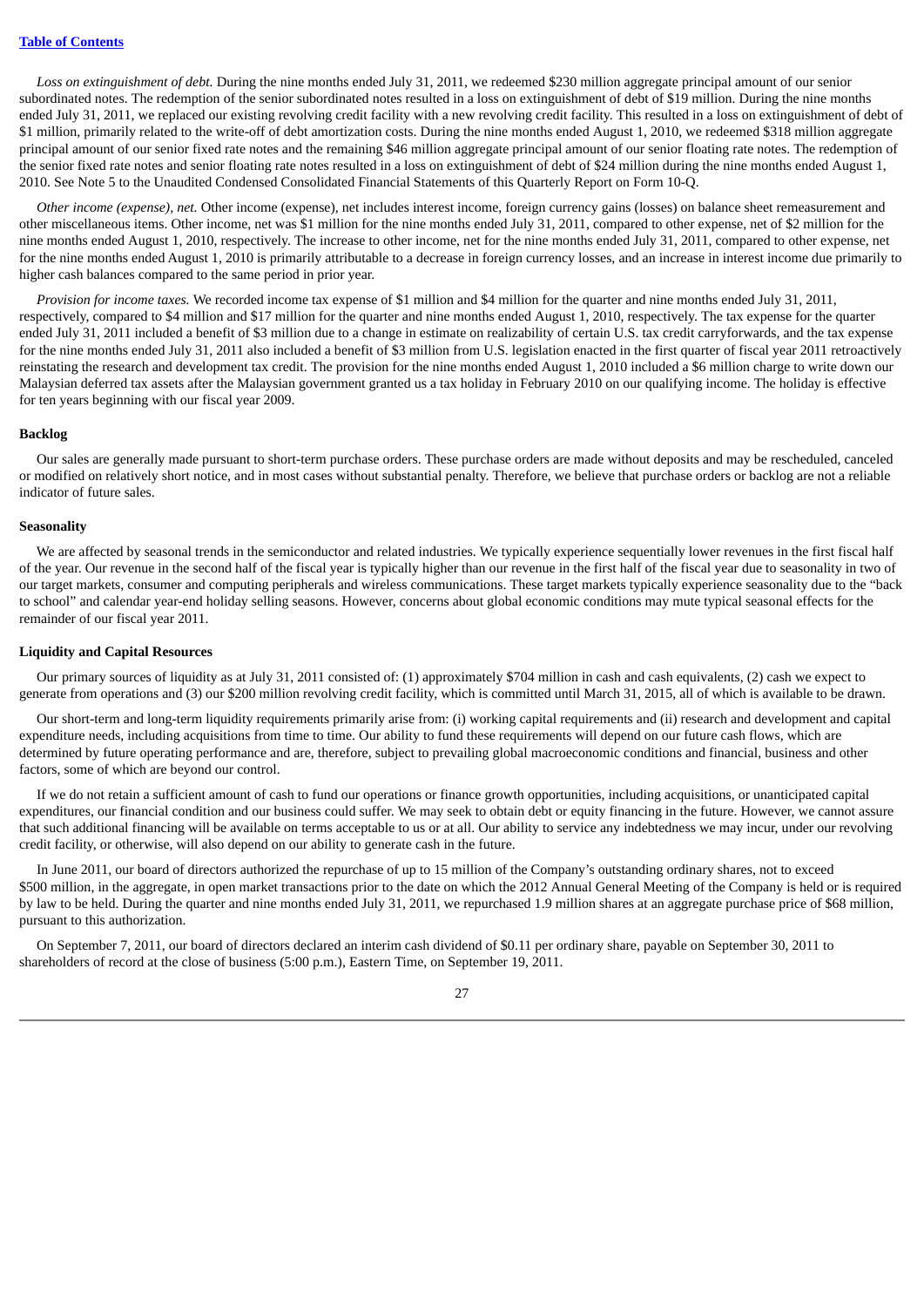*Loss on extinguishment of debt.* During the nine months ended July 31, 2011, we redeemed $230 million aggregate principal amount of our senior subordinated notes. The redemption of the senior subordinated notes resulted in a loss on extinguishment of debt of $19 million. During the nine months ended July 31, 2011, we replaced our existing revolving credit facility with a new revolving credit facility. This resulted in a loss on extinguishment of debt of $1 million, primarily related to the write-off of debt amortization costs. During the nine months ended August 1, 2010, we redeemed $318 million aggregate principal amount of our senior fixed rate notes and the remaining $46 million aggregate principal amount of our senior floating rate notes. The redemption of the senior fixed rate notes and senior floating rate notes resulted in a loss on extinguishment of debt of $24 million during the nine months ended August 1, 2010. See Note 5 to the Unaudited Condensed Consolidated Financial Statements of this Quarterly Report on Form 10-Q.

*Other income (expense), net.* Other income (expense), net includes interest income, foreign currency gains (losses) on balance sheet remeasurement and other miscellaneous items. Other income, net was $1 million for the nine months ended July 31, 2011, compared to other expense, net of $2 million for the nine months ended August 1, 2010, respectively. The increase to other income, net for the nine months ended July 31, 2011, compared to other expense, net for the nine months ended August 1, 2010 is primarily attributable to a decrease in foreign currency losses, and an increase in interest income due primarily to higher cash balances compared to the same period in prior year.

*Provision for income taxes.* We recorded income tax expense of $1 million and $4 million for the quarter and nine months ended July 31, 2011, respectively, compared to $4 million and $17 million for the quarter and nine months ended August 1, 2010, respectively. The tax expense for the quarter ended July 31, 2011 included a benefit of $3 million due to a change in estimate on realizability of certain U.S. tax credit carryforwards, and the tax expense for the nine months ended July 31, 2011 also included a benefit of $3 million from U.S. legislation enacted in the first quarter of fiscal year 2011 retroactively reinstating the research and development tax credit. The provision for the nine months ended August 1, 2010 included a $6 million charge to write down our Malaysian deferred tax assets after the Malaysian government granted us a tax holiday in February 2010 on our qualifying income. The holiday is effective for ten years beginning with our fiscal year 2009.

#### Backlog

Our sales are generally made pursuant to short-term purchase orders. These purchase orders are made without deposits and may be rescheduled, canceled or modified on relatively short notice, and in most cases without substantial penalty. Therefore, we believe that purchase orders or backlog are not a reliable indicator of future sales.

#### Seasonality

We are affected by seasonal trends in the semiconductor and related industries. We typically experience sequentially lower revenues in the first fiscal half of the year. Our revenue in the second half of the fiscal year is typically higher than our revenue in the first half of the fiscal year due to seasonality in two of our target markets, consumer and computing peripherals and wireless communications. These target markets typically experience seasonality due to the "back to school" and calendar year-end holiday selling seasons. However, concerns about global economic conditions may mute typical seasonal effects for the remainder of our fiscal year 2011.

#### Liquidity and Capital Resources

Our primary sources of liquidity as at July 31, 2011 consisted of: (1) approximately $704 million in cash and cash equivalents, (2) cash we expect to generate from operations and (3) our $200 million revolving credit facility, which is committed until March 31, 2015, all of which is available to be drawn.

Our short-term and long-term liquidity requirements primarily arise from: (i) working capital requirements and (ii) research and development and capital expenditure needs, including acquisitions from time to time. Our ability to fund these requirements will depend on our future cash flows, which are determined by future operating performance and are, therefore, subject to prevailing global macroeconomic conditions and financial, business and other factors, some of which are beyond our control.

If we do not retain a sufficient amount of cash to fund our operations or finance growth opportunities, including acquisitions, or unanticipated capital expenditures, our financial condition and our business could suffer. We may seek to obtain debt or equity financing in the future. However, we cannot assure that such additional financing will be available on terms acceptable to us or at all. Our ability to service any indebtedness we may incur, under our revolving credit facility, or otherwise, will also depend on our ability to generate cash in the future.

In June 2011, our board of directors authorized the repurchase of up to 15 million of the Company's outstanding ordinary shares, not to exceed $500 million, in the aggregate, in open market transactions prior to the date on which the 2012 Annual General Meeting of the Company is held or is required by law to be held. During the quarter and nine months ended July 31, 2011, we repurchased 1.9 million shares at an aggregate purchase price of $68 million, pursuant to this authorization.

On September 7, 2011, our board of directors declared an interim cash dividend of $0.11 per ordinary share, payable on September 30, 2011 to shareholders of record at the close of business (5:00 p.m.), Eastern Time, on September 19, 2011.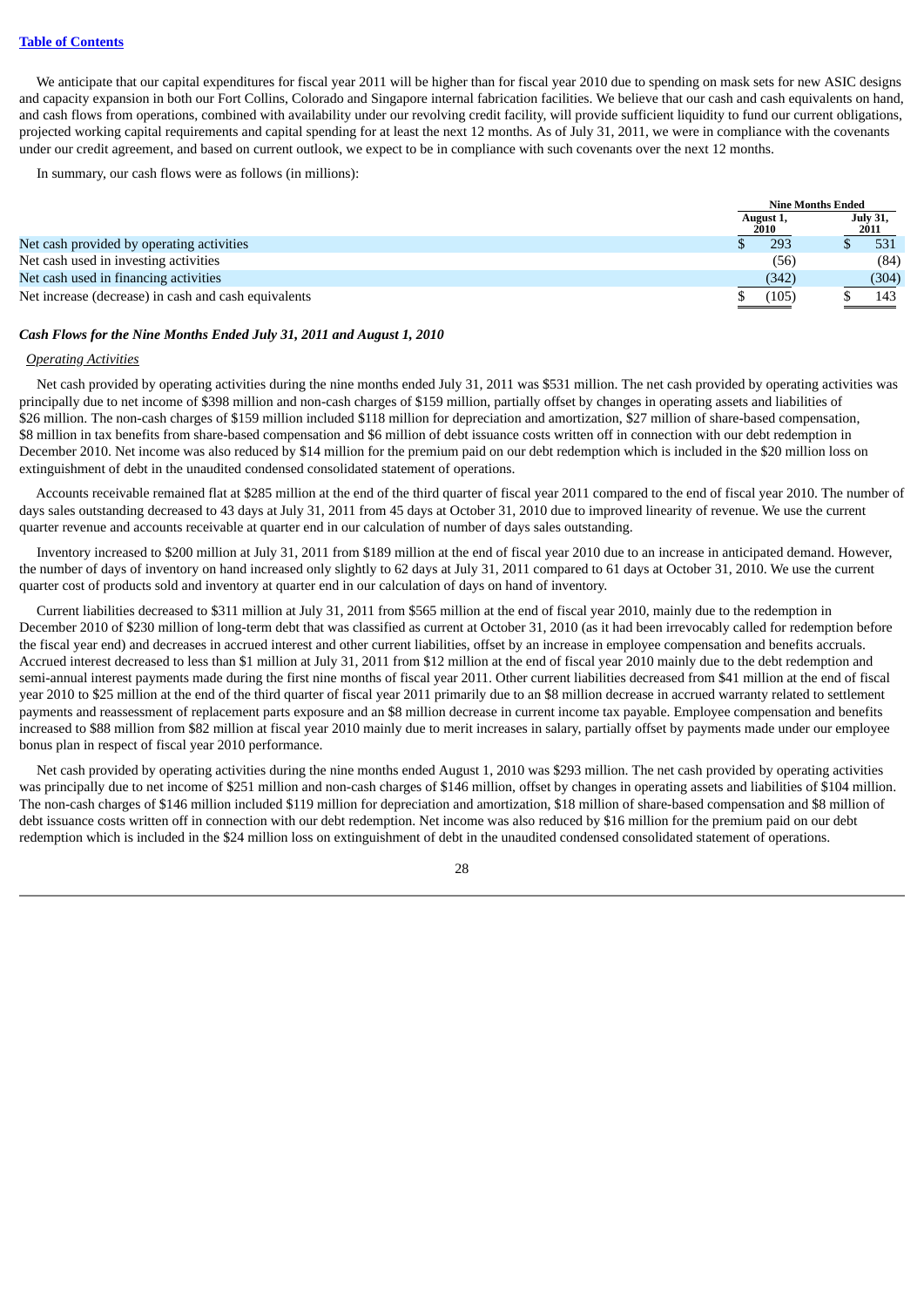We anticipate that our capital expenditures for fiscal year 2011 will be higher than for fiscal year 2010 due to spending on mask sets for new ASIC designs and capacity expansion in both our Fort Collins, Colorado and Singapore internal fabrication facilities. We believe that our cash and cash equivalents on hand, and cash flows from operations, combined with availability under our revolving credit facility, will provide sufficient liquidity to fund our current obligations, projected working capital requirements and capital spending for at least the next 12 months. As of July 31, 2011, we were in compliance with the covenants under our credit agreement, and based on current outlook, we expect to be in compliance with such covenants over the next 12 months.

In summary, our cash flows were as follows (in millions):

| | Nine Months Ended | |
|---|---|---|
| | August 1, 2010 | July 31, 2011 |
| Net cash provided by operating activities | $ 293 | $ 531 |
| Net cash used in investing activities | (56) | (84) |
| Net cash used in financing activities | (342) | (304) |
| Net increase (decrease) in cash and cash equivalents | $ (105) | $ 143 |

***Cash Flows for the Nine Months Ended July 31, 2011 and August 1, 2010***

*Operating Activities*

Net cash provided by operating activities during the nine months ended July 31, 2011 was $531 million. The net cash provided by operating activities was principally due to net income of $398 million and non-cash charges of $159 million, partially offset by changes in operating assets and liabilities of $26 million. The non-cash charges of $159 million included $118 million for depreciation and amortization, $27 million of share-based compensation, $8 million in tax benefits from share-based compensation and $6 million of debt issuance costs written off in connection with our debt redemption in December 2010. Net income was also reduced by $14 million for the premium paid on our debt redemption which is included in the $20 million loss on extinguishment of debt in the unaudited condensed consolidated statement of operations.

Accounts receivable remained flat at $285 million at the end of the third quarter of fiscal year 2011 compared to the end of fiscal year 2010. The number of days sales outstanding decreased to 43 days at July 31, 2011 from 45 days at October 31, 2010 due to improved linearity of revenue. We use the current quarter revenue and accounts receivable at quarter end in our calculation of number of days sales outstanding.

Inventory increased to $200 million at July 31, 2011 from $189 million at the end of fiscal year 2010 due to an increase in anticipated demand. However, the number of days of inventory on hand increased only slightly to 62 days at July 31, 2011 compared to 61 days at October 31, 2010. We use the current quarter cost of products sold and inventory at quarter end in our calculation of days on hand of inventory.

Current liabilities decreased to $311 million at July 31, 2011 from $565 million at the end of fiscal year 2010, mainly due to the redemption in December 2010 of $230 million of long-term debt that was classified as current at October 31, 2010 (as it had been irrevocably called for redemption before the fiscal year end) and decreases in accrued interest and other current liabilities, offset by an increase in employee compensation and benefits accruals. Accrued interest decreased to less than $1 million at July 31, 2011 from $12 million at the end of fiscal year 2010 mainly due to the debt redemption and semi-annual interest payments made during the first nine months of fiscal year 2011. Other current liabilities decreased from $41 million at the end of fiscal year 2010 to $25 million at the end of the third quarter of fiscal year 2011 primarily due to an $8 million decrease in accrued warranty related to settlement payments and reassessment of replacement parts exposure and an $8 million decrease in current income tax payable. Employee compensation and benefits increased to $88 million from $82 million at fiscal year 2010 mainly due to merit increases in salary, partially offset by payments made under our employee bonus plan in respect of fiscal year 2010 performance.

Net cash provided by operating activities during the nine months ended August 1, 2010 was $293 million. The net cash provided by operating activities was principally due to net income of $251 million and non-cash charges of $146 million, offset by changes in operating assets and liabilities of $104 million. The non-cash charges of $146 million included $119 million for depreciation and amortization, $18 million of share-based compensation and $8 million of debt issuance costs written off in connection with our debt redemption. Net income was also reduced by $16 million for the premium paid on our debt redemption which is included in the $24 million loss on extinguishment of debt in the unaudited condensed consolidated statement of operations.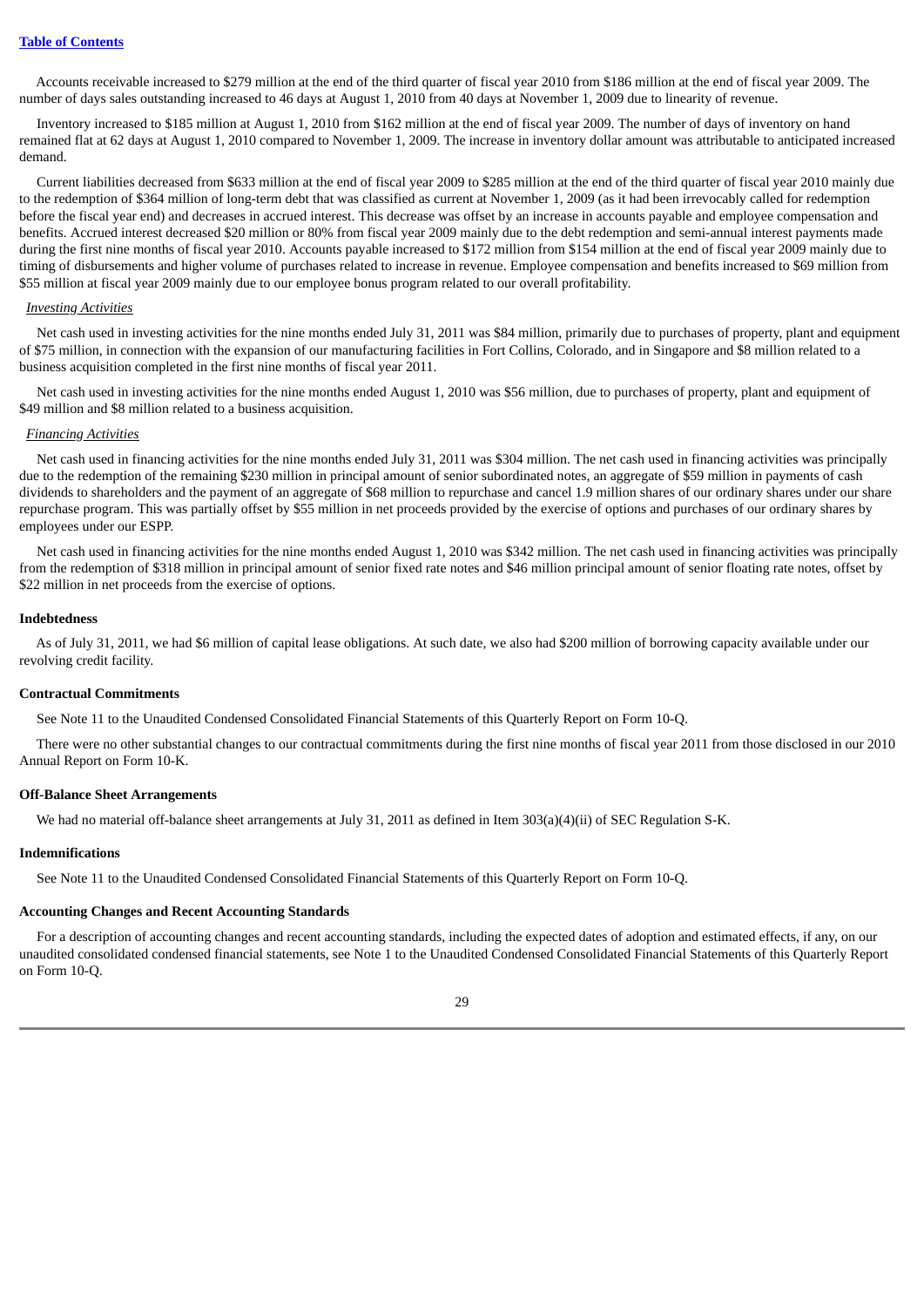Accounts receivable increased to $279 million at the end of the third quarter of fiscal year 2010 from $186 million at the end of fiscal year 2009. The number of days sales outstanding increased to 46 days at August 1, 2010 from 40 days at November 1, 2009 due to linearity of revenue.

Inventory increased to $185 million at August 1, 2010 from $162 million at the end of fiscal year 2009. The number of days of inventory on hand remained flat at 62 days at August 1, 2010 compared to November 1, 2009. The increase in inventory dollar amount was attributable to anticipated increased demand.

Current liabilities decreased from $633 million at the end of fiscal year 2009 to $285 million at the end of the third quarter of fiscal year 2010 mainly due to the redemption of $364 million of long-term debt that was classified as current at November 1, 2009 (as it had been irrevocably called for redemption before the fiscal year end) and decreases in accrued interest. This decrease was offset by an increase in accounts payable and employee compensation and benefits. Accrued interest decreased $20 million or 80% from fiscal year 2009 mainly due to the debt redemption and semi-annual interest payments made during the first nine months of fiscal year 2010. Accounts payable increased to $172 million from $154 million at the end of fiscal year 2009 mainly due to timing of disbursements and higher volume of purchases related to increase in revenue. Employee compensation and benefits increased to $69 million from $55 million at fiscal year 2009 mainly due to our employee bonus program related to our overall profitability.

*Investing Activities*

Net cash used in investing activities for the nine months ended July 31, 2011 was $84 million, primarily due to purchases of property, plant and equipment of $75 million, in connection with the expansion of our manufacturing facilities in Fort Collins, Colorado, and in Singapore and $8 million related to a business acquisition completed in the first nine months of fiscal year 2011.

Net cash used in investing activities for the nine months ended August 1, 2010 was $56 million, due to purchases of property, plant and equipment of $49 million and $8 million related to a business acquisition.

*Financing Activities*

Net cash used in financing activities for the nine months ended July 31, 2011 was $304 million. The net cash used in financing activities was principally due to the redemption of the remaining $230 million in principal amount of senior subordinated notes, an aggregate of $59 million in payments of cash dividends to shareholders and the payment of an aggregate of $68 million to repurchase and cancel 1.9 million shares of our ordinary shares under our share repurchase program. This was partially offset by $55 million in net proceeds provided by the exercise of options and purchases of our ordinary shares by employees under our ESPP.

Net cash used in financing activities for the nine months ended August 1, 2010 was $342 million. The net cash used in financing activities was principally from the redemption of $318 million in principal amount of senior fixed rate notes and $46 million principal amount of senior floating rate notes, offset by $22 million in net proceeds from the exercise of options.

**Indebtedness**

As of July 31, 2011, we had $6 million of capital lease obligations. At such date, we also had $200 million of borrowing capacity available under our revolving credit facility.

**Contractual Commitments**

See Note 11 to the Unaudited Condensed Consolidated Financial Statements of this Quarterly Report on Form 10-Q.

There were no other substantial changes to our contractual commitments during the first nine months of fiscal year 2011 from those disclosed in our 2010 Annual Report on Form 10-K.

**Off-Balance Sheet Arrangements**

We had no material off-balance sheet arrangements at July 31, 2011 as defined in Item 303(a)(4)(ii) of SEC Regulation S-K.

**Indemnifications**

See Note 11 to the Unaudited Condensed Consolidated Financial Statements of this Quarterly Report on Form 10-Q.

**Accounting Changes and Recent Accounting Standards**

For a description of accounting changes and recent accounting standards, including the expected dates of adoption and estimated effects, if any, on our unaudited consolidated condensed financial statements, see Note 1 to the Unaudited Condensed Consolidated Financial Statements of this Quarterly Report on Form 10-Q.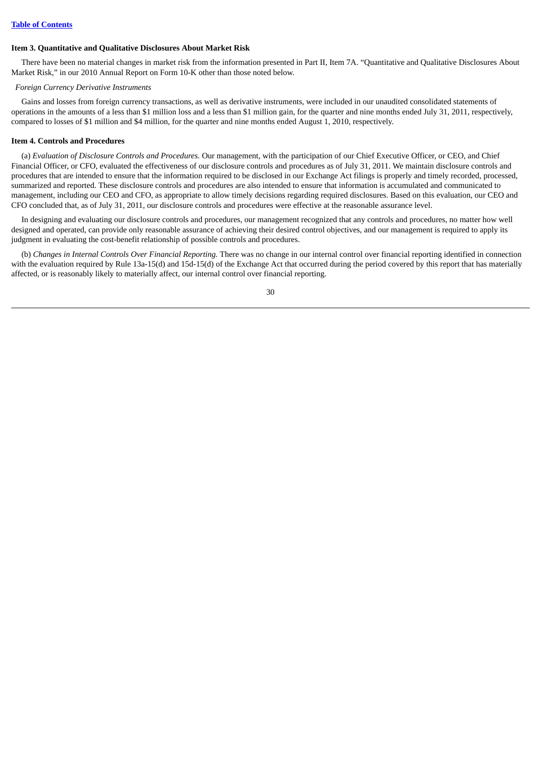## Item 3. Quantitative and Qualitative Disclosures About Market Risk

There have been no material changes in market risk from the information presented in Part II, Item 7A. "Quantitative and Qualitative Disclosures About Market Risk," in our 2010 Annual Report on Form 10-K other than those noted below.

*Foreign Currency Derivative Instruments*

Gains and losses from foreign currency transactions, as well as derivative instruments, were included in our unaudited consolidated statements of operations in the amounts of a less than $1 million loss and a less than $1 million gain, for the quarter and nine months ended July 31, 2011, respectively, compared to losses of $1 million and $4 million, for the quarter and nine months ended August 1, 2010, respectively.

## Item 4. Controls and Procedures

(a) *Evaluation of Disclosure Controls and Procedures.* Our management, with the participation of our Chief Executive Officer, or CEO, and Chief Financial Officer, or CFO, evaluated the effectiveness of our disclosure controls and procedures as of July 31, 2011. We maintain disclosure controls and procedures that are intended to ensure that the information required to be disclosed in our Exchange Act filings is properly and timely recorded, processed, summarized and reported. These disclosure controls and procedures are also intended to ensure that information is accumulated and communicated to management, including our CEO and CFO, as appropriate to allow timely decisions regarding required disclosures. Based on this evaluation, our CEO and CFO concluded that, as of July 31, 2011, our disclosure controls and procedures were effective at the reasonable assurance level.

In designing and evaluating our disclosure controls and procedures, our management recognized that any controls and procedures, no matter how well designed and operated, can provide only reasonable assurance of achieving their desired control objectives, and our management is required to apply its judgment in evaluating the cost-benefit relationship of possible controls and procedures.

(b) *Changes in Internal Controls Over Financial Reporting.* There was no change in our internal control over financial reporting identified in connection with the evaluation required by Rule 13a-15(d) and 15d-15(d) of the Exchange Act that occurred during the period covered by this report that has materially affected, or is reasonably likely to materially affect, our internal control over financial reporting.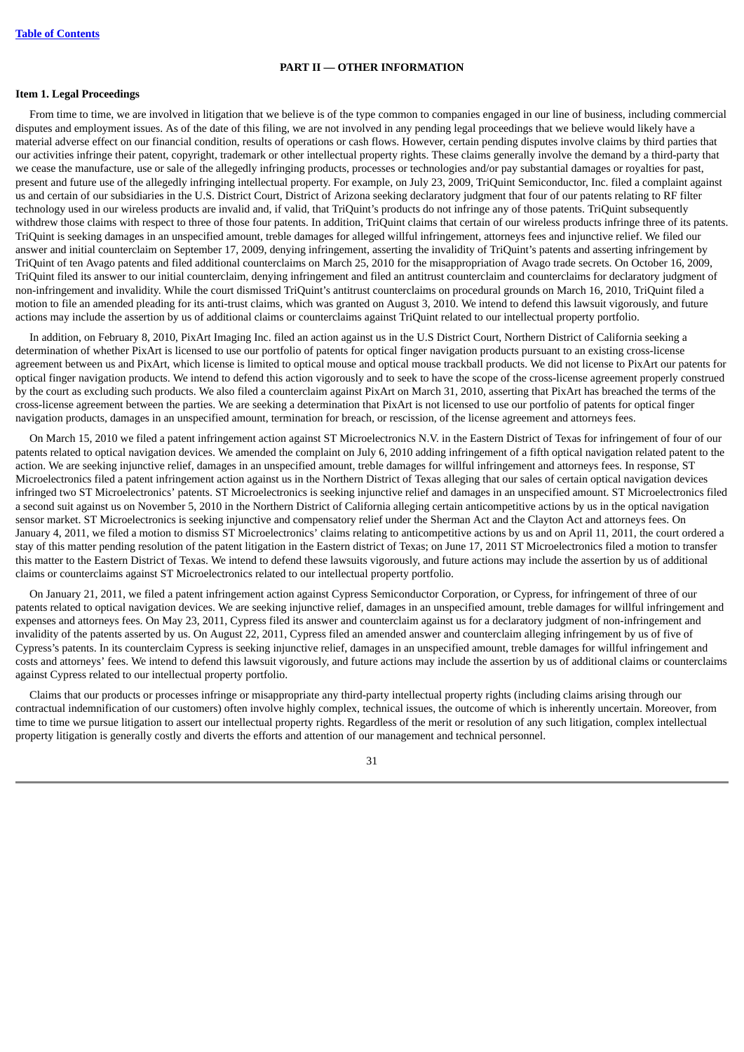## PART II — OTHER INFORMATION

### Item 1. Legal Proceedings

From time to time, we are involved in litigation that we believe is of the type common to companies engaged in our line of business, including commercial disputes and employment issues. As of the date of this filing, we are not involved in any pending legal proceedings that we believe would likely have a material adverse effect on our financial condition, results of operations or cash flows. However, certain pending disputes involve claims by third parties that our activities infringe their patent, copyright, trademark or other intellectual property rights. These claims generally involve the demand by a third-party that we cease the manufacture, use or sale of the allegedly infringing products, processes or technologies and/or pay substantial damages or royalties for past, present and future use of the allegedly infringing intellectual property. For example, on July 23, 2009, TriQuint Semiconductor, Inc. filed a complaint against us and certain of our subsidiaries in the U.S. District Court, District of Arizona seeking declaratory judgment that four of our patents relating to RF filter technology used in our wireless products are invalid and, if valid, that TriQuint's products do not infringe any of those patents. TriQuint subsequently withdrew those claims with respect to three of those four patents. In addition, TriQuint claims that certain of our wireless products infringe three of its patents. TriQuint is seeking damages in an unspecified amount, treble damages for alleged willful infringement, attorneys fees and injunctive relief. We filed our answer and initial counterclaim on September 17, 2009, denying infringement, asserting the invalidity of TriQuint's patents and asserting infringement by TriQuint of ten Avago patents and filed additional counterclaims on March 25, 2010 for the misappropriation of Avago trade secrets. On October 16, 2009, TriQuint filed its answer to our initial counterclaim, denying infringement and filed an antitrust counterclaim and counterclaims for declaratory judgment of non-infringement and invalidity. While the court dismissed TriQuint's antitrust counterclaims on procedural grounds on March 16, 2010, TriQuint filed a motion to file an amended pleading for its anti-trust claims, which was granted on August 3, 2010. We intend to defend this lawsuit vigorously, and future actions may include the assertion by us of additional claims or counterclaims against TriQuint related to our intellectual property portfolio.

In addition, on February 8, 2010, PixArt Imaging Inc. filed an action against us in the U.S District Court, Northern District of California seeking a determination of whether PixArt is licensed to use our portfolio of patents for optical finger navigation products pursuant to an existing cross-license agreement between us and PixArt, which license is limited to optical mouse and optical mouse trackball products. We did not license to PixArt our patents for optical finger navigation products. We intend to defend this action vigorously and to seek to have the scope of the cross-license agreement properly construed by the court as excluding such products. We also filed a counterclaim against PixArt on March 31, 2010, asserting that PixArt has breached the terms of the cross-license agreement between the parties. We are seeking a determination that PixArt is not licensed to use our portfolio of patents for optical finger navigation products, damages in an unspecified amount, termination for breach, or rescission, of the license agreement and attorneys fees.

On March 15, 2010 we filed a patent infringement action against ST Microelectronics N.V. in the Eastern District of Texas for infringement of four of our patents related to optical navigation devices. We amended the complaint on July 6, 2010 adding infringement of a fifth optical navigation related patent to the action. We are seeking injunctive relief, damages in an unspecified amount, treble damages for willful infringement and attorneys fees. In response, ST Microelectronics filed a patent infringement action against us in the Northern District of Texas alleging that our sales of certain optical navigation devices infringed two ST Microelectronics' patents. ST Microelectronics is seeking injunctive relief and damages in an unspecified amount. ST Microelectronics filed a second suit against us on November 5, 2010 in the Northern District of California alleging certain anticompetitive actions by us in the optical navigation sensor market. ST Microelectronics is seeking injunctive and compensatory relief under the Sherman Act and the Clayton Act and attorneys fees. On January 4, 2011, we filed a motion to dismiss ST Microelectronics' claims relating to anticompetitive actions by us and on April 11, 2011, the court ordered a stay of this matter pending resolution of the patent litigation in the Eastern district of Texas; on June 17, 2011 ST Microelectronics filed a motion to transfer this matter to the Eastern District of Texas. We intend to defend these lawsuits vigorously, and future actions may include the assertion by us of additional claims or counterclaims against ST Microelectronics related to our intellectual property portfolio.

On January 21, 2011, we filed a patent infringement action against Cypress Semiconductor Corporation, or Cypress, for infringement of three of our patents related to optical navigation devices. We are seeking injunctive relief, damages in an unspecified amount, treble damages for willful infringement and expenses and attorneys fees. On May 23, 2011, Cypress filed its answer and counterclaim against us for a declaratory judgment of non-infringement and invalidity of the patents asserted by us. On August 22, 2011, Cypress filed an amended answer and counterclaim alleging infringement by us of five of Cypress's patents. In its counterclaim Cypress is seeking injunctive relief, damages in an unspecified amount, treble damages for willful infringement and costs and attorneys' fees. We intend to defend this lawsuit vigorously, and future actions may include the assertion by us of additional claims or counterclaims against Cypress related to our intellectual property portfolio.

Claims that our products or processes infringe or misappropriate any third-party intellectual property rights (including claims arising through our contractual indemnification of our customers) often involve highly complex, technical issues, the outcome of which is inherently uncertain. Moreover, from time to time we pursue litigation to assert our intellectual property rights. Regardless of the merit or resolution of any such litigation, complex intellectual property litigation is generally costly and diverts the efforts and attention of our management and technical personnel.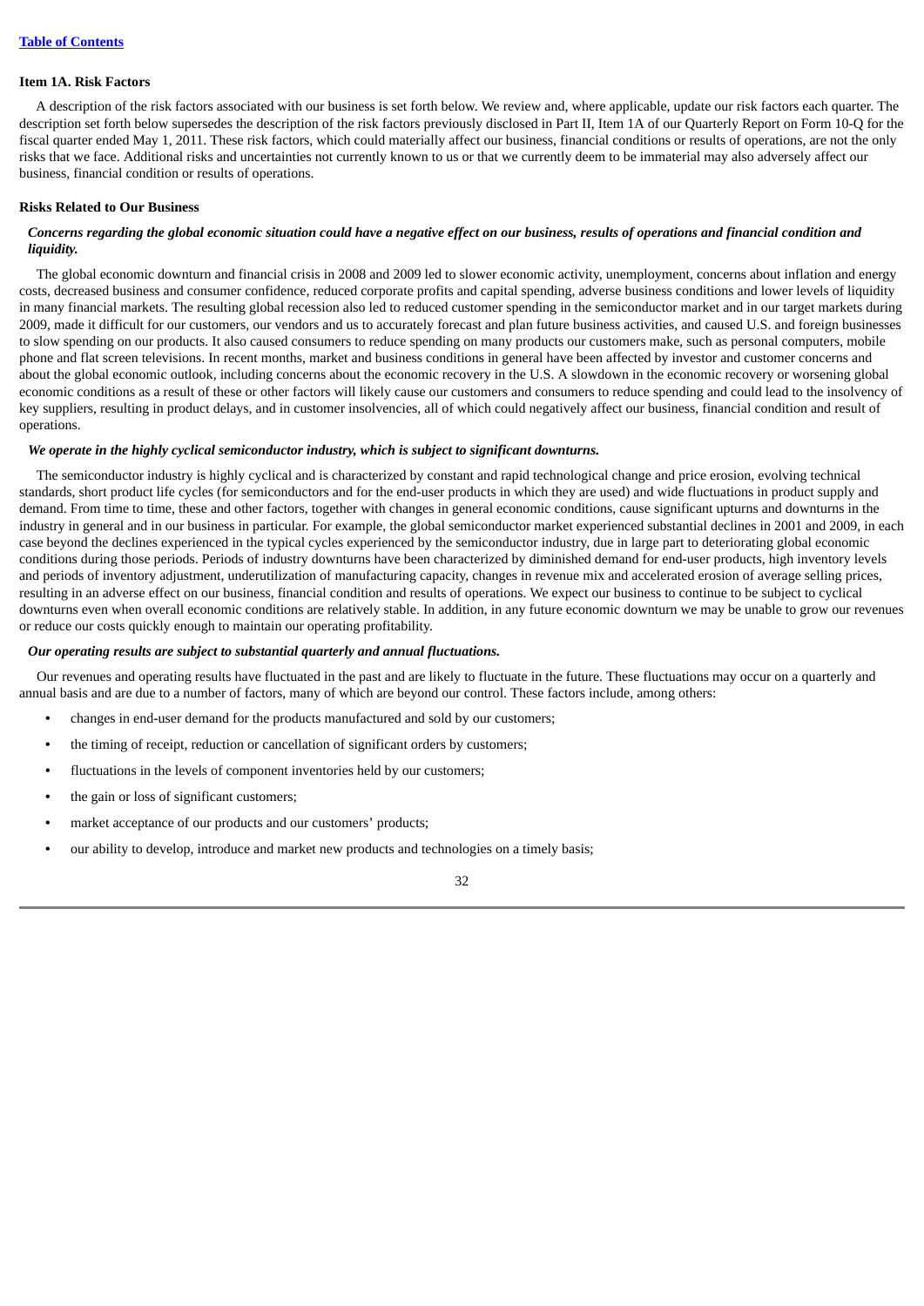## Item 1A. Risk Factors

A description of the risk factors associated with our business is set forth below. We review and, where applicable, update our risk factors each quarter. The description set forth below supersedes the description of the risk factors previously disclosed in Part II, Item 1A of our Quarterly Report on Form 10-Q for the fiscal quarter ended May 1, 2011. These risk factors, which could materially affect our business, financial conditions or results of operations, are not the only risks that we face. Additional risks and uncertainties not currently known to us or that we currently deem to be immaterial may also adversely affect our business, financial condition or results of operations.

### Risks Related to Our Business

***Concerns regarding the global economic situation could have a negative effect on our business, results of operations and financial condition and liquidity.***

The global economic downturn and financial crisis in 2008 and 2009 led to slower economic activity, unemployment, concerns about inflation and energy costs, decreased business and consumer confidence, reduced corporate profits and capital spending, adverse business conditions and lower levels of liquidity in many financial markets. The resulting global recession also led to reduced customer spending in the semiconductor market and in our target markets during 2009, made it difficult for our customers, our vendors and us to accurately forecast and plan future business activities, and caused U.S. and foreign businesses to slow spending on our products. It also caused consumers to reduce spending on many products our customers make, such as personal computers, mobile phone and flat screen televisions. In recent months, market and business conditions in general have been affected by investor and customer concerns and about the global economic outlook, including concerns about the economic recovery in the U.S. A slowdown in the economic recovery or worsening global economic conditions as a result of these or other factors will likely cause our customers and consumers to reduce spending and could lead to the insolvency of key suppliers, resulting in product delays, and in customer insolvencies, all of which could negatively affect our business, financial condition and result of operations.

***We operate in the highly cyclical semiconductor industry, which is subject to significant downturns.***

The semiconductor industry is highly cyclical and is characterized by constant and rapid technological change and price erosion, evolving technical standards, short product life cycles (for semiconductors and for the end-user products in which they are used) and wide fluctuations in product supply and demand. From time to time, these and other factors, together with changes in general economic conditions, cause significant upturns and downturns in the industry in general and in our business in particular. For example, the global semiconductor market experienced substantial declines in 2001 and 2009, in each case beyond the declines experienced in the typical cycles experienced by the semiconductor industry, due in large part to deteriorating global economic conditions during those periods. Periods of industry downturns have been characterized by diminished demand for end-user products, high inventory levels and periods of inventory adjustment, underutilization of manufacturing capacity, changes in revenue mix and accelerated erosion of average selling prices, resulting in an adverse effect on our business, financial condition and results of operations. We expect our business to continue to be subject to cyclical downturns even when overall economic conditions are relatively stable. In addition, in any future economic downturn we may be unable to grow our revenues or reduce our costs quickly enough to maintain our operating profitability.

***Our operating results are subject to substantial quarterly and annual fluctuations.***

Our revenues and operating results have fluctuated in the past and are likely to fluctuate in the future. These fluctuations may occur on a quarterly and annual basis and are due to a number of factors, many of which are beyond our control. These factors include, among others:

- changes in end-user demand for the products manufactured and sold by our customers;
- the timing of receipt, reduction or cancellation of significant orders by customers;
- fluctuations in the levels of component inventories held by our customers;
- the gain or loss of significant customers;
- market acceptance of our products and our customers' products;
- our ability to develop, introduce and market new products and technologies on a timely basis;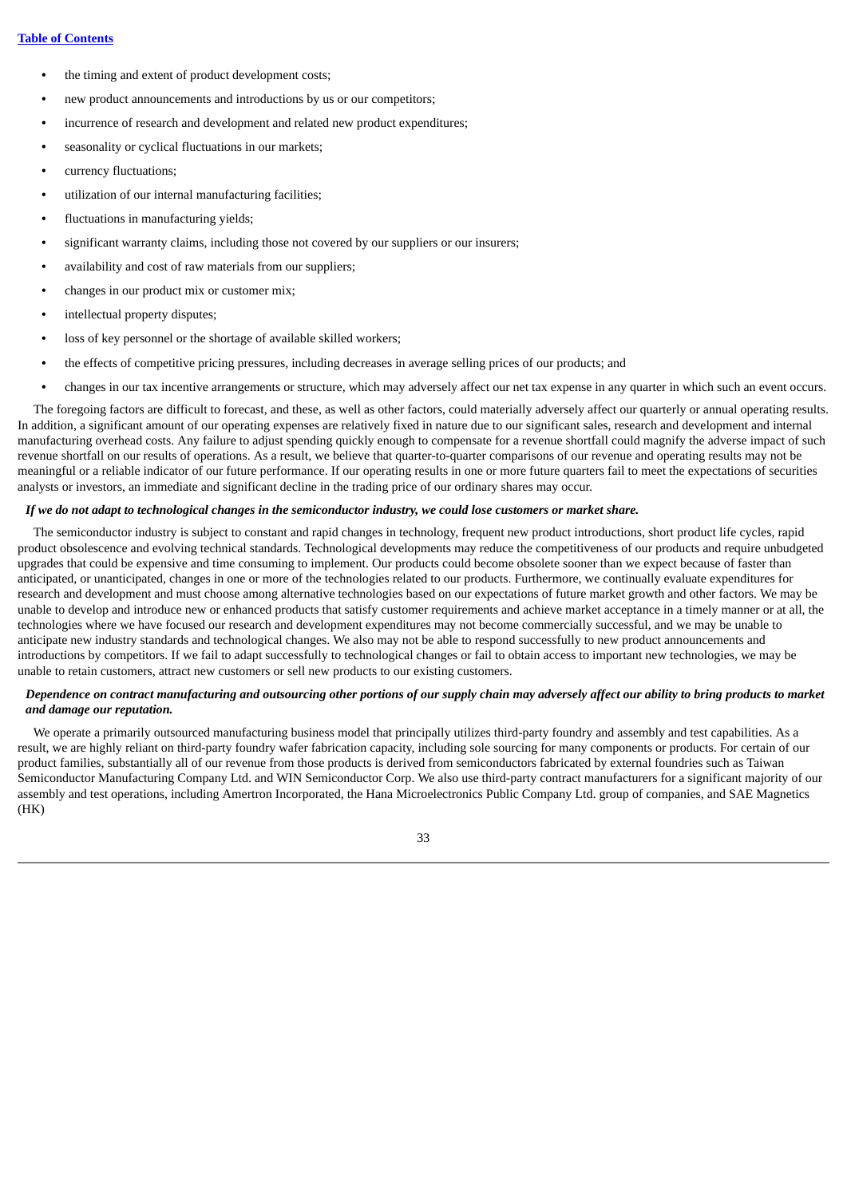- the timing and extent of product development costs;
- new product announcements and introductions by us or our competitors;
- incurrence of research and development and related new product expenditures;
- seasonality or cyclical fluctuations in our markets;
- currency fluctuations;
- utilization of our internal manufacturing facilities;
- fluctuations in manufacturing yields;
- significant warranty claims, including those not covered by our suppliers or our insurers;
- availability and cost of raw materials from our suppliers;
- changes in our product mix or customer mix;
- intellectual property disputes;
- loss of key personnel or the shortage of available skilled workers;
- the effects of competitive pricing pressures, including decreases in average selling prices of our products; and
- changes in our tax incentive arrangements or structure, which may adversely affect our net tax expense in any quarter in which such an event occurs.

The foregoing factors are difficult to forecast, and these, as well as other factors, could materially adversely affect our quarterly or annual operating results. In addition, a significant amount of our operating expenses are relatively fixed in nature due to our significant sales, research and development and internal manufacturing overhead costs. Any failure to adjust spending quickly enough to compensate for a revenue shortfall could magnify the adverse impact of such revenue shortfall on our results of operations. As a result, we believe that quarter-to-quarter comparisons of our revenue and operating results may not be meaningful or a reliable indicator of our future performance. If our operating results in one or more future quarters fail to meet the expectations of securities analysts or investors, an immediate and significant decline in the trading price of our ordinary shares may occur.

***If we do not adapt to technological changes in the semiconductor industry, we could lose customers or market share.***

The semiconductor industry is subject to constant and rapid changes in technology, frequent new product introductions, short product life cycles, rapid product obsolescence and evolving technical standards. Technological developments may reduce the competitiveness of our products and require unbudgeted upgrades that could be expensive and time consuming to implement. Our products could become obsolete sooner than we expect because of faster than anticipated, or unanticipated, changes in one or more of the technologies related to our products. Furthermore, we continually evaluate expenditures for research and development and must choose among alternative technologies based on our expectations of future market growth and other factors. We may be unable to develop and introduce new or enhanced products that satisfy customer requirements and achieve market acceptance in a timely manner or at all, the technologies where we have focused our research and development expenditures may not become commercially successful, and we may be unable to anticipate new industry standards and technological changes. We also may not be able to respond successfully to new product announcements and introductions by competitors. If we fail to adapt successfully to technological changes or fail to obtain access to important new technologies, we may be unable to retain customers, attract new customers or sell new products to our existing customers.

***Dependence on contract manufacturing and outsourcing other portions of our supply chain may adversely affect our ability to bring products to market and damage our reputation.***

We operate a primarily outsourced manufacturing business model that principally utilizes third-party foundry and assembly and test capabilities. As a result, we are highly reliant on third-party foundry wafer fabrication capacity, including sole sourcing for many components or products. For certain of our product families, substantially all of our revenue from those products is derived from semiconductors fabricated by external foundries such as Taiwan Semiconductor Manufacturing Company Ltd. and WIN Semiconductor Corp. We also use third-party contract manufacturers for a significant majority of our assembly and test operations, including Amertron Incorporated, the Hana Microelectronics Public Company Ltd. group of companies, and SAE Magnetics (HK)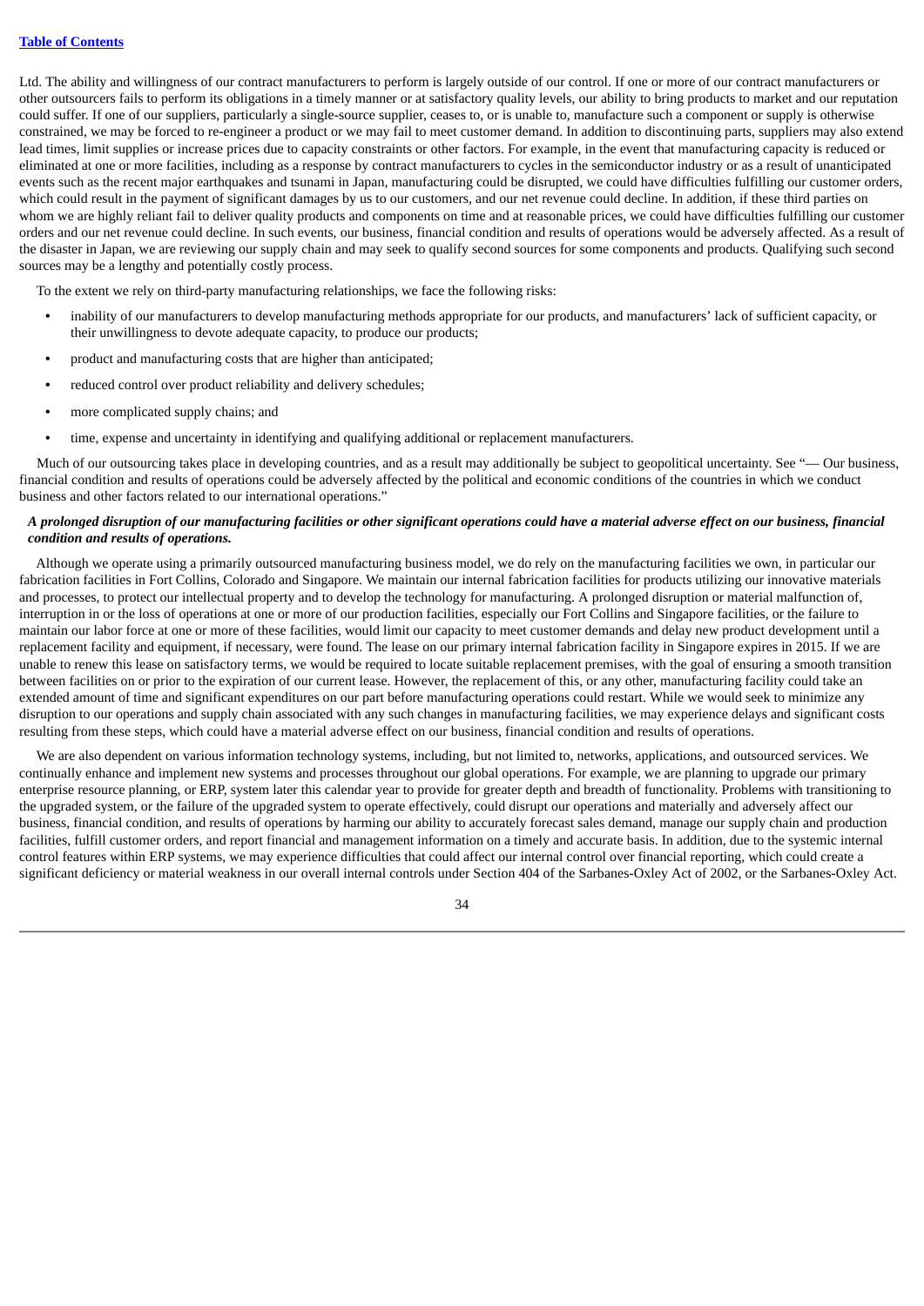Ltd. The ability and willingness of our contract manufacturers to perform is largely outside of our control. If one or more of our contract manufacturers or other outsourcers fails to perform its obligations in a timely manner or at satisfactory quality levels, our ability to bring products to market and our reputation could suffer. If one of our suppliers, particularly a single-source supplier, ceases to, or is unable to, manufacture such a component or supply is otherwise constrained, we may be forced to re-engineer a product or we may fail to meet customer demand. In addition to discontinuing parts, suppliers may also extend lead times, limit supplies or increase prices due to capacity constraints or other factors. For example, in the event that manufacturing capacity is reduced or eliminated at one or more facilities, including as a response by contract manufacturers to cycles in the semiconductor industry or as a result of unanticipated events such as the recent major earthquakes and tsunami in Japan, manufacturing could be disrupted, we could have difficulties fulfilling our customer orders, which could result in the payment of significant damages by us to our customers, and our net revenue could decline. In addition, if these third parties on whom we are highly reliant fail to deliver quality products and components on time and at reasonable prices, we could have difficulties fulfilling our customer orders and our net revenue could decline. In such events, our business, financial condition and results of operations would be adversely affected. As a result of the disaster in Japan, we are reviewing our supply chain and may seek to qualify second sources for some components and products. Qualifying such second sources may be a lengthy and potentially costly process.

To the extent we rely on third-party manufacturing relationships, we face the following risks:

- inability of our manufacturers to develop manufacturing methods appropriate for our products, and manufacturers' lack of sufficient capacity, or their unwillingness to devote adequate capacity, to produce our products;
- product and manufacturing costs that are higher than anticipated;
- reduced control over product reliability and delivery schedules;
- more complicated supply chains; and
- time, expense and uncertainty in identifying and qualifying additional or replacement manufacturers.

Much of our outsourcing takes place in developing countries, and as a result may additionally be subject to geopolitical uncertainty. See "— Our business, financial condition and results of operations could be adversely affected by the political and economic conditions of the countries in which we conduct business and other factors related to our international operations."

***A prolonged disruption of our manufacturing facilities or other significant operations could have a material adverse effect on our business, financial condition and results of operations.***

Although we operate using a primarily outsourced manufacturing business model, we do rely on the manufacturing facilities we own, in particular our fabrication facilities in Fort Collins, Colorado and Singapore. We maintain our internal fabrication facilities for products utilizing our innovative materials and processes, to protect our intellectual property and to develop the technology for manufacturing. A prolonged disruption or material malfunction of, interruption in or the loss of operations at one or more of our production facilities, especially our Fort Collins and Singapore facilities, or the failure to maintain our labor force at one or more of these facilities, would limit our capacity to meet customer demands and delay new product development until a replacement facility and equipment, if necessary, were found. The lease on our primary internal fabrication facility in Singapore expires in 2015. If we are unable to renew this lease on satisfactory terms, we would be required to locate suitable replacement premises, with the goal of ensuring a smooth transition between facilities on or prior to the expiration of our current lease. However, the replacement of this, or any other, manufacturing facility could take an extended amount of time and significant expenditures on our part before manufacturing operations could restart. While we would seek to minimize any disruption to our operations and supply chain associated with any such changes in manufacturing facilities, we may experience delays and significant costs resulting from these steps, which could have a material adverse effect on our business, financial condition and results of operations.

We are also dependent on various information technology systems, including, but not limited to, networks, applications, and outsourced services. We continually enhance and implement new systems and processes throughout our global operations. For example, we are planning to upgrade our primary enterprise resource planning, or ERP, system later this calendar year to provide for greater depth and breadth of functionality. Problems with transitioning to the upgraded system, or the failure of the upgraded system to operate effectively, could disrupt our operations and materially and adversely affect our business, financial condition, and results of operations by harming our ability to accurately forecast sales demand, manage our supply chain and production facilities, fulfill customer orders, and report financial and management information on a timely and accurate basis. In addition, due to the systemic internal control features within ERP systems, we may experience difficulties that could affect our internal control over financial reporting, which could create a significant deficiency or material weakness in our overall internal controls under Section 404 of the Sarbanes-Oxley Act of 2002, or the Sarbanes-Oxley Act.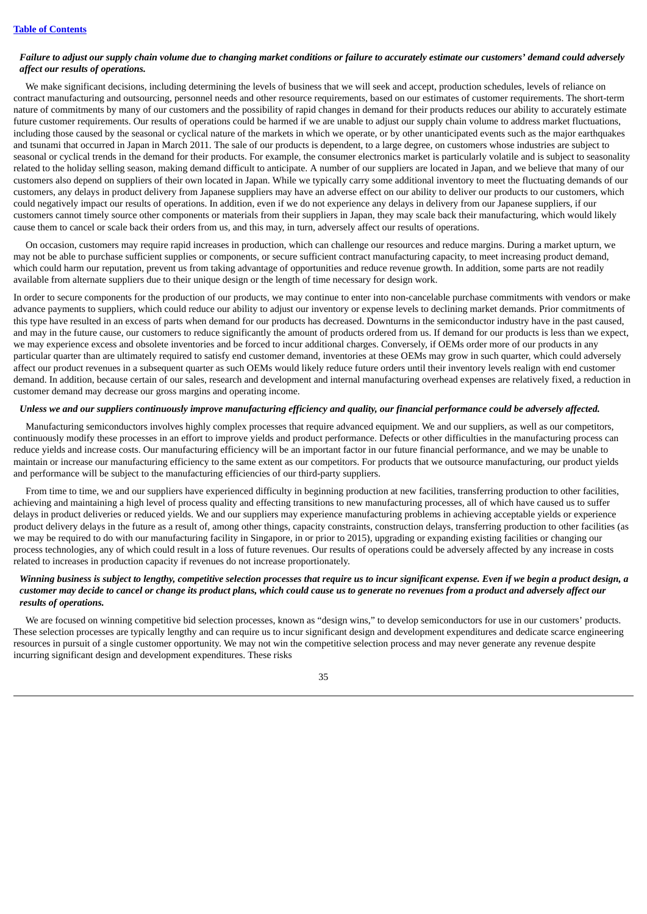***Failure to adjust our supply chain volume due to changing market conditions or failure to accurately estimate our customers' demand could adversely affect our results of operations.***

We make significant decisions, including determining the levels of business that we will seek and accept, production schedules, levels of reliance on contract manufacturing and outsourcing, personnel needs and other resource requirements, based on our estimates of customer requirements. The short-term nature of commitments by many of our customers and the possibility of rapid changes in demand for their products reduces our ability to accurately estimate future customer requirements. Our results of operations could be harmed if we are unable to adjust our supply chain volume to address market fluctuations, including those caused by the seasonal or cyclical nature of the markets in which we operate, or by other unanticipated events such as the major earthquakes and tsunami that occurred in Japan in March 2011. The sale of our products is dependent, to a large degree, on customers whose industries are subject to seasonal or cyclical trends in the demand for their products. For example, the consumer electronics market is particularly volatile and is subject to seasonality related to the holiday selling season, making demand difficult to anticipate. A number of our suppliers are located in Japan, and we believe that many of our customers also depend on suppliers of their own located in Japan. While we typically carry some additional inventory to meet the fluctuating demands of our customers, any delays in product delivery from Japanese suppliers may have an adverse effect on our ability to deliver our products to our customers, which could negatively impact our results of operations. In addition, even if we do not experience any delays in delivery from our Japanese suppliers, if our customers cannot timely source other components or materials from their suppliers in Japan, they may scale back their manufacturing, which would likely cause them to cancel or scale back their orders from us, and this may, in turn, adversely affect our results of operations.

On occasion, customers may require rapid increases in production, which can challenge our resources and reduce margins. During a market upturn, we may not be able to purchase sufficient supplies or components, or secure sufficient contract manufacturing capacity, to meet increasing product demand, which could harm our reputation, prevent us from taking advantage of opportunities and reduce revenue growth. In addition, some parts are not readily available from alternate suppliers due to their unique design or the length of time necessary for design work.

In order to secure components for the production of our products, we may continue to enter into non-cancelable purchase commitments with vendors or make advance payments to suppliers, which could reduce our ability to adjust our inventory or expense levels to declining market demands. Prior commitments of this type have resulted in an excess of parts when demand for our products has decreased. Downturns in the semiconductor industry have in the past caused, and may in the future cause, our customers to reduce significantly the amount of products ordered from us. If demand for our products is less than we expect, we may experience excess and obsolete inventories and be forced to incur additional charges. Conversely, if OEMs order more of our products in any particular quarter than are ultimately required to satisfy end customer demand, inventories at these OEMs may grow in such quarter, which could adversely affect our product revenues in a subsequent quarter as such OEMs would likely reduce future orders until their inventory levels realign with end customer demand. In addition, because certain of our sales, research and development and internal manufacturing overhead expenses are relatively fixed, a reduction in customer demand may decrease our gross margins and operating income.

***Unless we and our suppliers continuously improve manufacturing efficiency and quality, our financial performance could be adversely affected.***

Manufacturing semiconductors involves highly complex processes that require advanced equipment. We and our suppliers, as well as our competitors, continuously modify these processes in an effort to improve yields and product performance. Defects or other difficulties in the manufacturing process can reduce yields and increase costs. Our manufacturing efficiency will be an important factor in our future financial performance, and we may be unable to maintain or increase our manufacturing efficiency to the same extent as our competitors. For products that we outsource manufacturing, our product yields and performance will be subject to the manufacturing efficiencies of our third-party suppliers.

From time to time, we and our suppliers have experienced difficulty in beginning production at new facilities, transferring production to other facilities, achieving and maintaining a high level of process quality and effecting transitions to new manufacturing processes, all of which have caused us to suffer delays in product deliveries or reduced yields. We and our suppliers may experience manufacturing problems in achieving acceptable yields or experience product delivery delays in the future as a result of, among other things, capacity constraints, construction delays, transferring production to other facilities (as we may be required to do with our manufacturing facility in Singapore, in or prior to 2015), upgrading or expanding existing facilities or changing our process technologies, any of which could result in a loss of future revenues. Our results of operations could be adversely affected by any increase in costs related to increases in production capacity if revenues do not increase proportionately.

***Winning business is subject to lengthy, competitive selection processes that require us to incur significant expense. Even if we begin a product design, a customer may decide to cancel or change its product plans, which could cause us to generate no revenues from a product and adversely affect our results of operations.***

We are focused on winning competitive bid selection processes, known as "design wins," to develop semiconductors for use in our customers' products. These selection processes are typically lengthy and can require us to incur significant design and development expenditures and dedicate scarce engineering resources in pursuit of a single customer opportunity. We may not win the competitive selection process and may never generate any revenue despite incurring significant design and development expenditures. These risks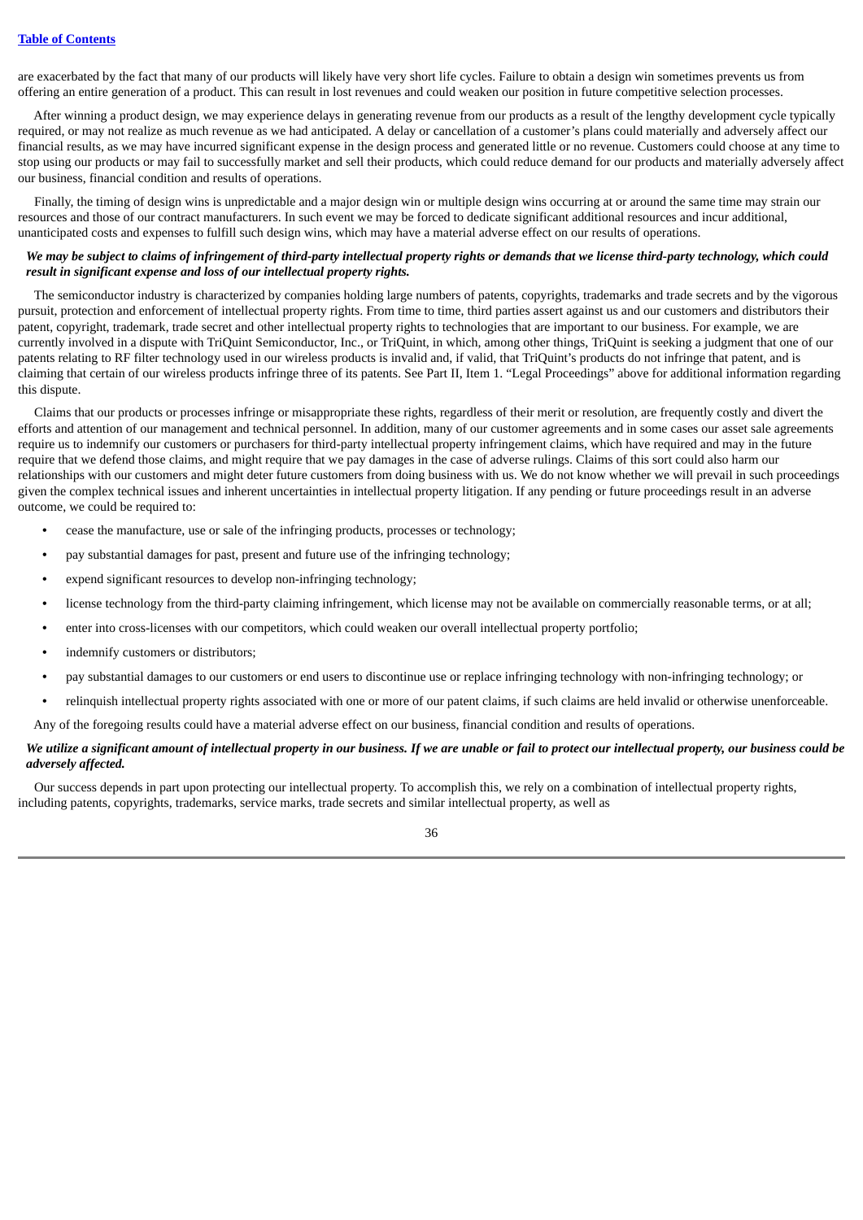are exacerbated by the fact that many of our products will likely have very short life cycles. Failure to obtain a design win sometimes prevents us from offering an entire generation of a product. This can result in lost revenues and could weaken our position in future competitive selection processes.

After winning a product design, we may experience delays in generating revenue from our products as a result of the lengthy development cycle typically required, or may not realize as much revenue as we had anticipated. A delay or cancellation of a customer's plans could materially and adversely affect our financial results, as we may have incurred significant expense in the design process and generated little or no revenue. Customers could choose at any time to stop using our products or may fail to successfully market and sell their products, which could reduce demand for our products and materially adversely affect our business, financial condition and results of operations.

Finally, the timing of design wins is unpredictable and a major design win or multiple design wins occurring at or around the same time may strain our resources and those of our contract manufacturers. In such event we may be forced to dedicate significant additional resources and incur additional, unanticipated costs and expenses to fulfill such design wins, which may have a material adverse effect on our results of operations.

***We may be subject to claims of infringement of third-party intellectual property rights or demands that we license third-party technology, which could result in significant expense and loss of our intellectual property rights.***

The semiconductor industry is characterized by companies holding large numbers of patents, copyrights, trademarks and trade secrets and by the vigorous pursuit, protection and enforcement of intellectual property rights. From time to time, third parties assert against us and our customers and distributors their patent, copyright, trademark, trade secret and other intellectual property rights to technologies that are important to our business. For example, we are currently involved in a dispute with TriQuint Semiconductor, Inc., or TriQuint, in which, among other things, TriQuint is seeking a judgment that one of our patents relating to RF filter technology used in our wireless products is invalid and, if valid, that TriQuint's products do not infringe that patent, and is claiming that certain of our wireless products infringe three of its patents. See Part II, Item 1. "Legal Proceedings" above for additional information regarding this dispute.

Claims that our products or processes infringe or misappropriate these rights, regardless of their merit or resolution, are frequently costly and divert the efforts and attention of our management and technical personnel. In addition, many of our customer agreements and in some cases our asset sale agreements require us to indemnify our customers or purchasers for third-party intellectual property infringement claims, which have required and may in the future require that we defend those claims, and might require that we pay damages in the case of adverse rulings. Claims of this sort could also harm our relationships with our customers and might deter future customers from doing business with us. We do not know whether we will prevail in such proceedings given the complex technical issues and inherent uncertainties in intellectual property litigation. If any pending or future proceedings result in an adverse outcome, we could be required to:

- cease the manufacture, use or sale of the infringing products, processes or technology;
- pay substantial damages for past, present and future use of the infringing technology;
- expend significant resources to develop non-infringing technology;
- license technology from the third-party claiming infringement, which license may not be available on commercially reasonable terms, or at all;
- enter into cross-licenses with our competitors, which could weaken our overall intellectual property portfolio;
- indemnify customers or distributors;
- pay substantial damages to our customers or end users to discontinue use or replace infringing technology with non-infringing technology; or
- relinquish intellectual property rights associated with one or more of our patent claims, if such claims are held invalid or otherwise unenforceable.

Any of the foregoing results could have a material adverse effect on our business, financial condition and results of operations.

***We utilize a significant amount of intellectual property in our business. If we are unable or fail to protect our intellectual property, our business could be adversely affected.***

Our success depends in part upon protecting our intellectual property. To accomplish this, we rely on a combination of intellectual property rights, including patents, copyrights, trademarks, service marks, trade secrets and similar intellectual property, as well as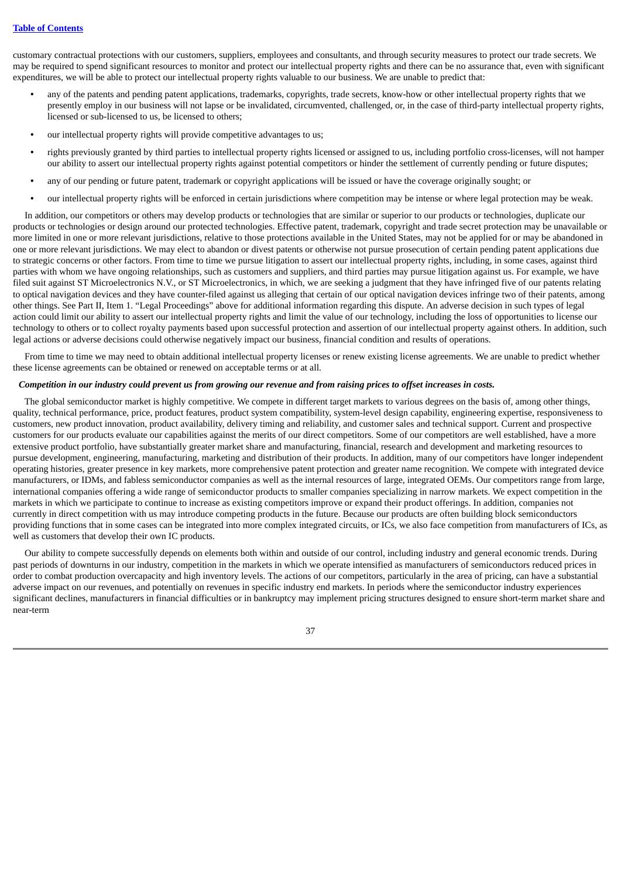customary contractual protections with our customers, suppliers, employees and consultants, and through security measures to protect our trade secrets. We may be required to spend significant resources to monitor and protect our intellectual property rights and there can be no assurance that, even with significant expenditures, we will be able to protect our intellectual property rights valuable to our business. We are unable to predict that:

- any of the patents and pending patent applications, trademarks, copyrights, trade secrets, know-how or other intellectual property rights that we presently employ in our business will not lapse or be invalidated, circumvented, challenged, or, in the case of third-party intellectual property rights, licensed or sub-licensed to us, be licensed to others;
- our intellectual property rights will provide competitive advantages to us;
- rights previously granted by third parties to intellectual property rights licensed or assigned to us, including portfolio cross-licenses, will not hamper our ability to assert our intellectual property rights against potential competitors or hinder the settlement of currently pending or future disputes;
- any of our pending or future patent, trademark or copyright applications will be issued or have the coverage originally sought; or
- our intellectual property rights will be enforced in certain jurisdictions where competition may be intense or where legal protection may be weak.

In addition, our competitors or others may develop products or technologies that are similar or superior to our products or technologies, duplicate our products or technologies or design around our protected technologies. Effective patent, trademark, copyright and trade secret protection may be unavailable or more limited in one or more relevant jurisdictions, relative to those protections available in the United States, may not be applied for or may be abandoned in one or more relevant jurisdictions. We may elect to abandon or divest patents or otherwise not pursue prosecution of certain pending patent applications due to strategic concerns or other factors. From time to time we pursue litigation to assert our intellectual property rights, including, in some cases, against third parties with whom we have ongoing relationships, such as customers and suppliers, and third parties may pursue litigation against us. For example, we have filed suit against ST Microelectronics N.V., or ST Microelectronics, in which, we are seeking a judgment that they have infringed five of our patents relating to optical navigation devices and they have counter-filed against us alleging that certain of our optical navigation devices infringe two of their patents, among other things. See Part II, Item 1. "Legal Proceedings" above for additional information regarding this dispute. An adverse decision in such types of legal action could limit our ability to assert our intellectual property rights and limit the value of our technology, including the loss of opportunities to license our technology to others or to collect royalty payments based upon successful protection and assertion of our intellectual property against others. In addition, such legal actions or adverse decisions could otherwise negatively impact our business, financial condition and results of operations.

From time to time we may need to obtain additional intellectual property licenses or renew existing license agreements. We are unable to predict whether these license agreements can be obtained or renewed on acceptable terms or at all.

***Competition in our industry could prevent us from growing our revenue and from raising prices to offset increases in costs.***

The global semiconductor market is highly competitive. We compete in different target markets to various degrees on the basis of, among other things, quality, technical performance, price, product features, product system compatibility, system-level design capability, engineering expertise, responsiveness to customers, new product innovation, product availability, delivery timing and reliability, and customer sales and technical support. Current and prospective customers for our products evaluate our capabilities against the merits of our direct competitors. Some of our competitors are well established, have a more extensive product portfolio, have substantially greater market share and manufacturing, financial, research and development and marketing resources to pursue development, engineering, manufacturing, marketing and distribution of their products. In addition, many of our competitors have longer independent operating histories, greater presence in key markets, more comprehensive patent protection and greater name recognition. We compete with integrated device manufacturers, or IDMs, and fabless semiconductor companies as well as the internal resources of large, integrated OEMs. Our competitors range from large, international companies offering a wide range of semiconductor products to smaller companies specializing in narrow markets. We expect competition in the markets in which we participate to continue to increase as existing competitors improve or expand their product offerings. In addition, companies not currently in direct competition with us may introduce competing products in the future. Because our products are often building block semiconductors providing functions that in some cases can be integrated into more complex integrated circuits, or ICs, we also face competition from manufacturers of ICs, as well as customers that develop their own IC products.

Our ability to compete successfully depends on elements both within and outside of our control, including industry and general economic trends. During past periods of downturns in our industry, competition in the markets in which we operate intensified as manufacturers of semiconductors reduced prices in order to combat production overcapacity and high inventory levels. The actions of our competitors, particularly in the area of pricing, can have a substantial adverse impact on our revenues, and potentially on revenues in specific industry end markets. In periods where the semiconductor industry experiences significant declines, manufacturers in financial difficulties or in bankruptcy may implement pricing structures designed to ensure short-term market share and near-term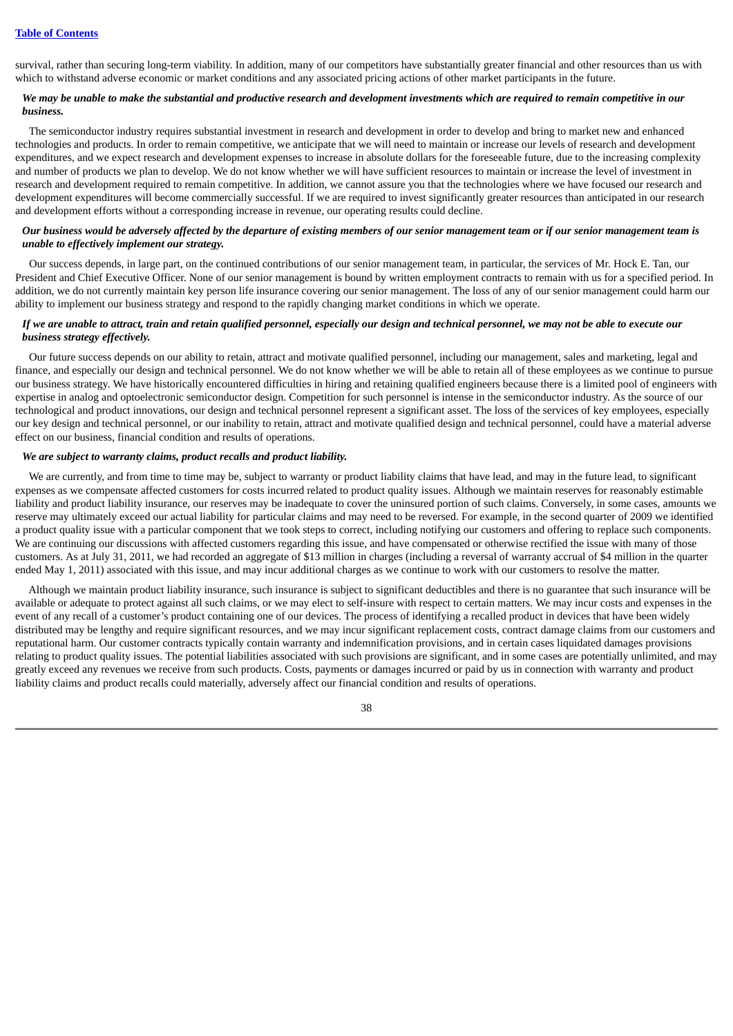survival, rather than securing long-term viability. In addition, many of our competitors have substantially greater financial and other resources than us with which to withstand adverse economic or market conditions and any associated pricing actions of other market participants in the future.

***We may be unable to make the substantial and productive research and development investments which are required to remain competitive in our business.***

The semiconductor industry requires substantial investment in research and development in order to develop and bring to market new and enhanced technologies and products. In order to remain competitive, we anticipate that we will need to maintain or increase our levels of research and development expenditures, and we expect research and development expenses to increase in absolute dollars for the foreseeable future, due to the increasing complexity and number of products we plan to develop. We do not know whether we will have sufficient resources to maintain or increase the level of investment in research and development required to remain competitive. In addition, we cannot assure you that the technologies where we have focused our research and development expenditures will become commercially successful. If we are required to invest significantly greater resources than anticipated in our research and development efforts without a corresponding increase in revenue, our operating results could decline.

***Our business would be adversely affected by the departure of existing members of our senior management team or if our senior management team is unable to effectively implement our strategy.***

Our success depends, in large part, on the continued contributions of our senior management team, in particular, the services of Mr. Hock E. Tan, our President and Chief Executive Officer. None of our senior management is bound by written employment contracts to remain with us for a specified period. In addition, we do not currently maintain key person life insurance covering our senior management. The loss of any of our senior management could harm our ability to implement our business strategy and respond to the rapidly changing market conditions in which we operate.

***If we are unable to attract, train and retain qualified personnel, especially our design and technical personnel, we may not be able to execute our business strategy effectively.***

Our future success depends on our ability to retain, attract and motivate qualified personnel, including our management, sales and marketing, legal and finance, and especially our design and technical personnel. We do not know whether we will be able to retain all of these employees as we continue to pursue our business strategy. We have historically encountered difficulties in hiring and retaining qualified engineers because there is a limited pool of engineers with expertise in analog and optoelectronic semiconductor design. Competition for such personnel is intense in the semiconductor industry. As the source of our technological and product innovations, our design and technical personnel represent a significant asset. The loss of the services of key employees, especially our key design and technical personnel, or our inability to retain, attract and motivate qualified design and technical personnel, could have a material adverse effect on our business, financial condition and results of operations.

***We are subject to warranty claims, product recalls and product liability.***

We are currently, and from time to time may be, subject to warranty or product liability claims that have lead, and may in the future lead, to significant expenses as we compensate affected customers for costs incurred related to product quality issues. Although we maintain reserves for reasonably estimable liability and product liability insurance, our reserves may be inadequate to cover the uninsured portion of such claims. Conversely, in some cases, amounts we reserve may ultimately exceed our actual liability for particular claims and may need to be reversed. For example, in the second quarter of 2009 we identified a product quality issue with a particular component that we took steps to correct, including notifying our customers and offering to replace such components. We are continuing our discussions with affected customers regarding this issue, and have compensated or otherwise rectified the issue with many of those customers. As at July 31, 2011, we had recorded an aggregate of $13 million in charges (including a reversal of warranty accrual of $4 million in the quarter ended May 1, 2011) associated with this issue, and may incur additional charges as we continue to work with our customers to resolve the matter.

Although we maintain product liability insurance, such insurance is subject to significant deductibles and there is no guarantee that such insurance will be available or adequate to protect against all such claims, or we may elect to self-insure with respect to certain matters. We may incur costs and expenses in the event of any recall of a customer's product containing one of our devices. The process of identifying a recalled product in devices that have been widely distributed may be lengthy and require significant resources, and we may incur significant replacement costs, contract damage claims from our customers and reputational harm. Our customer contracts typically contain warranty and indemnification provisions, and in certain cases liquidated damages provisions relating to product quality issues. The potential liabilities associated with such provisions are significant, and in some cases are potentially unlimited, and may greatly exceed any revenues we receive from such products. Costs, payments or damages incurred or paid by us in connection with warranty and product liability claims and product recalls could materially, adversely affect our financial condition and results of operations.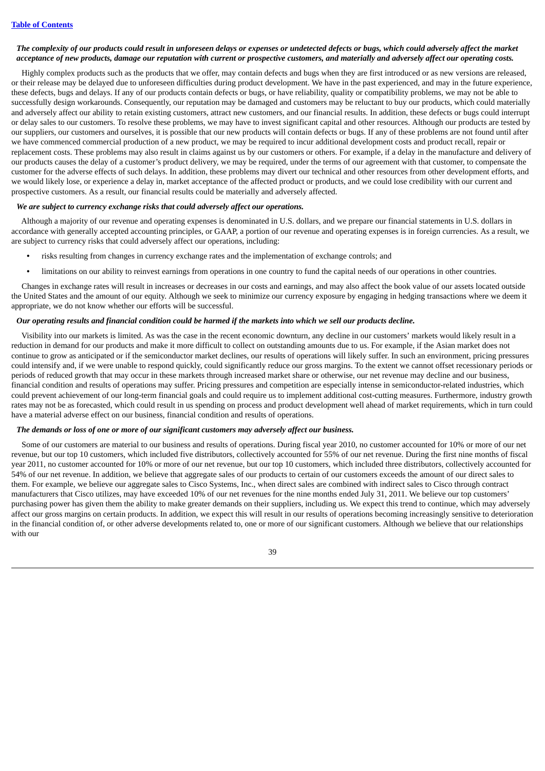***The complexity of our products could result in unforeseen delays or expenses or undetected defects or bugs, which could adversely affect the market acceptance of new products, damage our reputation with current or prospective customers, and materially and adversely affect our operating costs.***

Highly complex products such as the products that we offer, may contain defects and bugs when they are first introduced or as new versions are released, or their release may be delayed due to unforeseen difficulties during product development. We have in the past experienced, and may in the future experience, these defects, bugs and delays. If any of our products contain defects or bugs, or have reliability, quality or compatibility problems, we may not be able to successfully design workarounds. Consequently, our reputation may be damaged and customers may be reluctant to buy our products, which could materially and adversely affect our ability to retain existing customers, attract new customers, and our financial results. In addition, these defects or bugs could interrupt or delay sales to our customers. To resolve these problems, we may have to invest significant capital and other resources. Although our products are tested by our suppliers, our customers and ourselves, it is possible that our new products will contain defects or bugs. If any of these problems are not found until after we have commenced commercial production of a new product, we may be required to incur additional development costs and product recall, repair or replacement costs. These problems may also result in claims against us by our customers or others. For example, if a delay in the manufacture and delivery of our products causes the delay of a customer's product delivery, we may be required, under the terms of our agreement with that customer, to compensate the customer for the adverse effects of such delays. In addition, these problems may divert our technical and other resources from other development efforts, and we would likely lose, or experience a delay in, market acceptance of the affected product or products, and we could lose credibility with our current and prospective customers. As a result, our financial results could be materially and adversely affected.

***We are subject to currency exchange risks that could adversely affect our operations.***

Although a majority of our revenue and operating expenses is denominated in U.S. dollars, and we prepare our financial statements in U.S. dollars in accordance with generally accepted accounting principles, or GAAP, a portion of our revenue and operating expenses is in foreign currencies. As a result, we are subject to currency risks that could adversely affect our operations, including:

- risks resulting from changes in currency exchange rates and the implementation of exchange controls; and
- limitations on our ability to reinvest earnings from operations in one country to fund the capital needs of our operations in other countries.

Changes in exchange rates will result in increases or decreases in our costs and earnings, and may also affect the book value of our assets located outside the United States and the amount of our equity. Although we seek to minimize our currency exposure by engaging in hedging transactions where we deem it appropriate, we do not know whether our efforts will be successful.

***Our operating results and financial condition could be harmed if the markets into which we sell our products decline.***

Visibility into our markets is limited. As was the case in the recent economic downturn, any decline in our customers' markets would likely result in a reduction in demand for our products and make it more difficult to collect on outstanding amounts due to us. For example, if the Asian market does not continue to grow as anticipated or if the semiconductor market declines, our results of operations will likely suffer. In such an environment, pricing pressures could intensify and, if we were unable to respond quickly, could significantly reduce our gross margins. To the extent we cannot offset recessionary periods or periods of reduced growth that may occur in these markets through increased market share or otherwise, our net revenue may decline and our business, financial condition and results of operations may suffer. Pricing pressures and competition are especially intense in semiconductor-related industries, which could prevent achievement of our long-term financial goals and could require us to implement additional cost-cutting measures. Furthermore, industry growth rates may not be as forecasted, which could result in us spending on process and product development well ahead of market requirements, which in turn could have a material adverse effect on our business, financial condition and results of operations.

***The demands or loss of one or more of our significant customers may adversely affect our business.***

Some of our customers are material to our business and results of operations. During fiscal year 2010, no customer accounted for 10% or more of our net revenue, but our top 10 customers, which included five distributors, collectively accounted for 55% of our net revenue. During the first nine months of fiscal year 2011, no customer accounted for 10% or more of our net revenue, but our top 10 customers, which included three distributors, collectively accounted for 54% of our net revenue. In addition, we believe that aggregate sales of our products to certain of our customers exceeds the amount of our direct sales to them. For example, we believe our aggregate sales to Cisco Systems, Inc., when direct sales are combined with indirect sales to Cisco through contract manufacturers that Cisco utilizes, may have exceeded 10% of our net revenues for the nine months ended July 31, 2011. We believe our top customers' purchasing power has given them the ability to make greater demands on their suppliers, including us. We expect this trend to continue, which may adversely affect our gross margins on certain products. In addition, we expect this will result in our results of operations becoming increasingly sensitive to deterioration in the financial condition of, or other adverse developments related to, one or more of our significant customers. Although we believe that our relationships with our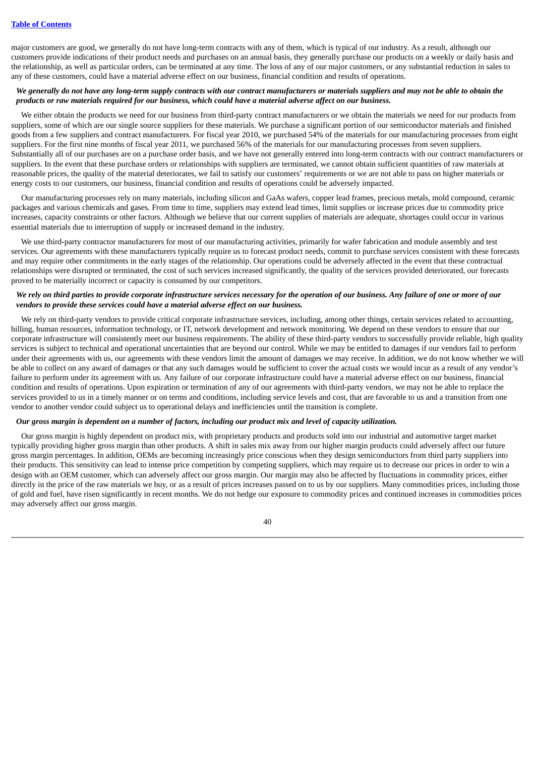major customers are good, we generally do not have long-term contracts with any of them, which is typical of our industry. As a result, although our customers provide indications of their product needs and purchases on an annual basis, they generally purchase our products on a weekly or daily basis and the relationship, as well as particular orders, can be terminated at any time. The loss of any of our major customers, or any substantial reduction in sales to any of these customers, could have a material adverse effect on our business, financial condition and results of operations.

***We generally do not have any long-term supply contracts with our contract manufacturers or materials suppliers and may not be able to obtain the products or raw materials required for our business, which could have a material adverse affect on our business.***

We either obtain the products we need for our business from third-party contract manufacturers or we obtain the materials we need for our products from suppliers, some of which are our single source suppliers for these materials. We purchase a significant portion of our semiconductor materials and finished goods from a few suppliers and contract manufacturers. For fiscal year 2010, we purchased 54% of the materials for our manufacturing processes from eight suppliers. For the first nine months of fiscal year 2011, we purchased 56% of the materials for our manufacturing processes from seven suppliers. Substantially all of our purchases are on a purchase order basis, and we have not generally entered into long-term contracts with our contract manufacturers or suppliers. In the event that these purchase orders or relationships with suppliers are terminated, we cannot obtain sufficient quantities of raw materials at reasonable prices, the quality of the material deteriorates, we fail to satisfy our customers' requirements or we are not able to pass on higher materials or energy costs to our customers, our business, financial condition and results of operations could be adversely impacted.

Our manufacturing processes rely on many materials, including silicon and GaAs wafers, copper lead frames, precious metals, mold compound, ceramic packages and various chemicals and gases. From time to time, suppliers may extend lead times, limit supplies or increase prices due to commodity price increases, capacity constraints or other factors. Although we believe that our current supplies of materials are adequate, shortages could occur in various essential materials due to interruption of supply or increased demand in the industry.

We use third-party contractor manufacturers for most of our manufacturing activities, primarily for wafer fabrication and module assembly and test services. Our agreements with these manufacturers typically require us to forecast product needs, commit to purchase services consistent with these forecasts and may require other commitments in the early stages of the relationship. Our operations could be adversely affected in the event that these contractual relationships were disrupted or terminated, the cost of such services increased significantly, the quality of the services provided deteriorated, our forecasts proved to be materially incorrect or capacity is consumed by our competitors.

***We rely on third parties to provide corporate infrastructure services necessary for the operation of our business. Any failure of one or more of our vendors to provide these services could have a material adverse effect on our business.***

We rely on third-party vendors to provide critical corporate infrastructure services, including, among other things, certain services related to accounting, billing, human resources, information technology, or IT, network development and network monitoring. We depend on these vendors to ensure that our corporate infrastructure will consistently meet our business requirements. The ability of these third-party vendors to successfully provide reliable, high quality services is subject to technical and operational uncertainties that are beyond our control. While we may be entitled to damages if our vendors fail to perform under their agreements with us, our agreements with these vendors limit the amount of damages we may receive. In addition, we do not know whether we will be able to collect on any award of damages or that any such damages would be sufficient to cover the actual costs we would incur as a result of any vendor's failure to perform under its agreement with us. Any failure of our corporate infrastructure could have a material adverse effect on our business, financial condition and results of operations. Upon expiration or termination of any of our agreements with third-party vendors, we may not be able to replace the services provided to us in a timely manner or on terms and conditions, including service levels and cost, that are favorable to us and a transition from one vendor to another vendor could subject us to operational delays and inefficiencies until the transition is complete.

***Our gross margin is dependent on a number of factors, including our product mix and level of capacity utilization.***

Our gross margin is highly dependent on product mix, with proprietary products and products sold into our industrial and automotive target market typically providing higher gross margin than other products. A shift in sales mix away from our higher margin products could adversely affect our future gross margin percentages. In addition, OEMs are becoming increasingly price conscious when they design semiconductors from third party suppliers into their products. This sensitivity can lead to intense price competition by competing suppliers, which may require us to decrease our prices in order to win a design with an OEM customer, which can adversely affect our gross margin. Our margin may also be affected by fluctuations in commodity prices, either directly in the price of the raw materials we buy, or as a result of prices increases passed on to us by our suppliers. Many commodities prices, including those of gold and fuel, have risen significantly in recent months. We do not hedge our exposure to commodity prices and continued increases in commodities prices may adversely affect our gross margin.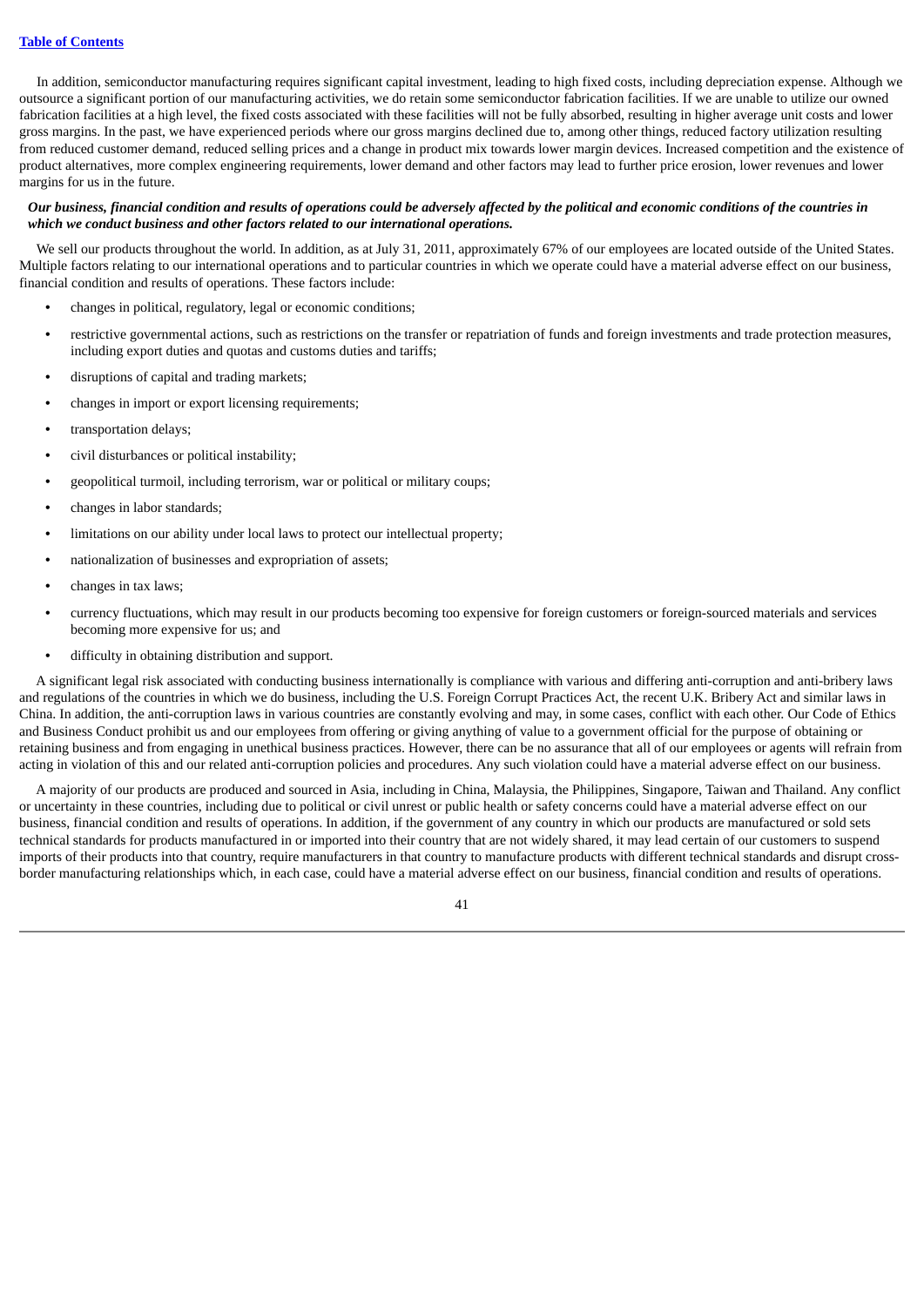In addition, semiconductor manufacturing requires significant capital investment, leading to high fixed costs, including depreciation expense. Although we outsource a significant portion of our manufacturing activities, we do retain some semiconductor fabrication facilities. If we are unable to utilize our owned fabrication facilities at a high level, the fixed costs associated with these facilities will not be fully absorbed, resulting in higher average unit costs and lower gross margins. In the past, we have experienced periods where our gross margins declined due to, among other things, reduced factory utilization resulting from reduced customer demand, reduced selling prices and a change in product mix towards lower margin devices. Increased competition and the existence of product alternatives, more complex engineering requirements, lower demand and other factors may lead to further price erosion, lower revenues and lower margins for us in the future.

***Our business, financial condition and results of operations could be adversely affected by the political and economic conditions of the countries in which we conduct business and other factors related to our international operations.***

We sell our products throughout the world. In addition, as at July 31, 2011, approximately 67% of our employees are located outside of the United States. Multiple factors relating to our international operations and to particular countries in which we operate could have a material adverse effect on our business, financial condition and results of operations. These factors include:

- changes in political, regulatory, legal or economic conditions;
- restrictive governmental actions, such as restrictions on the transfer or repatriation of funds and foreign investments and trade protection measures, including export duties and quotas and customs duties and tariffs;
- disruptions of capital and trading markets;
- changes in import or export licensing requirements;
- transportation delays;
- civil disturbances or political instability;
- geopolitical turmoil, including terrorism, war or political or military coups;
- changes in labor standards;
- limitations on our ability under local laws to protect our intellectual property;
- nationalization of businesses and expropriation of assets;
- changes in tax laws;
- currency fluctuations, which may result in our products becoming too expensive for foreign customers or foreign-sourced materials and services becoming more expensive for us; and
- difficulty in obtaining distribution and support.

A significant legal risk associated with conducting business internationally is compliance with various and differing anti-corruption and anti-bribery laws and regulations of the countries in which we do business, including the U.S. Foreign Corrupt Practices Act, the recent U.K. Bribery Act and similar laws in China. In addition, the anti-corruption laws in various countries are constantly evolving and may, in some cases, conflict with each other. Our Code of Ethics and Business Conduct prohibit us and our employees from offering or giving anything of value to a government official for the purpose of obtaining or retaining business and from engaging in unethical business practices. However, there can be no assurance that all of our employees or agents will refrain from acting in violation of this and our related anti-corruption policies and procedures. Any such violation could have a material adverse effect on our business.

A majority of our products are produced and sourced in Asia, including in China, Malaysia, the Philippines, Singapore, Taiwan and Thailand. Any conflict or uncertainty in these countries, including due to political or civil unrest or public health or safety concerns could have a material adverse effect on our business, financial condition and results of operations. In addition, if the government of any country in which our products are manufactured or sold sets technical standards for products manufactured in or imported into their country that are not widely shared, it may lead certain of our customers to suspend imports of their products into that country, require manufacturers in that country to manufacture products with different technical standards and disrupt cross-border manufacturing relationships which, in each case, could have a material adverse effect on our business, financial condition and results of operations.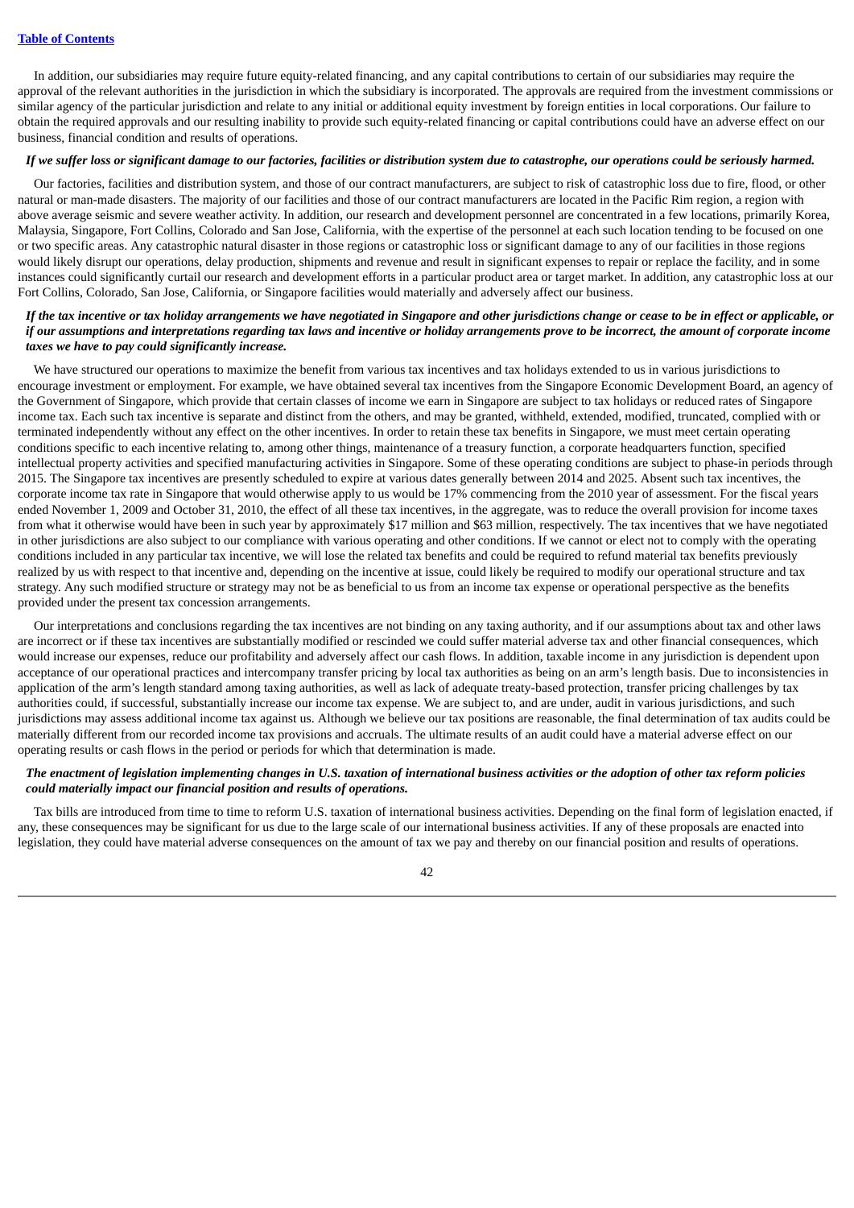In addition, our subsidiaries may require future equity-related financing, and any capital contributions to certain of our subsidiaries may require the approval of the relevant authorities in the jurisdiction in which the subsidiary is incorporated. The approvals are required from the investment commissions or similar agency of the particular jurisdiction and relate to any initial or additional equity investment by foreign entities in local corporations. Our failure to obtain the required approvals and our resulting inability to provide such equity-related financing or capital contributions could have an adverse effect on our business, financial condition and results of operations.

***If we suffer loss or significant damage to our factories, facilities or distribution system due to catastrophe, our operations could be seriously harmed.***

Our factories, facilities and distribution system, and those of our contract manufacturers, are subject to risk of catastrophic loss due to fire, flood, or other natural or man-made disasters. The majority of our facilities and those of our contract manufacturers are located in the Pacific Rim region, a region with above average seismic and severe weather activity. In addition, our research and development personnel are concentrated in a few locations, primarily Korea, Malaysia, Singapore, Fort Collins, Colorado and San Jose, California, with the expertise of the personnel at each such location tending to be focused on one or two specific areas. Any catastrophic natural disaster in those regions or catastrophic loss or significant damage to any of our facilities in those regions would likely disrupt our operations, delay production, shipments and revenue and result in significant expenses to repair or replace the facility, and in some instances could significantly curtail our research and development efforts in a particular product area or target market. In addition, any catastrophic loss at our Fort Collins, Colorado, San Jose, California, or Singapore facilities would materially and adversely affect our business.

***If the tax incentive or tax holiday arrangements we have negotiated in Singapore and other jurisdictions change or cease to be in effect or applicable, or if our assumptions and interpretations regarding tax laws and incentive or holiday arrangements prove to be incorrect, the amount of corporate income taxes we have to pay could significantly increase.***

We have structured our operations to maximize the benefit from various tax incentives and tax holidays extended to us in various jurisdictions to encourage investment or employment. For example, we have obtained several tax incentives from the Singapore Economic Development Board, an agency of the Government of Singapore, which provide that certain classes of income we earn in Singapore are subject to tax holidays or reduced rates of Singapore income tax. Each such tax incentive is separate and distinct from the others, and may be granted, withheld, extended, modified, truncated, complied with or terminated independently without any effect on the other incentives. In order to retain these tax benefits in Singapore, we must meet certain operating conditions specific to each incentive relating to, among other things, maintenance of a treasury function, a corporate headquarters function, specified intellectual property activities and specified manufacturing activities in Singapore. Some of these operating conditions are subject to phase-in periods through 2015. The Singapore tax incentives are presently scheduled to expire at various dates generally between 2014 and 2025. Absent such tax incentives, the corporate income tax rate in Singapore that would otherwise apply to us would be 17% commencing from the 2010 year of assessment. For the fiscal years ended November 1, 2009 and October 31, 2010, the effect of all these tax incentives, in the aggregate, was to reduce the overall provision for income taxes from what it otherwise would have been in such year by approximately $17 million and $63 million, respectively. The tax incentives that we have negotiated in other jurisdictions are also subject to our compliance with various operating and other conditions. If we cannot or elect not to comply with the operating conditions included in any particular tax incentive, we will lose the related tax benefits and could be required to refund material tax benefits previously realized by us with respect to that incentive and, depending on the incentive at issue, could likely be required to modify our operational structure and tax strategy. Any such modified structure or strategy may not be as beneficial to us from an income tax expense or operational perspective as the benefits provided under the present tax concession arrangements.

Our interpretations and conclusions regarding the tax incentives are not binding on any taxing authority, and if our assumptions about tax and other laws are incorrect or if these tax incentives are substantially modified or rescinded we could suffer material adverse tax and other financial consequences, which would increase our expenses, reduce our profitability and adversely affect our cash flows. In addition, taxable income in any jurisdiction is dependent upon acceptance of our operational practices and intercompany transfer pricing by local tax authorities as being on an arm's length basis. Due to inconsistencies in application of the arm's length standard among taxing authorities, as well as lack of adequate treaty-based protection, transfer pricing challenges by tax authorities could, if successful, substantially increase our income tax expense. We are subject to, and are under, audit in various jurisdictions, and such jurisdictions may assess additional income tax against us. Although we believe our tax positions are reasonable, the final determination of tax audits could be materially different from our recorded income tax provisions and accruals. The ultimate results of an audit could have a material adverse effect on our operating results or cash flows in the period or periods for which that determination is made.

***The enactment of legislation implementing changes in U.S. taxation of international business activities or the adoption of other tax reform policies could materially impact our financial position and results of operations.***

Tax bills are introduced from time to time to reform U.S. taxation of international business activities. Depending on the final form of legislation enacted, if any, these consequences may be significant for us due to the large scale of our international business activities. If any of these proposals are enacted into legislation, they could have material adverse consequences on the amount of tax we pay and thereby on our financial position and results of operations.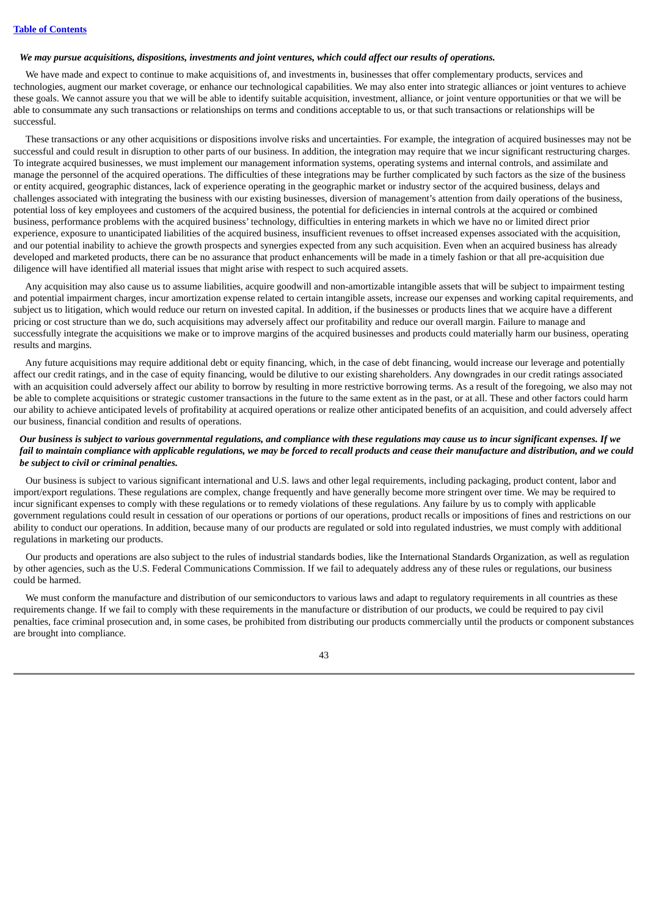***We may pursue acquisitions, dispositions, investments and joint ventures, which could affect our results of operations.***

We have made and expect to continue to make acquisitions of, and investments in, businesses that offer complementary products, services and technologies, augment our market coverage, or enhance our technological capabilities. We may also enter into strategic alliances or joint ventures to achieve these goals. We cannot assure you that we will be able to identify suitable acquisition, investment, alliance, or joint venture opportunities or that we will be able to consummate any such transactions or relationships on terms and conditions acceptable to us, or that such transactions or relationships will be successful.

These transactions or any other acquisitions or dispositions involve risks and uncertainties. For example, the integration of acquired businesses may not be successful and could result in disruption to other parts of our business. In addition, the integration may require that we incur significant restructuring charges. To integrate acquired businesses, we must implement our management information systems, operating systems and internal controls, and assimilate and manage the personnel of the acquired operations. The difficulties of these integrations may be further complicated by such factors as the size of the business or entity acquired, geographic distances, lack of experience operating in the geographic market or industry sector of the acquired business, delays and challenges associated with integrating the business with our existing businesses, diversion of management's attention from daily operations of the business, potential loss of key employees and customers of the acquired business, the potential for deficiencies in internal controls at the acquired or combined business, performance problems with the acquired business' technology, difficulties in entering markets in which we have no or limited direct prior experience, exposure to unanticipated liabilities of the acquired business, insufficient revenues to offset increased expenses associated with the acquisition, and our potential inability to achieve the growth prospects and synergies expected from any such acquisition. Even when an acquired business has already developed and marketed products, there can be no assurance that product enhancements will be made in a timely fashion or that all pre-acquisition due diligence will have identified all material issues that might arise with respect to such acquired assets.

Any acquisition may also cause us to assume liabilities, acquire goodwill and non-amortizable intangible assets that will be subject to impairment testing and potential impairment charges, incur amortization expense related to certain intangible assets, increase our expenses and working capital requirements, and subject us to litigation, which would reduce our return on invested capital. In addition, if the businesses or products lines that we acquire have a different pricing or cost structure than we do, such acquisitions may adversely affect our profitability and reduce our overall margin. Failure to manage and successfully integrate the acquisitions we make or to improve margins of the acquired businesses and products could materially harm our business, operating results and margins.

Any future acquisitions may require additional debt or equity financing, which, in the case of debt financing, would increase our leverage and potentially affect our credit ratings, and in the case of equity financing, would be dilutive to our existing shareholders. Any downgrades in our credit ratings associated with an acquisition could adversely affect our ability to borrow by resulting in more restrictive borrowing terms. As a result of the foregoing, we also may not be able to complete acquisitions or strategic customer transactions in the future to the same extent as in the past, or at all. These and other factors could harm our ability to achieve anticipated levels of profitability at acquired operations or realize other anticipated benefits of an acquisition, and could adversely affect our business, financial condition and results of operations.

***Our business is subject to various governmental regulations, and compliance with these regulations may cause us to incur significant expenses. If we fail to maintain compliance with applicable regulations, we may be forced to recall products and cease their manufacture and distribution, and we could be subject to civil or criminal penalties.***

Our business is subject to various significant international and U.S. laws and other legal requirements, including packaging, product content, labor and import/export regulations. These regulations are complex, change frequently and have generally become more stringent over time. We may be required to incur significant expenses to comply with these regulations or to remedy violations of these regulations. Any failure by us to comply with applicable government regulations could result in cessation of our operations or portions of our operations, product recalls or impositions of fines and restrictions on our ability to conduct our operations. In addition, because many of our products are regulated or sold into regulated industries, we must comply with additional regulations in marketing our products.

Our products and operations are also subject to the rules of industrial standards bodies, like the International Standards Organization, as well as regulation by other agencies, such as the U.S. Federal Communications Commission. If we fail to adequately address any of these rules or regulations, our business could be harmed.

We must conform the manufacture and distribution of our semiconductors to various laws and adapt to regulatory requirements in all countries as these requirements change. If we fail to comply with these requirements in the manufacture or distribution of our products, we could be required to pay civil penalties, face criminal prosecution and, in some cases, be prohibited from distributing our products commercially until the products or component substances are brought into compliance.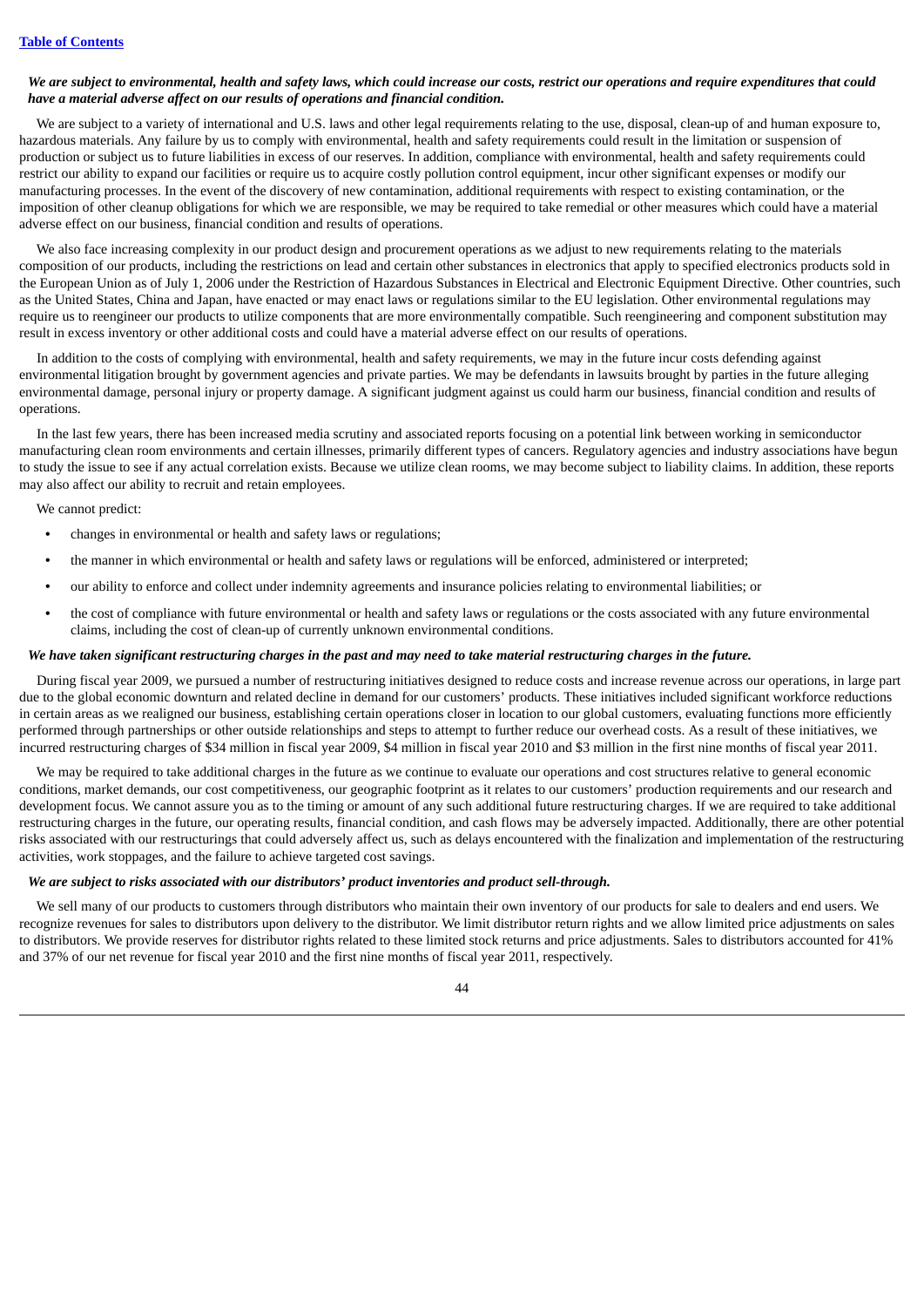***We are subject to environmental, health and safety laws, which could increase our costs, restrict our operations and require expenditures that could have a material adverse affect on our results of operations and financial condition.***

We are subject to a variety of international and U.S. laws and other legal requirements relating to the use, disposal, clean-up of and human exposure to, hazardous materials. Any failure by us to comply with environmental, health and safety requirements could result in the limitation or suspension of production or subject us to future liabilities in excess of our reserves. In addition, compliance with environmental, health and safety requirements could restrict our ability to expand our facilities or require us to acquire costly pollution control equipment, incur other significant expenses or modify our manufacturing processes. In the event of the discovery of new contamination, additional requirements with respect to existing contamination, or the imposition of other cleanup obligations for which we are responsible, we may be required to take remedial or other measures which could have a material adverse effect on our business, financial condition and results of operations.

We also face increasing complexity in our product design and procurement operations as we adjust to new requirements relating to the materials composition of our products, including the restrictions on lead and certain other substances in electronics that apply to specified electronics products sold in the European Union as of July 1, 2006 under the Restriction of Hazardous Substances in Electrical and Electronic Equipment Directive. Other countries, such as the United States, China and Japan, have enacted or may enact laws or regulations similar to the EU legislation. Other environmental regulations may require us to reengineer our products to utilize components that are more environmentally compatible. Such reengineering and component substitution may result in excess inventory or other additional costs and could have a material adverse effect on our results of operations.

In addition to the costs of complying with environmental, health and safety requirements, we may in the future incur costs defending against environmental litigation brought by government agencies and private parties. We may be defendants in lawsuits brought by parties in the future alleging environmental damage, personal injury or property damage. A significant judgment against us could harm our business, financial condition and results of operations.

In the last few years, there has been increased media scrutiny and associated reports focusing on a potential link between working in semiconductor manufacturing clean room environments and certain illnesses, primarily different types of cancers. Regulatory agencies and industry associations have begun to study the issue to see if any actual correlation exists. Because we utilize clean rooms, we may become subject to liability claims. In addition, these reports may also affect our ability to recruit and retain employees.

We cannot predict:

- changes in environmental or health and safety laws or regulations;
- the manner in which environmental or health and safety laws or regulations will be enforced, administered or interpreted;
- our ability to enforce and collect under indemnity agreements and insurance policies relating to environmental liabilities; or
- the cost of compliance with future environmental or health and safety laws or regulations or the costs associated with any future environmental claims, including the cost of clean-up of currently unknown environmental conditions.

***We have taken significant restructuring charges in the past and may need to take material restructuring charges in the future.***

During fiscal year 2009, we pursued a number of restructuring initiatives designed to reduce costs and increase revenue across our operations, in large part due to the global economic downturn and related decline in demand for our customers' products. These initiatives included significant workforce reductions in certain areas as we realigned our business, establishing certain operations closer in location to our global customers, evaluating functions more efficiently performed through partnerships or other outside relationships and steps to attempt to further reduce our overhead costs. As a result of these initiatives, we incurred restructuring charges of $34 million in fiscal year 2009, $4 million in fiscal year 2010 and $3 million in the first nine months of fiscal year 2011.

We may be required to take additional charges in the future as we continue to evaluate our operations and cost structures relative to general economic conditions, market demands, our cost competitiveness, our geographic footprint as it relates to our customers' production requirements and our research and development focus. We cannot assure you as to the timing or amount of any such additional future restructuring charges. If we are required to take additional restructuring charges in the future, our operating results, financial condition, and cash flows may be adversely impacted. Additionally, there are other potential risks associated with our restructurings that could adversely affect us, such as delays encountered with the finalization and implementation of the restructuring activities, work stoppages, and the failure to achieve targeted cost savings.

***We are subject to risks associated with our distributors' product inventories and product sell-through.***

We sell many of our products to customers through distributors who maintain their own inventory of our products for sale to dealers and end users. We recognize revenues for sales to distributors upon delivery to the distributor. We limit distributor return rights and we allow limited price adjustments on sales to distributors. We provide reserves for distributor rights related to these limited stock returns and price adjustments. Sales to distributors accounted for 41% and 37% of our net revenue for fiscal year 2010 and the first nine months of fiscal year 2011, respectively.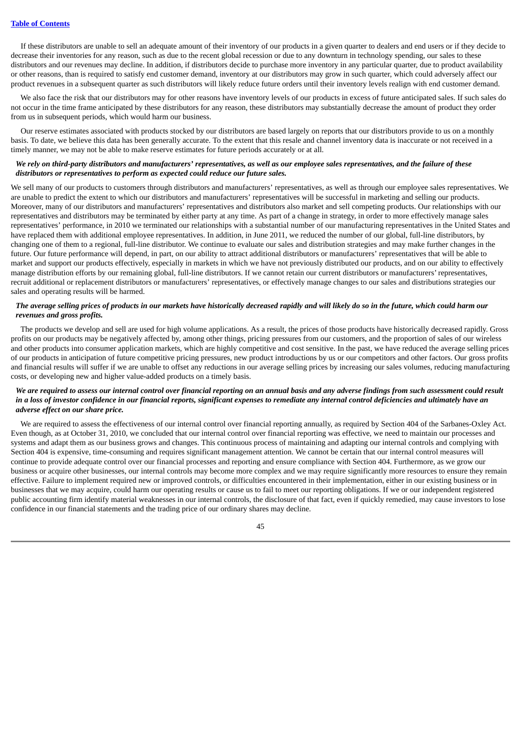If these distributors are unable to sell an adequate amount of their inventory of our products in a given quarter to dealers and end users or if they decide to decrease their inventories for any reason, such as due to the recent global recession or due to any downturn in technology spending, our sales to these distributors and our revenues may decline. In addition, if distributors decide to purchase more inventory in any particular quarter, due to product availability or other reasons, than is required to satisfy end customer demand, inventory at our distributors may grow in such quarter, which could adversely affect our product revenues in a subsequent quarter as such distributors will likely reduce future orders until their inventory levels realign with end customer demand.

We also face the risk that our distributors may for other reasons have inventory levels of our products in excess of future anticipated sales. If such sales do not occur in the time frame anticipated by these distributors for any reason, these distributors may substantially decrease the amount of product they order from us in subsequent periods, which would harm our business.

Our reserve estimates associated with products stocked by our distributors are based largely on reports that our distributors provide to us on a monthly basis. To date, we believe this data has been generally accurate. To the extent that this resale and channel inventory data is inaccurate or not received in a timely manner, we may not be able to make reserve estimates for future periods accurately or at all.

***We rely on third-party distributors and manufacturers' representatives, as well as our employee sales representatives, and the failure of these distributors or representatives to perform as expected could reduce our future sales.***

We sell many of our products to customers through distributors and manufacturers' representatives, as well as through our employee sales representatives. We are unable to predict the extent to which our distributors and manufacturers' representatives will be successful in marketing and selling our products. Moreover, many of our distributors and manufacturers' representatives and distributors also market and sell competing products. Our relationships with our representatives and distributors may be terminated by either party at any time. As part of a change in strategy, in order to more effectively manage sales representatives' performance, in 2010 we terminated our relationships with a substantial number of our manufacturing representatives in the United States and have replaced them with additional employee representatives. In addition, in June 2011, we reduced the number of our global, full-line distributors, by changing one of them to a regional, full-line distributor. We continue to evaluate our sales and distribution strategies and may make further changes in the future. Our future performance will depend, in part, on our ability to attract additional distributors or manufacturers' representatives that will be able to market and support our products effectively, especially in markets in which we have not previously distributed our products, and on our ability to effectively manage distribution efforts by our remaining global, full-line distributors. If we cannot retain our current distributors or manufacturers' representatives, recruit additional or replacement distributors or manufacturers' representatives, or effectively manage changes to our sales and distributions strategies our sales and operating results will be harmed.

***The average selling prices of products in our markets have historically decreased rapidly and will likely do so in the future, which could harm our revenues and gross profits.***

The products we develop and sell are used for high volume applications. As a result, the prices of those products have historically decreased rapidly. Gross profits on our products may be negatively affected by, among other things, pricing pressures from our customers, and the proportion of sales of our wireless and other products into consumer application markets, which are highly competitive and cost sensitive. In the past, we have reduced the average selling prices of our products in anticipation of future competitive pricing pressures, new product introductions by us or our competitors and other factors. Our gross profits and financial results will suffer if we are unable to offset any reductions in our average selling prices by increasing our sales volumes, reducing manufacturing costs, or developing new and higher value-added products on a timely basis.

***We are required to assess our internal control over financial reporting on an annual basis and any adverse findings from such assessment could result in a loss of investor confidence in our financial reports, significant expenses to remediate any internal control deficiencies and ultimately have an adverse effect on our share price.***

We are required to assess the effectiveness of our internal control over financial reporting annually, as required by Section 404 of the Sarbanes-Oxley Act. Even though, as at October 31, 2010, we concluded that our internal control over financial reporting was effective, we need to maintain our processes and systems and adapt them as our business grows and changes. This continuous process of maintaining and adapting our internal controls and complying with Section 404 is expensive, time-consuming and requires significant management attention. We cannot be certain that our internal control measures will continue to provide adequate control over our financial processes and reporting and ensure compliance with Section 404. Furthermore, as we grow our business or acquire other businesses, our internal controls may become more complex and we may require significantly more resources to ensure they remain effective. Failure to implement required new or improved controls, or difficulties encountered in their implementation, either in our existing business or in businesses that we may acquire, could harm our operating results or cause us to fail to meet our reporting obligations. If we or our independent registered public accounting firm identify material weaknesses in our internal controls, the disclosure of that fact, even if quickly remedied, may cause investors to lose confidence in our financial statements and the trading price of our ordinary shares may decline.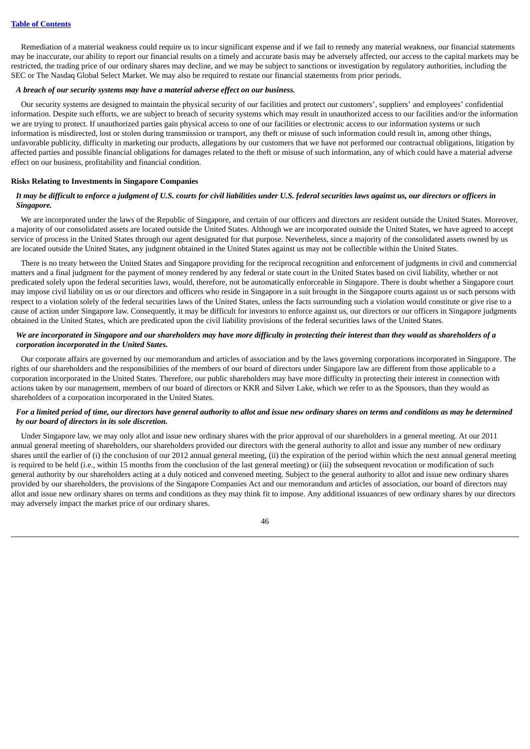Remediation of a material weakness could require us to incur significant expense and if we fail to remedy any material weakness, our financial statements may be inaccurate, our ability to report our financial results on a timely and accurate basis may be adversely affected, our access to the capital markets may be restricted, the trading price of our ordinary shares may decline, and we may be subject to sanctions or investigation by regulatory authorities, including the SEC or The Nasdaq Global Select Market. We may also be required to restate our financial statements from prior periods.

***A breach of our security systems may have a material adverse effect on our business.***

Our security systems are designed to maintain the physical security of our facilities and protect our customers', suppliers' and employees' confidential information. Despite such efforts, we are subject to breach of security systems which may result in unauthorized access to our facilities and/or the information we are trying to protect. If unauthorized parties gain physical access to one of our facilities or electronic access to our information systems or such information is misdirected, lost or stolen during transmission or transport, any theft or misuse of such information could result in, among other things, unfavorable publicity, difficulty in marketing our products, allegations by our customers that we have not performed our contractual obligations, litigation by affected parties and possible financial obligations for damages related to the theft or misuse of such information, any of which could have a material adverse effect on our business, profitability and financial condition.

**Risks Relating to Investments in Singapore Companies**

***It may be difficult to enforce a judgment of U.S. courts for civil liabilities under U.S. federal securities laws against us, our directors or officers in Singapore.***

We are incorporated under the laws of the Republic of Singapore, and certain of our officers and directors are resident outside the United States. Moreover, a majority of our consolidated assets are located outside the United States. Although we are incorporated outside the United States, we have agreed to accept service of process in the United States through our agent designated for that purpose. Nevertheless, since a majority of the consolidated assets owned by us are located outside the United States, any judgment obtained in the United States against us may not be collectible within the United States.

There is no treaty between the United States and Singapore providing for the reciprocal recognition and enforcement of judgments in civil and commercial matters and a final judgment for the payment of money rendered by any federal or state court in the United States based on civil liability, whether or not predicated solely upon the federal securities laws, would, therefore, not be automatically enforceable in Singapore. There is doubt whether a Singapore court may impose civil liability on us or our directors and officers who reside in Singapore in a suit brought in the Singapore courts against us or such persons with respect to a violation solely of the federal securities laws of the United States, unless the facts surrounding such a violation would constitute or give rise to a cause of action under Singapore law. Consequently, it may be difficult for investors to enforce against us, our directors or our officers in Singapore judgments obtained in the United States, which are predicated upon the civil liability provisions of the federal securities laws of the United States.

***We are incorporated in Singapore and our shareholders may have more difficulty in protecting their interest than they would as shareholders of a corporation incorporated in the United States.***

Our corporate affairs are governed by our memorandum and articles of association and by the laws governing corporations incorporated in Singapore. The rights of our shareholders and the responsibilities of the members of our board of directors under Singapore law are different from those applicable to a corporation incorporated in the United States. Therefore, our public shareholders may have more difficulty in protecting their interest in connection with actions taken by our management, members of our board of directors or KKR and Silver Lake, which we refer to as the Sponsors, than they would as shareholders of a corporation incorporated in the United States.

***For a limited period of time, our directors have general authority to allot and issue new ordinary shares on terms and conditions as may be determined by our board of directors in its sole discretion.***

Under Singapore law, we may only allot and issue new ordinary shares with the prior approval of our shareholders in a general meeting. At our 2011 annual general meeting of shareholders, our shareholders provided our directors with the general authority to allot and issue any number of new ordinary shares until the earlier of (i) the conclusion of our 2012 annual general meeting, (ii) the expiration of the period within which the next annual general meeting is required to be held (i.e., within 15 months from the conclusion of the last general meeting) or (iii) the subsequent revocation or modification of such general authority by our shareholders acting at a duly noticed and convened meeting. Subject to the general authority to allot and issue new ordinary shares provided by our shareholders, the provisions of the Singapore Companies Act and our memorandum and articles of association, our board of directors may allot and issue new ordinary shares on terms and conditions as they may think fit to impose. Any additional issuances of new ordinary shares by our directors may adversely impact the market price of our ordinary shares.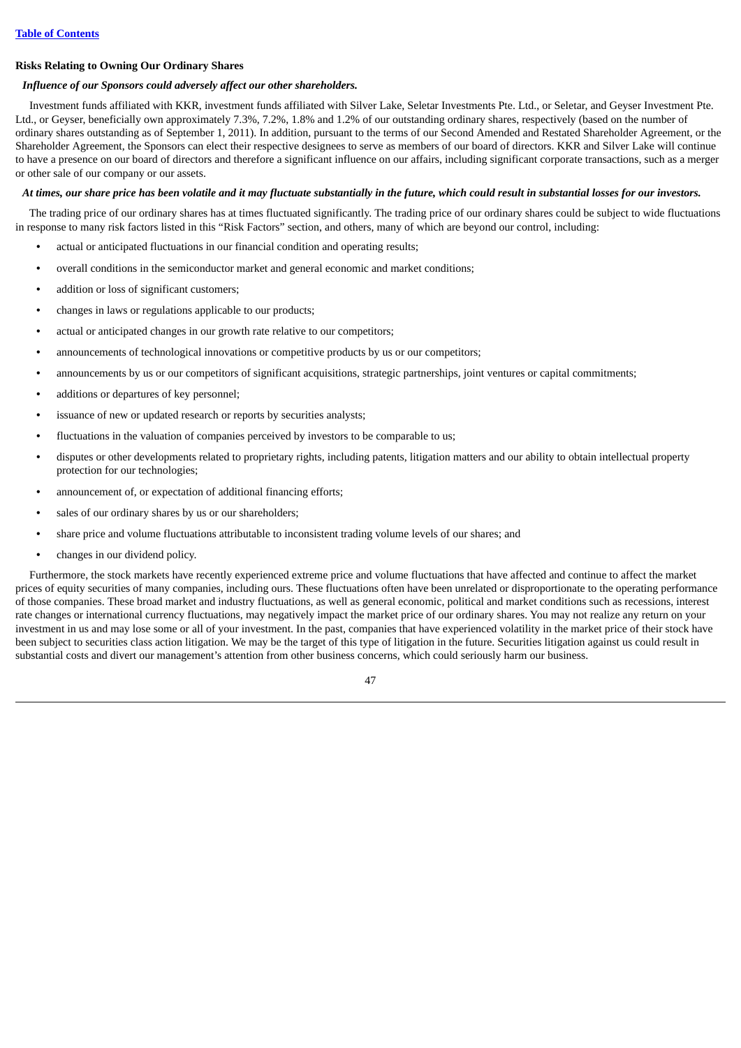### Risks Relating to Owning Our Ordinary Shares

***Influence of our Sponsors could adversely affect our other shareholders.***

Investment funds affiliated with KKR, investment funds affiliated with Silver Lake, Seletar Investments Pte. Ltd., or Seletar, and Geyser Investment Pte. Ltd., or Geyser, beneficially own approximately 7.3%, 7.2%, 1.8% and 1.2% of our outstanding ordinary shares, respectively (based on the number of ordinary shares outstanding as of September 1, 2011). In addition, pursuant to the terms of our Second Amended and Restated Shareholder Agreement, or the Shareholder Agreement, the Sponsors can elect their respective designees to serve as members of our board of directors. KKR and Silver Lake will continue to have a presence on our board of directors and therefore a significant influence on our affairs, including significant corporate transactions, such as a merger or other sale of our company or our assets.

***At times, our share price has been volatile and it may fluctuate substantially in the future, which could result in substantial losses for our investors.***

The trading price of our ordinary shares has at times fluctuated significantly. The trading price of our ordinary shares could be subject to wide fluctuations in response to many risk factors listed in this "Risk Factors" section, and others, many of which are beyond our control, including:

- actual or anticipated fluctuations in our financial condition and operating results;
- overall conditions in the semiconductor market and general economic and market conditions;
- addition or loss of significant customers;
- changes in laws or regulations applicable to our products;
- actual or anticipated changes in our growth rate relative to our competitors;
- announcements of technological innovations or competitive products by us or our competitors;
- announcements by us or our competitors of significant acquisitions, strategic partnerships, joint ventures or capital commitments;
- additions or departures of key personnel;
- issuance of new or updated research or reports by securities analysts;
- fluctuations in the valuation of companies perceived by investors to be comparable to us;
- disputes or other developments related to proprietary rights, including patents, litigation matters and our ability to obtain intellectual property protection for our technologies;
- announcement of, or expectation of additional financing efforts;
- sales of our ordinary shares by us or our shareholders;
- share price and volume fluctuations attributable to inconsistent trading volume levels of our shares; and
- changes in our dividend policy.

Furthermore, the stock markets have recently experienced extreme price and volume fluctuations that have affected and continue to affect the market prices of equity securities of many companies, including ours. These fluctuations often have been unrelated or disproportionate to the operating performance of those companies. These broad market and industry fluctuations, as well as general economic, political and market conditions such as recessions, interest rate changes or international currency fluctuations, may negatively impact the market price of our ordinary shares. You may not realize any return on your investment in us and may lose some or all of your investment. In the past, companies that have experienced volatility in the market price of their stock have been subject to securities class action litigation. We may be the target of this type of litigation in the future. Securities litigation against us could result in substantial costs and divert our management's attention from other business concerns, which could seriously harm our business.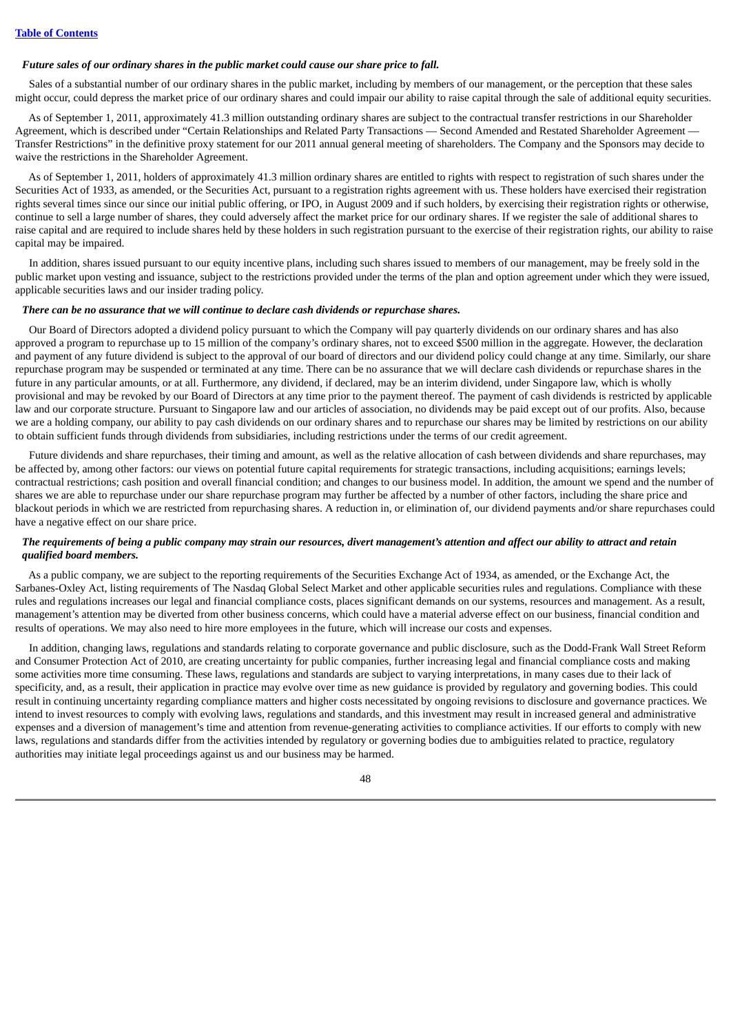*Future sales of our ordinary shares in the public market could cause our share price to fall.*

Sales of a substantial number of our ordinary shares in the public market, including by members of our management, or the perception that these sales might occur, could depress the market price of our ordinary shares and could impair our ability to raise capital through the sale of additional equity securities.

As of September 1, 2011, approximately 41.3 million outstanding ordinary shares are subject to the contractual transfer restrictions in our Shareholder Agreement, which is described under "Certain Relationships and Related Party Transactions — Second Amended and Restated Shareholder Agreement — Transfer Restrictions" in the definitive proxy statement for our 2011 annual general meeting of shareholders. The Company and the Sponsors may decide to waive the restrictions in the Shareholder Agreement.

As of September 1, 2011, holders of approximately 41.3 million ordinary shares are entitled to rights with respect to registration of such shares under the Securities Act of 1933, as amended, or the Securities Act, pursuant to a registration rights agreement with us. These holders have exercised their registration rights several times since our since our initial public offering, or IPO, in August 2009 and if such holders, by exercising their registration rights or otherwise, continue to sell a large number of shares, they could adversely affect the market price for our ordinary shares. If we register the sale of additional shares to raise capital and are required to include shares held by these holders in such registration pursuant to the exercise of their registration rights, our ability to raise capital may be impaired.

In addition, shares issued pursuant to our equity incentive plans, including such shares issued to members of our management, may be freely sold in the public market upon vesting and issuance, subject to the restrictions provided under the terms of the plan and option agreement under which they were issued, applicable securities laws and our insider trading policy.

***There can be no assurance that we will continue to declare cash dividends or repurchase shares.***

Our Board of Directors adopted a dividend policy pursuant to which the Company will pay quarterly dividends on our ordinary shares and has also approved a program to repurchase up to 15 million of the company's ordinary shares, not to exceed $500 million in the aggregate. However, the declaration and payment of any future dividend is subject to the approval of our board of directors and our dividend policy could change at any time. Similarly, our share repurchase program may be suspended or terminated at any time. There can be no assurance that we will declare cash dividends or repurchase shares in the future in any particular amounts, or at all. Furthermore, any dividend, if declared, may be an interim dividend, under Singapore law, which is wholly provisional and may be revoked by our Board of Directors at any time prior to the payment thereof. The payment of cash dividends is restricted by applicable law and our corporate structure. Pursuant to Singapore law and our articles of association, no dividends may be paid except out of our profits. Also, because we are a holding company, our ability to pay cash dividends on our ordinary shares and to repurchase our shares may be limited by restrictions on our ability to obtain sufficient funds through dividends from subsidiaries, including restrictions under the terms of our credit agreement.

Future dividends and share repurchases, their timing and amount, as well as the relative allocation of cash between dividends and share repurchases, may be affected by, among other factors: our views on potential future capital requirements for strategic transactions, including acquisitions; earnings levels; contractual restrictions; cash position and overall financial condition; and changes to our business model. In addition, the amount we spend and the number of shares we are able to repurchase under our share repurchase program may further be affected by a number of other factors, including the share price and blackout periods in which we are restricted from repurchasing shares. A reduction in, or elimination of, our dividend payments and/or share repurchases could have a negative effect on our share price.

***The requirements of being a public company may strain our resources, divert management's attention and affect our ability to attract and retain qualified board members.***

As a public company, we are subject to the reporting requirements of the Securities Exchange Act of 1934, as amended, or the Exchange Act, the Sarbanes-Oxley Act, listing requirements of The Nasdaq Global Select Market and other applicable securities rules and regulations. Compliance with these rules and regulations increases our legal and financial compliance costs, places significant demands on our systems, resources and management. As a result, management's attention may be diverted from other business concerns, which could have a material adverse effect on our business, financial condition and results of operations. We may also need to hire more employees in the future, which will increase our costs and expenses.

In addition, changing laws, regulations and standards relating to corporate governance and public disclosure, such as the Dodd-Frank Wall Street Reform and Consumer Protection Act of 2010, are creating uncertainty for public companies, further increasing legal and financial compliance costs and making some activities more time consuming. These laws, regulations and standards are subject to varying interpretations, in many cases due to their lack of specificity, and, as a result, their application in practice may evolve over time as new guidance is provided by regulatory and governing bodies. This could result in continuing uncertainty regarding compliance matters and higher costs necessitated by ongoing revisions to disclosure and governance practices. We intend to invest resources to comply with evolving laws, regulations and standards, and this investment may result in increased general and administrative expenses and a diversion of management's time and attention from revenue-generating activities to compliance activities. If our efforts to comply with new laws, regulations and standards differ from the activities intended by regulatory or governing bodies due to ambiguities related to practice, regulatory authorities may initiate legal proceedings against us and our business may be harmed.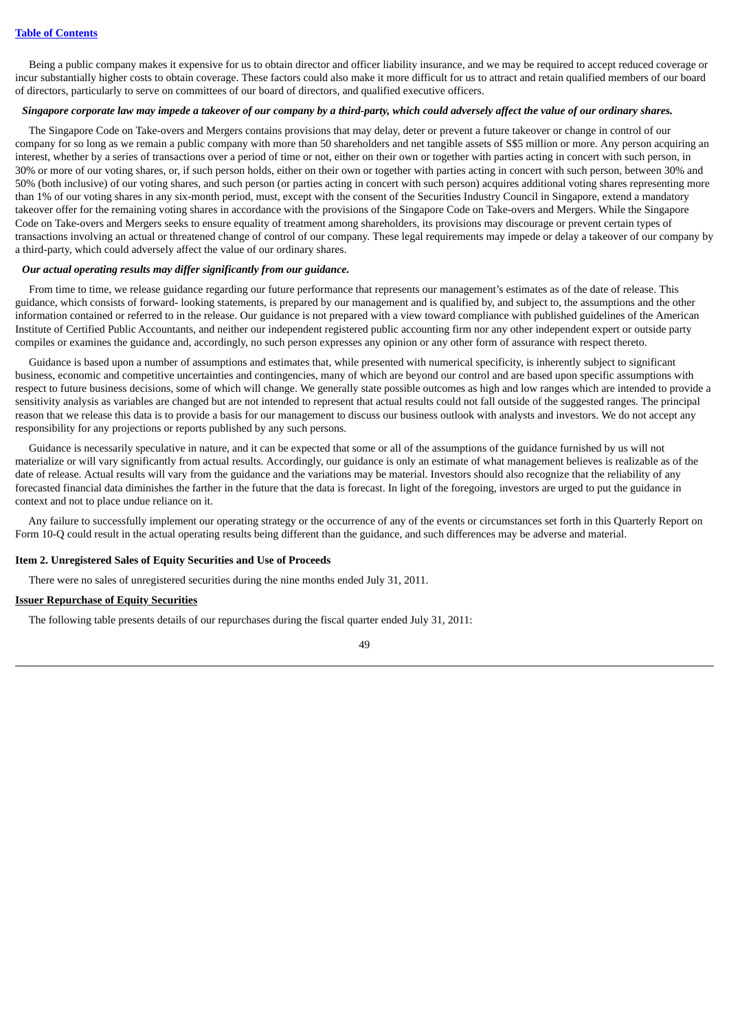Being a public company makes it expensive for us to obtain director and officer liability insurance, and we may be required to accept reduced coverage or incur substantially higher costs to obtain coverage. These factors could also make it more difficult for us to attract and retain qualified members of our board of directors, particularly to serve on committees of our board of directors, and qualified executive officers.

***Singapore corporate law may impede a takeover of our company by a third-party, which could adversely affect the value of our ordinary shares.***

The Singapore Code on Take-overs and Mergers contains provisions that may delay, deter or prevent a future takeover or change in control of our company for so long as we remain a public company with more than 50 shareholders and net tangible assets of S$5 million or more. Any person acquiring an interest, whether by a series of transactions over a period of time or not, either on their own or together with parties acting in concert with such person, in 30% or more of our voting shares, or, if such person holds, either on their own or together with parties acting in concert with such person, between 30% and 50% (both inclusive) of our voting shares, and such person (or parties acting in concert with such person) acquires additional voting shares representing more than 1% of our voting shares in any six-month period, must, except with the consent of the Securities Industry Council in Singapore, extend a mandatory takeover offer for the remaining voting shares in accordance with the provisions of the Singapore Code on Take-overs and Mergers. While the Singapore Code on Take-overs and Mergers seeks to ensure equality of treatment among shareholders, its provisions may discourage or prevent certain types of transactions involving an actual or threatened change of control of our company. These legal requirements may impede or delay a takeover of our company by a third-party, which could adversely affect the value of our ordinary shares.

***Our actual operating results may differ significantly from our guidance.***

From time to time, we release guidance regarding our future performance that represents our management's estimates as of the date of release. This guidance, which consists of forward- looking statements, is prepared by our management and is qualified by, and subject to, the assumptions and the other information contained or referred to in the release. Our guidance is not prepared with a view toward compliance with published guidelines of the American Institute of Certified Public Accountants, and neither our independent registered public accounting firm nor any other independent expert or outside party compiles or examines the guidance and, accordingly, no such person expresses any opinion or any other form of assurance with respect thereto.

Guidance is based upon a number of assumptions and estimates that, while presented with numerical specificity, is inherently subject to significant business, economic and competitive uncertainties and contingencies, many of which are beyond our control and are based upon specific assumptions with respect to future business decisions, some of which will change. We generally state possible outcomes as high and low ranges which are intended to provide a sensitivity analysis as variables are changed but are not intended to represent that actual results could not fall outside of the suggested ranges. The principal reason that we release this data is to provide a basis for our management to discuss our business outlook with analysts and investors. We do not accept any responsibility for any projections or reports published by any such persons.

Guidance is necessarily speculative in nature, and it can be expected that some or all of the assumptions of the guidance furnished by us will not materialize or will vary significantly from actual results. Accordingly, our guidance is only an estimate of what management believes is realizable as of the date of release. Actual results will vary from the guidance and the variations may be material. Investors should also recognize that the reliability of any forecasted financial data diminishes the farther in the future that the data is forecast. In light of the foregoing, investors are urged to put the guidance in context and not to place undue reliance on it.

Any failure to successfully implement our operating strategy or the occurrence of any of the events or circumstances set forth in this Quarterly Report on Form 10-Q could result in the actual operating results being different than the guidance, and such differences may be adverse and material.

**Item 2. Unregistered Sales of Equity Securities and Use of Proceeds**

There were no sales of unregistered securities during the nine months ended July 31, 2011.

**Issuer Repurchase of Equity Securities**

The following table presents details of our repurchases during the fiscal quarter ended July 31, 2011: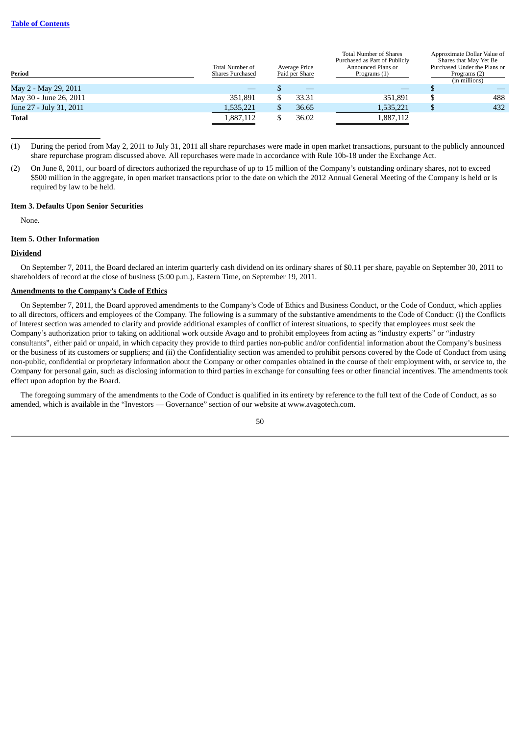[Table of Contents]

| Period | Total Number of Shares Purchased | Average Price Paid per Share | Total Number of Shares Purchased as Part of Publicly Announced Plans or Programs (1) | Approximate Dollar Value of Shares that May Yet Be Purchased Under the Plans or Programs (2) (in millions) |
|---|---|---|---|---|
| May 2 - May 29, 2011 | — | $ — | — | $ — |
| May 30 - June 26, 2011 | 351,891 | $ 33.31 | 351,891 | $ 488 |
| June 27 - July 31, 2011 | 1,535,221 | $ 36.65 | 1,535,221 | $ 432 |
| **Total** | 1,887,112 | $ 36.02 | 1,887,112 | |

(1) During the period from May 2, 2011 to July 31, 2011 all share repurchases were made in open market transactions, pursuant to the publicly announced share repurchase program discussed above. All repurchases were made in accordance with Rule 10b-18 under the Exchange Act.

(2) On June 8, 2011, our board of directors authorized the repurchase of up to 15 million of the Company's outstanding ordinary shares, not to exceed $500 million in the aggregate, in open market transactions prior to the date on which the 2012 Annual General Meeting of the Company is held or is required by law to be held.

### Item 3. Defaults Upon Senior Securities

None.

### Item 5. Other Information

**Dividend**

On September 7, 2011, the Board declared an interim quarterly cash dividend on its ordinary shares of $0.11 per share, payable on September 30, 2011 to shareholders of record at the close of business (5:00 p.m.), Eastern Time, on September 19, 2011.

**Amendments to the Company's Code of Ethics**

On September 7, 2011, the Board approved amendments to the Company's Code of Ethics and Business Conduct, or the Code of Conduct, which applies to all directors, officers and employees of the Company. The following is a summary of the substantive amendments to the Code of Conduct: (i) the Conflicts of Interest section was amended to clarify and provide additional examples of conflict of interest situations, to specify that employees must seek the Company's authorization prior to taking on additional work outside Avago and to prohibit employees from acting as "industry experts" or "industry consultants", either paid or unpaid, in which capacity they provide to third parties non-public and/or confidential information about the Company's business or the business of its customers or suppliers; and (ii) the Confidentiality section was amended to prohibit persons covered by the Code of Conduct from using non-public, confidential or proprietary information about the Company or other companies obtained in the course of their employment with, or service to, the Company for personal gain, such as disclosing information to third parties in exchange for consulting fees or other financial incentives. The amendments took effect upon adoption by the Board.

The foregoing summary of the amendments to the Code of Conduct is qualified in its entirety by reference to the full text of the Code of Conduct, as so amended, which is available in the "Investors — Governance" section of our website at www.avagotech.com.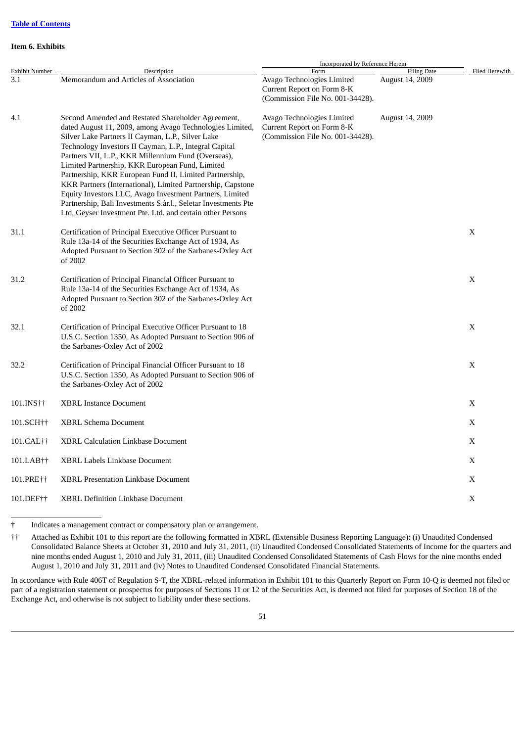[Table of Contents](#)

**Item 6. Exhibits**

| Exhibit Number | Description | Incorporated by Reference Herein | | Filed Herewith |
|---|---|---|---|---|
| | | Form | Filing Date | |
| 3.1 | Memorandum and Articles of Association | Avago Technologies Limited Current Report on Form 8-K (Commission File No. 001-34428). | August 14, 2009 | |
| 4.1 | Second Amended and Restated Shareholder Agreement, dated August 11, 2009, among Avago Technologies Limited, Silver Lake Partners II Cayman, L.P., Silver Lake Technology Investors II Cayman, L.P., Integral Capital Partners VII, L.P., KKR Millennium Fund (Overseas), Limited Partnership, KKR European Fund, Limited Partnership, KKR European Fund II, Limited Partnership, KKR Partners (International), Limited Partnership, Capstone Equity Investors LLC, Avago Investment Partners, Limited Partnership, Bali Investments S.àr.l., Seletar Investments Pte Ltd, Geyser Investment Pte. Ltd. and certain other Persons | Avago Technologies Limited Current Report on Form 8-K (Commission File No. 001-34428). | August 14, 2009 | |
| 31.1 | Certification of Principal Executive Officer Pursuant to Rule 13a-14 of the Securities Exchange Act of 1934, As Adopted Pursuant to Section 302 of the Sarbanes-Oxley Act of 2002 | | | X |
| 31.2 | Certification of Principal Financial Officer Pursuant to Rule 13a-14 of the Securities Exchange Act of 1934, As Adopted Pursuant to Section 302 of the Sarbanes-Oxley Act of 2002 | | | X |
| 32.1 | Certification of Principal Executive Officer Pursuant to 18 U.S.C. Section 1350, As Adopted Pursuant to Section 906 of the Sarbanes-Oxley Act of 2002 | | | X |
| 32.2 | Certification of Principal Financial Officer Pursuant to 18 U.S.C. Section 1350, As Adopted Pursuant to Section 906 of the Sarbanes-Oxley Act of 2002 | | | X |
| 101.INS†† | XBRL Instance Document | | | X |
| 101.SCH†† | XBRL Schema Document | | | X |
| 101.CAL†† | XBRL Calculation Linkbase Document | | | X |
| 101.LAB†† | XBRL Labels Linkbase Document | | | X |
| 101.PRE†† | XBRL Presentation Linkbase Document | | | X |
| 101.DEF†† | XBRL Definition Linkbase Document | | | X |

† Indicates a management contract or compensatory plan or arrangement.

†† Attached as Exhibit 101 to this report are the following formatted in XBRL (Extensible Business Reporting Language): (i) Unaudited Condensed Consolidated Balance Sheets at October 31, 2010 and July 31, 2011, (ii) Unaudited Condensed Consolidated Statements of Income for the quarters and nine months ended August 1, 2010 and July 31, 2011, (iii) Unaudited Condensed Consolidated Statements of Cash Flows for the nine months ended August 1, 2010 and July 31, 2011 and (iv) Notes to Unaudited Condensed Consolidated Financial Statements.

In accordance with Rule 406T of Regulation S-T, the XBRL-related information in Exhibit 101 to this Quarterly Report on Form 10-Q is deemed not filed or part of a registration statement or prospectus for purposes of Sections 11 or 12 of the Securities Act, is deemed not filed for purposes of Section 18 of the Exchange Act, and otherwise is not subject to liability under these sections.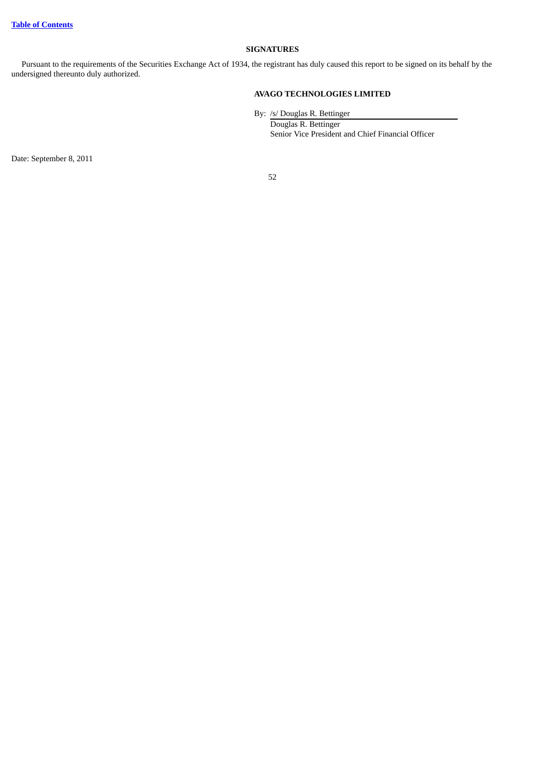## SIGNATURES

Pursuant to the requirements of the Securities Exchange Act of 1934, the registrant has duly caused this report to be signed on its behalf by the undersigned thereunto duly authorized.

**AVAGO TECHNOLOGIES LIMITED**

By: /s/ Douglas R. Bettinger

Douglas R. Bettinger

Senior Vice President and Chief Financial Officer

Date: September 8, 2011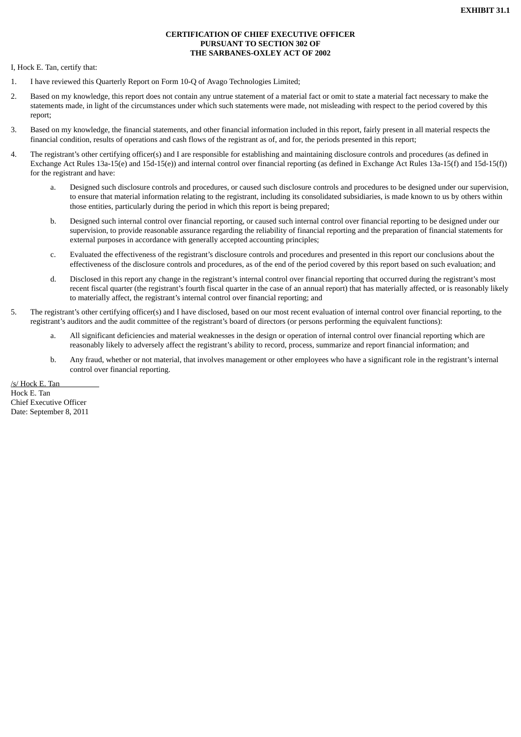**EXHIBIT 31.1**

**CERTIFICATION OF CHIEF EXECUTIVE OFFICER**
**PURSUANT TO SECTION 302 OF**
**THE SARBANES-OXLEY ACT OF 2002**

I, Hock E. Tan, certify that:

1. I have reviewed this Quarterly Report on Form 10-Q of Avago Technologies Limited;

2. Based on my knowledge, this report does not contain any untrue statement of a material fact or omit to state a material fact necessary to make the statements made, in light of the circumstances under which such statements were made, not misleading with respect to the period covered by this report;

3. Based on my knowledge, the financial statements, and other financial information included in this report, fairly present in all material respects the financial condition, results of operations and cash flows of the registrant as of, and for, the periods presented in this report;

4. The registrant's other certifying officer(s) and I are responsible for establishing and maintaining disclosure controls and procedures (as defined in Exchange Act Rules 13a-15(e) and 15d-15(e)) and internal control over financial reporting (as defined in Exchange Act Rules 13a-15(f) and 15d-15(f)) for the registrant and have:

   a. Designed such disclosure controls and procedures, or caused such disclosure controls and procedures to be designed under our supervision, to ensure that material information relating to the registrant, including its consolidated subsidiaries, is made known to us by others within those entities, particularly during the period in which this report is being prepared;

   b. Designed such internal control over financial reporting, or caused such internal control over financial reporting to be designed under our supervision, to provide reasonable assurance regarding the reliability of financial reporting and the preparation of financial statements for external purposes in accordance with generally accepted accounting principles;

   c. Evaluated the effectiveness of the registrant's disclosure controls and procedures and presented in this report our conclusions about the effectiveness of the disclosure controls and procedures, as of the end of the period covered by this report based on such evaluation; and

   d. Disclosed in this report any change in the registrant's internal control over financial reporting that occurred during the registrant's most recent fiscal quarter (the registrant's fourth fiscal quarter in the case of an annual report) that has materially affected, or is reasonably likely to materially affect, the registrant's internal control over financial reporting; and

5. The registrant's other certifying officer(s) and I have disclosed, based on our most recent evaluation of internal control over financial reporting, to the registrant's auditors and the audit committee of the registrant's board of directors (or persons performing the equivalent functions):

   a. All significant deficiencies and material weaknesses in the design or operation of internal control over financial reporting which are reasonably likely to adversely affect the registrant's ability to record, process, summarize and report financial information; and

   b. Any fraud, whether or not material, that involves management or other employees who have a significant role in the registrant's internal control over financial reporting.

/s/ Hock E. Tan
Hock E. Tan
Chief Executive Officer
Date: September 8, 2011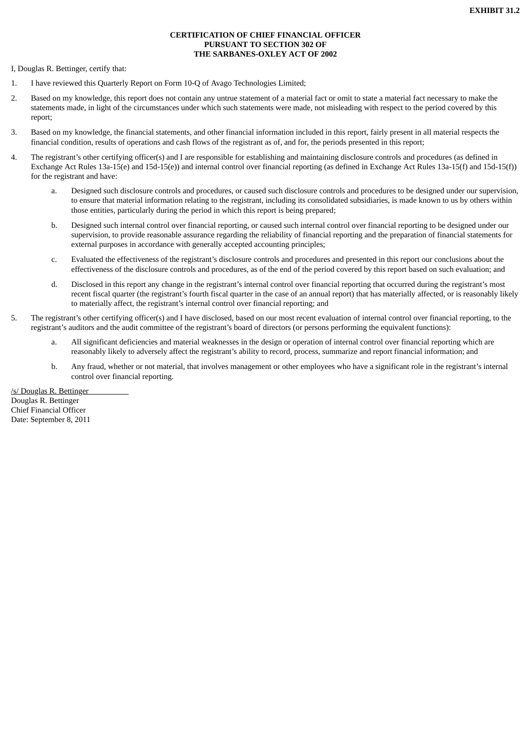**EXHIBIT 31.2**

**CERTIFICATION OF CHIEF FINANCIAL OFFICER  
PURSUANT TO SECTION 302 OF  
THE SARBANES-OXLEY ACT OF 2002**

I, Douglas R. Bettinger, certify that:

1. I have reviewed this Quarterly Report on Form 10-Q of Avago Technologies Limited;

2. Based on my knowledge, this report does not contain any untrue statement of a material fact or omit to state a material fact necessary to make the statements made, in light of the circumstances under which such statements were made, not misleading with respect to the period covered by this report;

3. Based on my knowledge, the financial statements, and other financial information included in this report, fairly present in all material respects the financial condition, results of operations and cash flows of the registrant as of, and for, the periods presented in this report;

4. The registrant's other certifying officer(s) and I are responsible for establishing and maintaining disclosure controls and procedures (as defined in Exchange Act Rules 13a-15(e) and 15d-15(e)) and internal control over financial reporting (as defined in Exchange Act Rules 13a-15(f) and 15d-15(f)) for the registrant and have:

   a. Designed such disclosure controls and procedures, or caused such disclosure controls and procedures to be designed under our supervision, to ensure that material information relating to the registrant, including its consolidated subsidiaries, is made known to us by others within those entities, particularly during the period in which this report is being prepared;

   b. Designed such internal control over financial reporting, or caused such internal control over financial reporting to be designed under our supervision, to provide reasonable assurance regarding the reliability of financial reporting and the preparation of financial statements for external purposes in accordance with generally accepted accounting principles;

   c. Evaluated the effectiveness of the registrant's disclosure controls and procedures and presented in this report our conclusions about the effectiveness of the disclosure controls and procedures, as of the end of the period covered by this report based on such evaluation; and

   d. Disclosed in this report any change in the registrant's internal control over financial reporting that occurred during the registrant's most recent fiscal quarter (the registrant's fourth fiscal quarter in the case of an annual report) that has materially affected, or is reasonably likely to materially affect, the registrant's internal control over financial reporting; and

5. The registrant's other certifying officer(s) and I have disclosed, based on our most recent evaluation of internal control over financial reporting, to the registrant's auditors and the audit committee of the registrant's board of directors (or persons performing the equivalent functions):

   a. All significant deficiencies and material weaknesses in the design or operation of internal control over financial reporting which are reasonably likely to adversely affect the registrant's ability to record, process, summarize and report financial information; and

   b. Any fraud, whether or not material, that involves management or other employees who have a significant role in the registrant's internal control over financial reporting.

/s/ Douglas R. Bettinger  
Douglas R. Bettinger  
Chief Financial Officer  
Date: September 8, 2011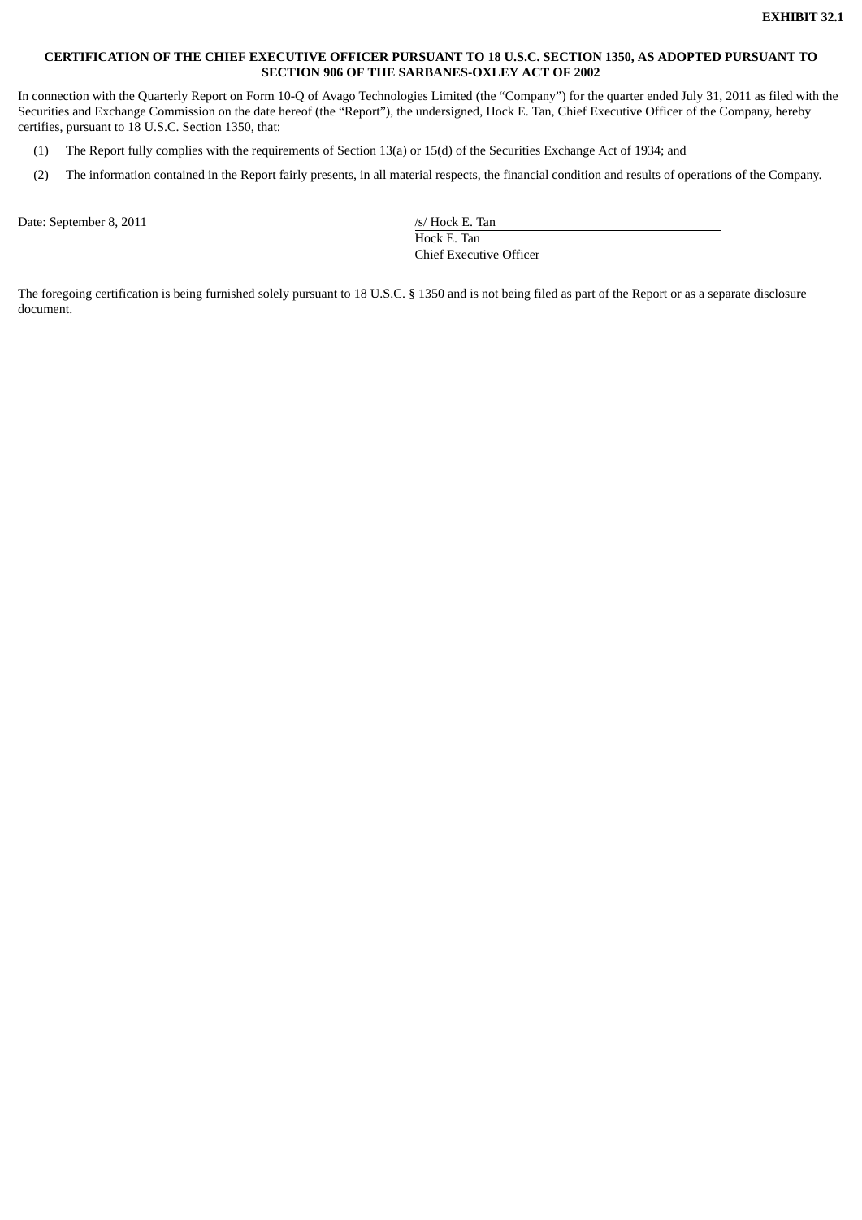**EXHIBIT 32.1**

**CERTIFICATION OF THE CHIEF EXECUTIVE OFFICER PURSUANT TO 18 U.S.C. SECTION 1350, AS ADOPTED PURSUANT TO SECTION 906 OF THE SARBANES-OXLEY ACT OF 2002**

In connection with the Quarterly Report on Form 10-Q of Avago Technologies Limited (the “Company”) for the quarter ended July 31, 2011 as filed with the Securities and Exchange Commission on the date hereof (the “Report”), the undersigned, Hock E. Tan, Chief Executive Officer of the Company, hereby certifies, pursuant to 18 U.S.C. Section 1350, that:

(1) The Report fully complies with the requirements of Section 13(a) or 15(d) of the Securities Exchange Act of 1934; and

(2) The information contained in the Report fairly presents, in all material respects, the financial condition and results of operations of the Company.

Date: September 8, 2011

/s/ Hock E. Tan
Hock E. Tan
Chief Executive Officer

The foregoing certification is being furnished solely pursuant to 18 U.S.C. § 1350 and is not being filed as part of the Report or as a separate disclosure document.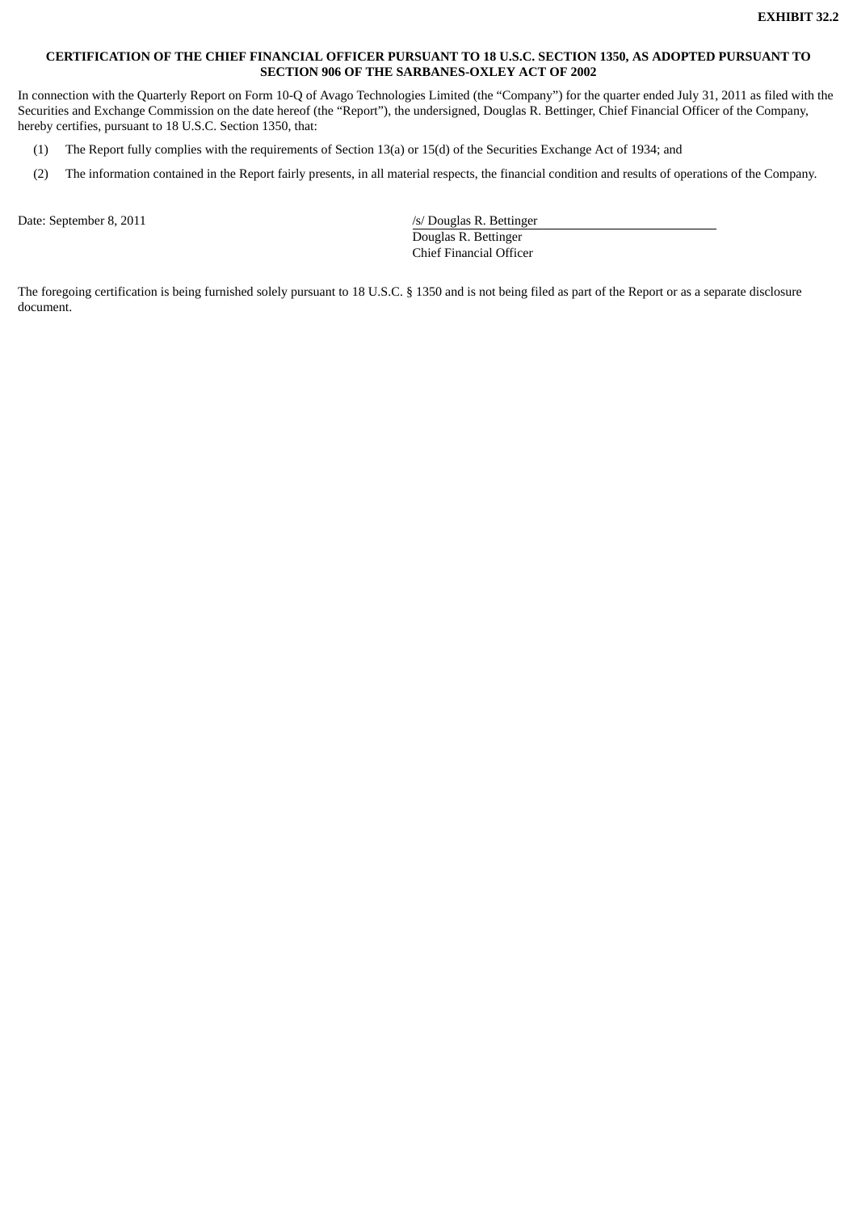**EXHIBIT 32.2**

**CERTIFICATION OF THE CHIEF FINANCIAL OFFICER PURSUANT TO 18 U.S.C. SECTION 1350, AS ADOPTED PURSUANT TO SECTION 906 OF THE SARBANES-OXLEY ACT OF 2002**

In connection with the Quarterly Report on Form 10-Q of Avago Technologies Limited (the “Company”) for the quarter ended July 31, 2011 as filed with the Securities and Exchange Commission on the date hereof (the “Report”), the undersigned, Douglas R. Bettinger, Chief Financial Officer of the Company, hereby certifies, pursuant to 18 U.S.C. Section 1350, that:

(1) The Report fully complies with the requirements of Section 13(a) or 15(d) of the Securities Exchange Act of 1934; and

(2) The information contained in the Report fairly presents, in all material respects, the financial condition and results of operations of the Company.

Date: September 8, 2011

/s/ Douglas R. Bettinger
Douglas R. Bettinger
Chief Financial Officer

The foregoing certification is being furnished solely pursuant to 18 U.S.C. § 1350 and is not being filed as part of the Report or as a separate disclosure document.